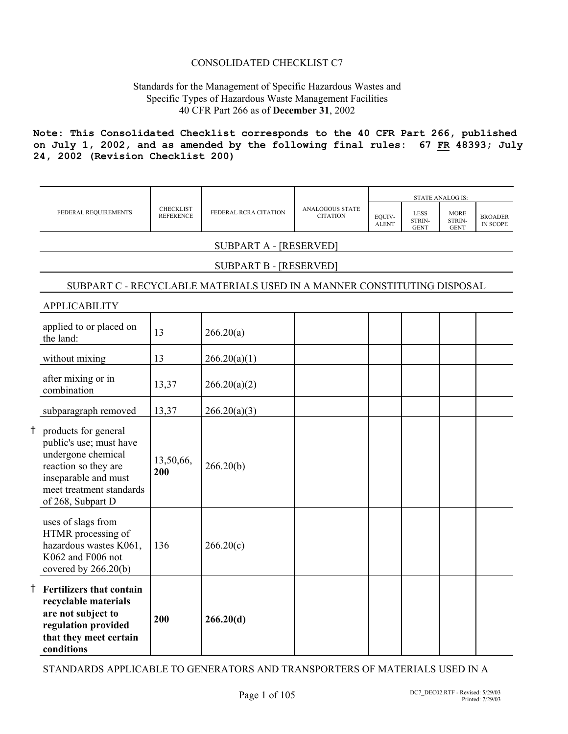CONSOLIDATED CHECKLIST C7

Standards for the Management of Specific Hazardous Wastes and Specific Types of Hazardous Waste Management Facilities
40 CFR Part 266 as of **December 31**, 2002

**Note: This Consolidated Checklist corresponds to the 40 CFR Part 266, published on July 1, 2002, and as amended by the following final rules: 67 FR 48393; July 24, 2002 (Revision Checklist 200)**

| FEDERAL REQUIREMENTS | CHECKLIST REFERENCE | FEDERAL RCRA CITATION | ANALOGOUS STATE CITATION | STATE ANALOG IS: | | | |
|---|---|---|---|---|---|---|---|
| | | | | EQUIVALENT | LESS STRINGENT | MORE STRINGENT | BROADER IN SCOPE |
| **SUBPART A - [RESERVED]** | | | | | | | |
| **SUBPART B - [RESERVED]** | | | | | | | |
| **SUBPART C - RECYCLABLE MATERIALS USED IN A MANNER CONSTITUTING DISPOSAL** | | | | | | | |
| APPLICABILITY | | | | | | | |
| applied to or placed on the land: | 13 | 266.20(a) | | | | | |
| without mixing | 13 | 266.20(a)(1) | | | | | |
| after mixing or in combination | 13,37 | 266.20(a)(2) | | | | | |
| subparagraph removed | 13,37 | 266.20(a)(3) | | | | | |
| † products for general public's use; must have undergone chemical reaction so they are inseparable and must meet treatment standards of 268, Subpart D | 13,50,66, **200** | 266.20(b) | | | | | |
| uses of slags from HTMR processing of hazardous wastes K061, K062 and F006 not covered by 266.20(b) | 136 | 266.20(c) | | | | | |
| † **Fertilizers that contain recyclable materials are not subject to regulation provided that they meet certain conditions** | **200** | **266.20(d)** | | | | | |

STANDARDS APPLICABLE TO GENERATORS AND TRANSPORTERS OF MATERIALS USED IN A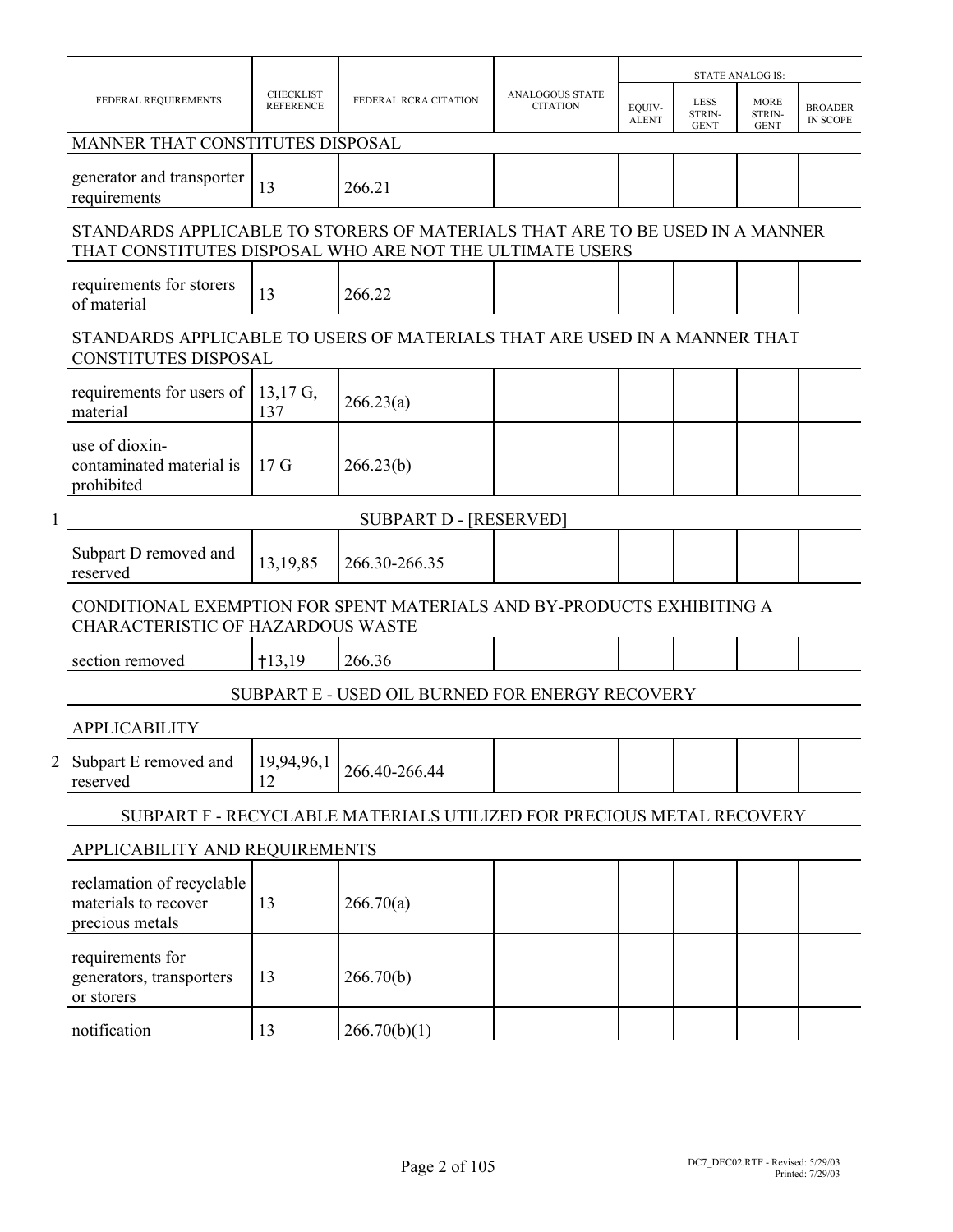| FEDERAL REQUIREMENTS | CHECKLIST REFERENCE | FEDERAL RCRA CITATION | ANALOGOUS STATE CITATION | STATE ANALOG IS: | | | |
|---|---|---|---|---|---|---|---|
| | | | | EQUIV-ALENT | LESS STRIN-GENT | MORE STRIN-GENT | BROADER IN SCOPE |
| MANNER THAT CONSTITUTES DISPOSAL | | | | | | | |
| generator and transporter requirements | 13 | 266.21 | | | | | |
| STANDARDS APPLICABLE TO STORERS OF MATERIALS THAT ARE TO BE USED IN A MANNER THAT CONSTITUTES DISPOSAL WHO ARE NOT THE ULTIMATE USERS | | | | | | | |
| requirements for storers of material | 13 | 266.22 | | | | | |
| STANDARDS APPLICABLE TO USERS OF MATERIALS THAT ARE USED IN A MANNER THAT CONSTITUTES DISPOSAL | | | | | | | |
| requirements for users of material | 13,17 G, 137 | 266.23(a) | | | | | |
| use of dioxin-contaminated material is prohibited | 17 G | 266.23(b) | | | | | |
| 1 SUBPART D - [RESERVED] | | | | | | | |
| Subpart D removed and reserved | 13,19,85 | 266.30-266.35 | | | | | |
| CONDITIONAL EXEMPTION FOR SPENT MATERIALS AND BY-PRODUCTS EXHIBITING A CHARACTERISTIC OF HAZARDOUS WASTE | | | | | | | |
| section removed | †13,19 | 266.36 | | | | | |
| SUBPART E - USED OIL BURNED FOR ENERGY RECOVERY | | | | | | | |
| APPLICABILITY | | | | | | | |
| 2 Subpart E removed and reserved | 19,94,96,112 | 266.40-266.44 | | | | | |
| SUBPART F - RECYCLABLE MATERIALS UTILIZED FOR PRECIOUS METAL RECOVERY | | | | | | | |
| APPLICABILITY AND REQUIREMENTS | | | | | | | |
| reclamation of recyclable materials to recover precious metals | 13 | 266.70(a) | | | | | |
| requirements for generators, transporters or storers | 13 | 266.70(b) | | | | | |
| notification | 13 | 266.70(b)(1) | | | | | |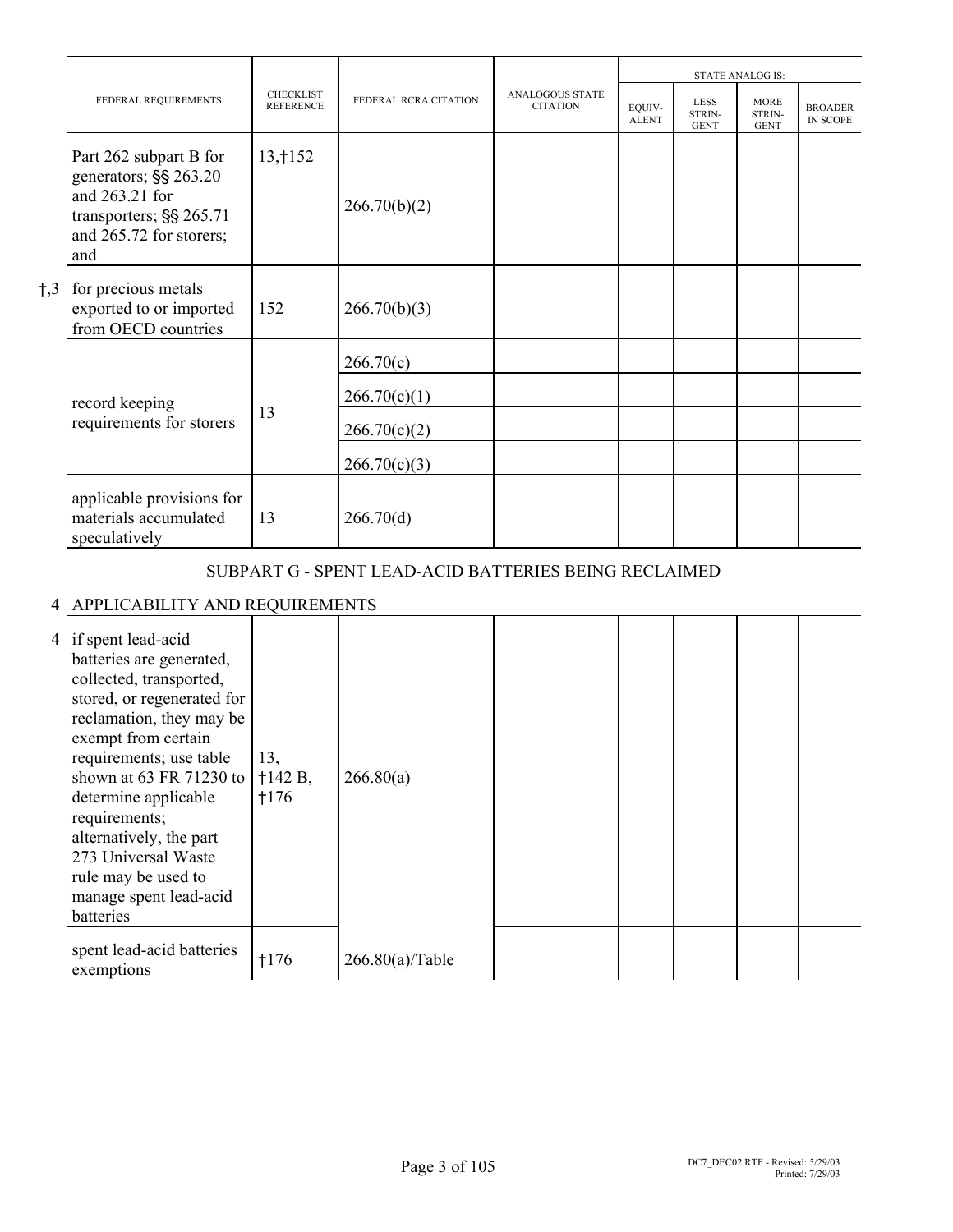| | FEDERAL REQUIREMENTS | CHECKLIST REFERENCE | FEDERAL RCRA CITATION | ANALOGOUS STATE CITATION | STATE ANALOG IS: | | | |
|---|---|---|---|---|---|---|---|---|
| | | | | | EQUIV-ALENT | LESS STRIN-GENT | MORE STRIN-GENT | BROADER IN SCOPE |
| | Part 262 subpart B for generators; §§ 263.20 and 263.21 for transporters; §§ 265.71 and 265.72 for storers; and | 13,†152 | 266.70(b)(2) | | | | | |
| †,3 | for precious metals exported to or imported from OECD countries | 152 | 266.70(b)(3) | | | | | |
| | record keeping requirements for storers | 13 | 266.70(c) | | | | | |
| | | | 266.70(c)(1) | | | | | |
| | | | 266.70(c)(2) | | | | | |
| | | | 266.70(c)(3) | | | | | |
| | applicable provisions for materials accumulated speculatively | 13 | 266.70(d) | | | | | |
| | **SUBPART G - SPENT LEAD-ACID BATTERIES BEING RECLAIMED** | | | | | | | |
| 4 | APPLICABILITY AND REQUIREMENTS | | | | | | | |
| 4 | if spent lead-acid batteries are generated, collected, transported, stored, or regenerated for reclamation, they may be exempt from certain requirements; use table shown at 63 FR 71230 to determine applicable requirements; alternatively, the part 273 Universal Waste rule may be used to manage spent lead-acid batteries | 13, †142 B, †176 | 266.80(a) | | | | | |
| | spent lead-acid batteries exemptions | †176 | 266.80(a)/Table | | | | | |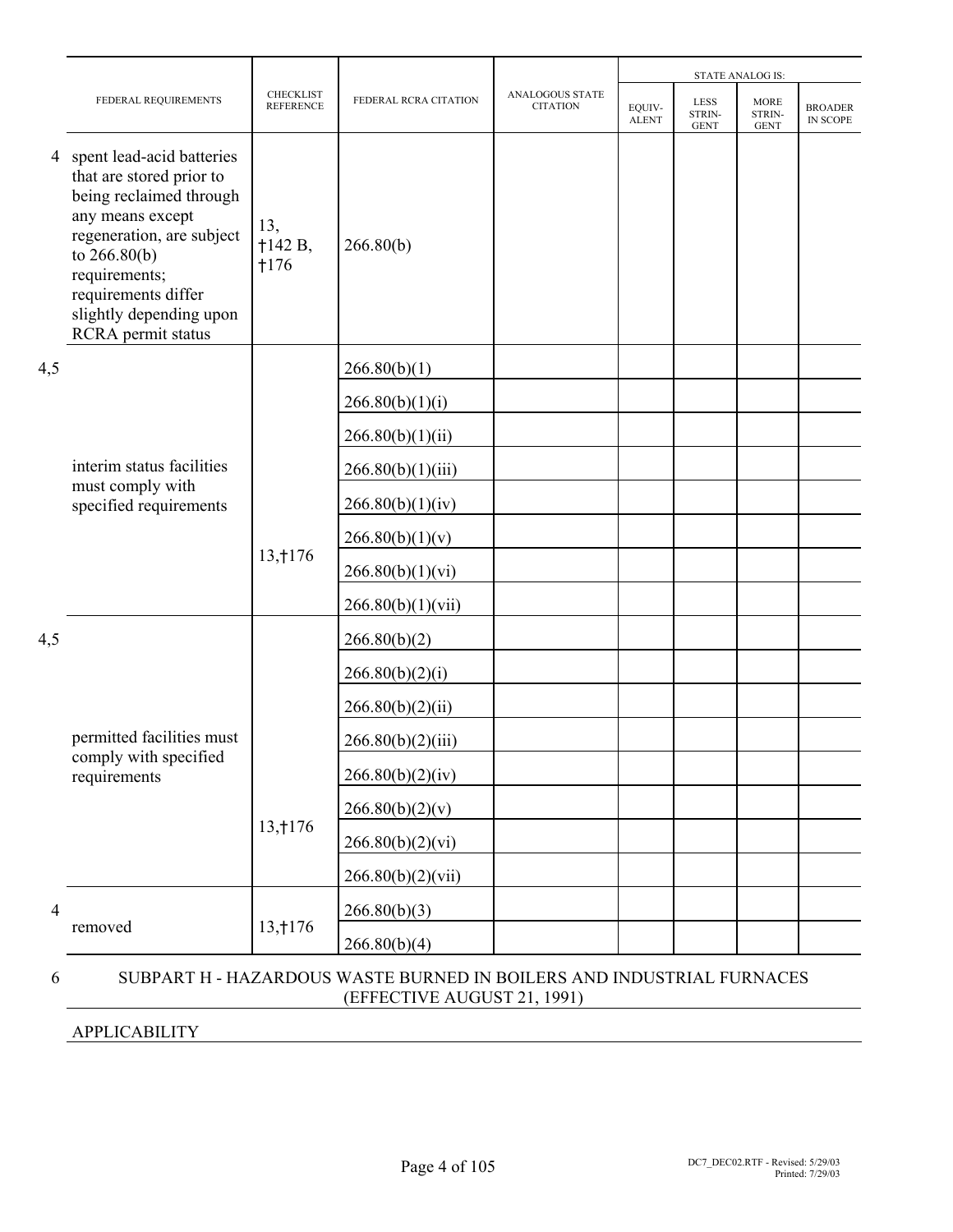| | FEDERAL REQUIREMENTS | CHECKLIST REFERENCE | FEDERAL RCRA CITATION | ANALOGOUS STATE CITATION | STATE ANALOG IS: | | | |
|---|---|---|---|---|---|---|---|---|
| | | | | | EQUIV-ALENT | LESS STRIN-GENT | MORE STRIN-GENT | BROADER IN SCOPE |
| 4 | spent lead-acid batteries that are stored prior to being reclaimed through any means except regeneration, are subject to 266.80(b) requirements; requirements differ slightly depending upon RCRA permit status | 13, †142 B, †176 | 266.80(b) | | | | | |
| 4,5 | interim status facilities must comply with specified requirements | 13,†176 | 266.80(b)(1) | | | | | |
| | | | 266.80(b)(1)(i) | | | | | |
| | | | 266.80(b)(1)(ii) | | | | | |
| | | | 266.80(b)(1)(iii) | | | | | |
| | | | 266.80(b)(1)(iv) | | | | | |
| | | | 266.80(b)(1)(v) | | | | | |
| | | | 266.80(b)(1)(vi) | | | | | |
| | | | 266.80(b)(1)(vii) | | | | | |
| 4,5 | permitted facilities must comply with specified requirements | 13,†176 | 266.80(b)(2) | | | | | |
| | | | 266.80(b)(2)(i) | | | | | |
| | | | 266.80(b)(2)(ii) | | | | | |
| | | | 266.80(b)(2)(iii) | | | | | |
| | | | 266.80(b)(2)(iv) | | | | | |
| | | | 266.80(b)(2)(v) | | | | | |
| | | | 266.80(b)(2)(vi) | | | | | |
| | | | 266.80(b)(2)(vii) | | | | | |
| 4 | removed | 13,†176 | 266.80(b)(3) | | | | | |
| | | | 266.80(b)(4) | | | | | |

6 SUBPART H - HAZARDOUS WASTE BURNED IN BOILERS AND INDUSTRIAL FURNACES (EFFECTIVE AUGUST 21, 1991)

APPLICABILITY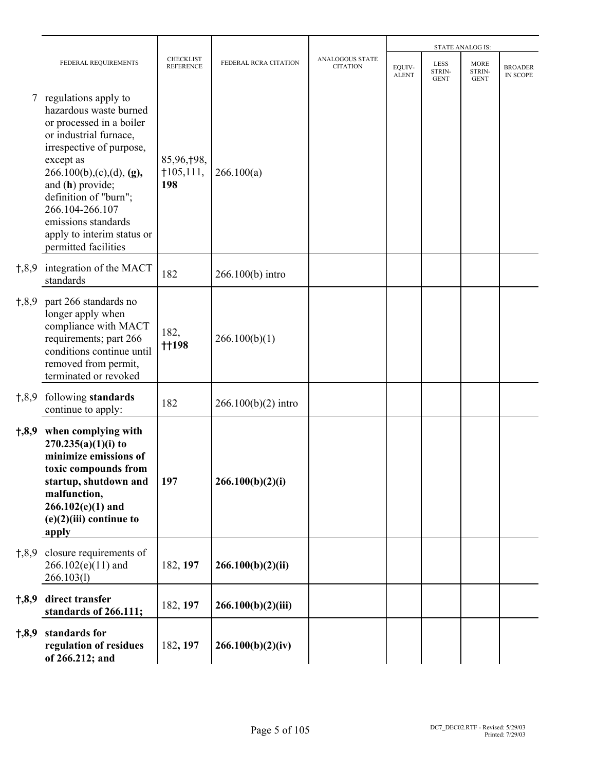| | FEDERAL REQUIREMENTS | CHECKLIST REFERENCE | FEDERAL RCRA CITATION | ANALOGOUS STATE CITATION | STATE ANALOG IS: | | | |
|---|---|---|---|---|---|---|---|---|
| | | | | | EQUIV-ALENT | LESS STRIN-GENT | MORE STRIN-GENT | BROADER IN SCOPE |
| 7 | regulations apply to hazardous waste burned or processed in a boiler or industrial furnace, irrespective of purpose, except as 266.100(b),(c),(d), **(g),** and (**h**) provide; definition of "burn"; 266.104-266.107 emissions standards apply to interim status or permitted facilities | 85,96,†98, †105,111, **198** | 266.100(a) | | | | | |
| †,8,9 | integration of the MACT standards | 182 | 266.100(b) intro | | | | | |
| †,8,9 | part 266 standards no longer apply when compliance with MACT requirements; part 266 conditions continue until removed from permit, terminated or revoked | 182, **††198** | 266.100(b)(1) | | | | | |
| †,8,9 | following **standards** continue to apply: | 182 | 266.100(b)(2) intro | | | | | |
| **†,8,9** | **when complying with 270.235(a)(1)(i) to minimize emissions of toxic compounds from startup, shutdown and malfunction, 266.102(e)(1) and (e)(2)(iii) continue to apply** | **197** | **266.100(b)(2)(i)** | | | | | |
| †,8,9 | closure requirements of 266.102(e)(11) and 266.103(l) | 182, **197** | **266.100(b)(2)(ii)** | | | | | |
| **†,8,9** | **direct transfer standards of 266.111;** | 182, **197** | **266.100(b)(2)(iii)** | | | | | |
| **†,8,9** | **standards for regulation of residues of 266.212; and** | 182**, 197** | **266.100(b)(2)(iv)** | | | | | |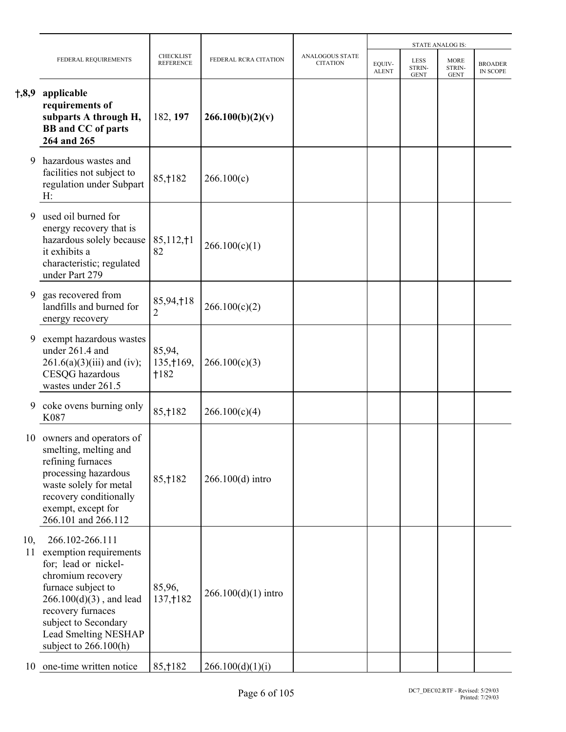| | FEDERAL REQUIREMENTS | CHECKLIST REFERENCE | FEDERAL RCRA CITATION | ANALOGOUS STATE CITATION | STATE ANALOG IS: | | | |
|---|---|---|---|---|---|---|---|---|
| | | | | | EQUIV-ALENT | LESS STRIN-GENT | MORE STRIN-GENT | BROADER IN SCOPE |
| †,8,9 | **applicable requirements of subparts A through H, BB and CC of parts 264 and 265** | 182, **197** | **266.100(b)(2)(v)** | | | | | |
| 9 | hazardous wastes and facilities not subject to regulation under Subpart H: | 85,†182 | 266.100(c) | | | | | |
| 9 | used oil burned for energy recovery that is hazardous solely because it exhibits a characteristic; regulated under Part 279 | 85,112,†182 | 266.100(c)(1) | | | | | |
| 9 | gas recovered from landfills and burned for energy recovery | 85,94,†182 | 266.100(c)(2) | | | | | |
| 9 | exempt hazardous wastes under 261.4 and 261.6(a)(3)(iii) and (iv); CESQG hazardous wastes under 261.5 | 85,94, 135,†169, †182 | 266.100(c)(3) | | | | | |
| 9 | coke ovens burning only K087 | 85,†182 | 266.100(c)(4) | | | | | |
| 10 | owners and operators of smelting, melting and refining furnaces processing hazardous waste solely for metal recovery conditionally exempt, except for 266.101 and 266.112 | 85,†182 | 266.100(d) intro | | | | | |
| 10, 11 | 266.102-266.111 exemption requirements for; lead or nickel-chromium recovery furnace subject to 266.100(d)(3) , and lead recovery furnaces subject to Secondary Lead Smelting NESHAP subject to 266.100(h) | 85,96, 137,†182 | 266.100(d)(1) intro | | | | | |
| 10 | one-time written notice | 85,†182 | 266.100(d)(1)(i) | | | | | |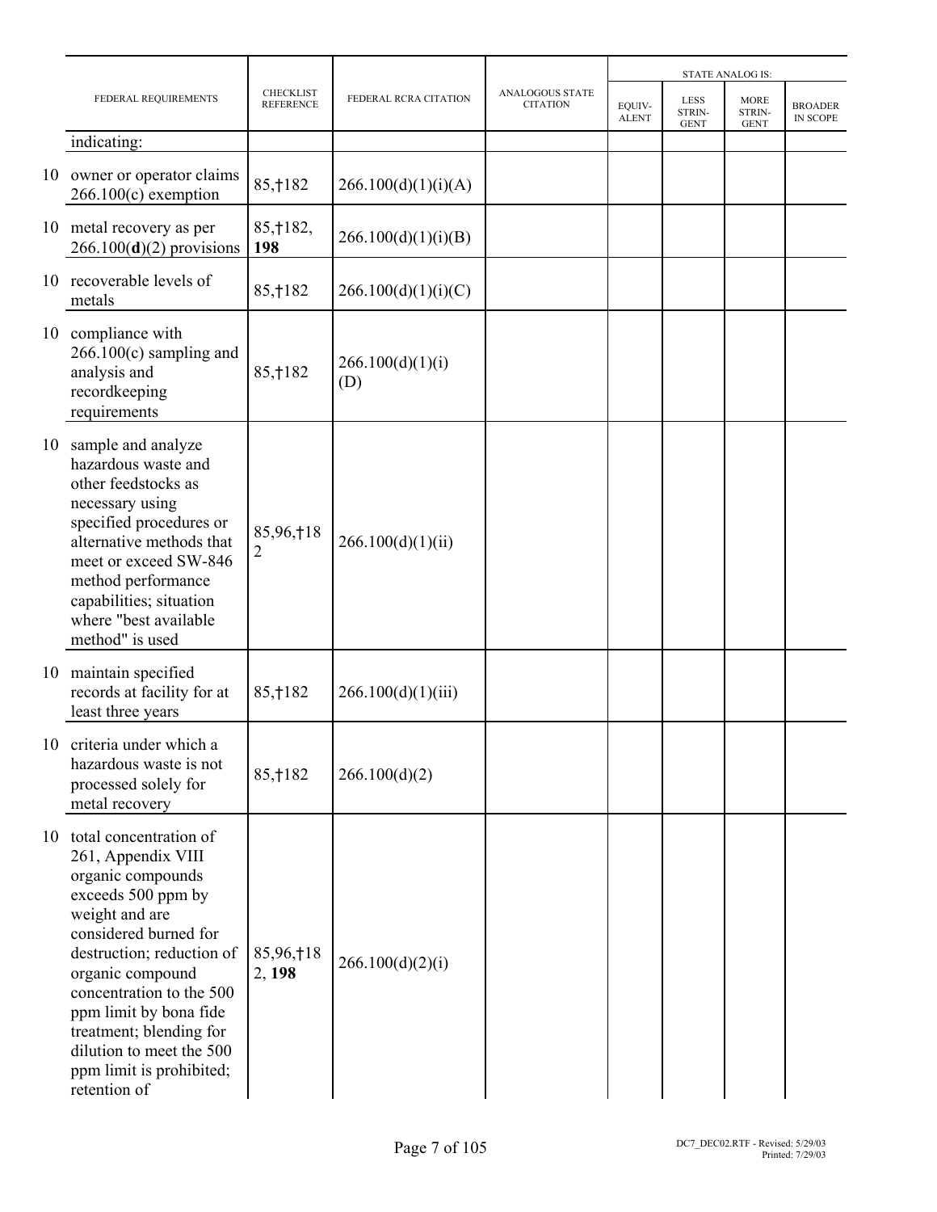| FEDERAL REQUIREMENTS | CHECKLIST REFERENCE | FEDERAL RCRA CITATION | ANALOGOUS STATE CITATION | STATE ANALOG IS: | | | |
|---|---|---|---|---|---|---|---|
| | | | | EQUIV-ALENT | LESS STRIN-GENT | MORE STRIN-GENT | BROADER IN SCOPE |
| indicating: | | | | | | | |
| 10 owner or operator claims 266.100(c) exemption | 85,†182 | 266.100(d)(1)(i)(A) | | | | | |
| 10 metal recovery as per 266.100(**d**)(2) provisions | 85,†182, **198** | 266.100(d)(1)(i)(B) | | | | | |
| 10 recoverable levels of metals | 85,†182 | 266.100(d)(1)(i)(C) | | | | | |
| 10 compliance with 266.100(c) sampling and analysis and recordkeeping requirements | 85,†182 | 266.100(d)(1)(i)(D) | | | | | |
| 10 sample and analyze hazardous waste and other feedstocks as necessary using specified procedures or alternative methods that meet or exceed SW-846 method performance capabilities; situation where "best available method" is used | 85,96,†182 | 266.100(d)(1)(ii) | | | | | |
| 10 maintain specified records at facility for at least three years | 85,†182 | 266.100(d)(1)(iii) | | | | | |
| 10 criteria under which a hazardous waste is not processed solely for metal recovery | 85,†182 | 266.100(d)(2) | | | | | |
| 10 total concentration of 261, Appendix VIII organic compounds exceeds 500 ppm by weight and are considered burned for destruction; reduction of organic compound concentration to the 500 ppm limit by bona fide treatment; blending for dilution to meet the 500 ppm limit is prohibited; retention of | 85,96,†182, **198** | 266.100(d)(2)(i) | | | | | |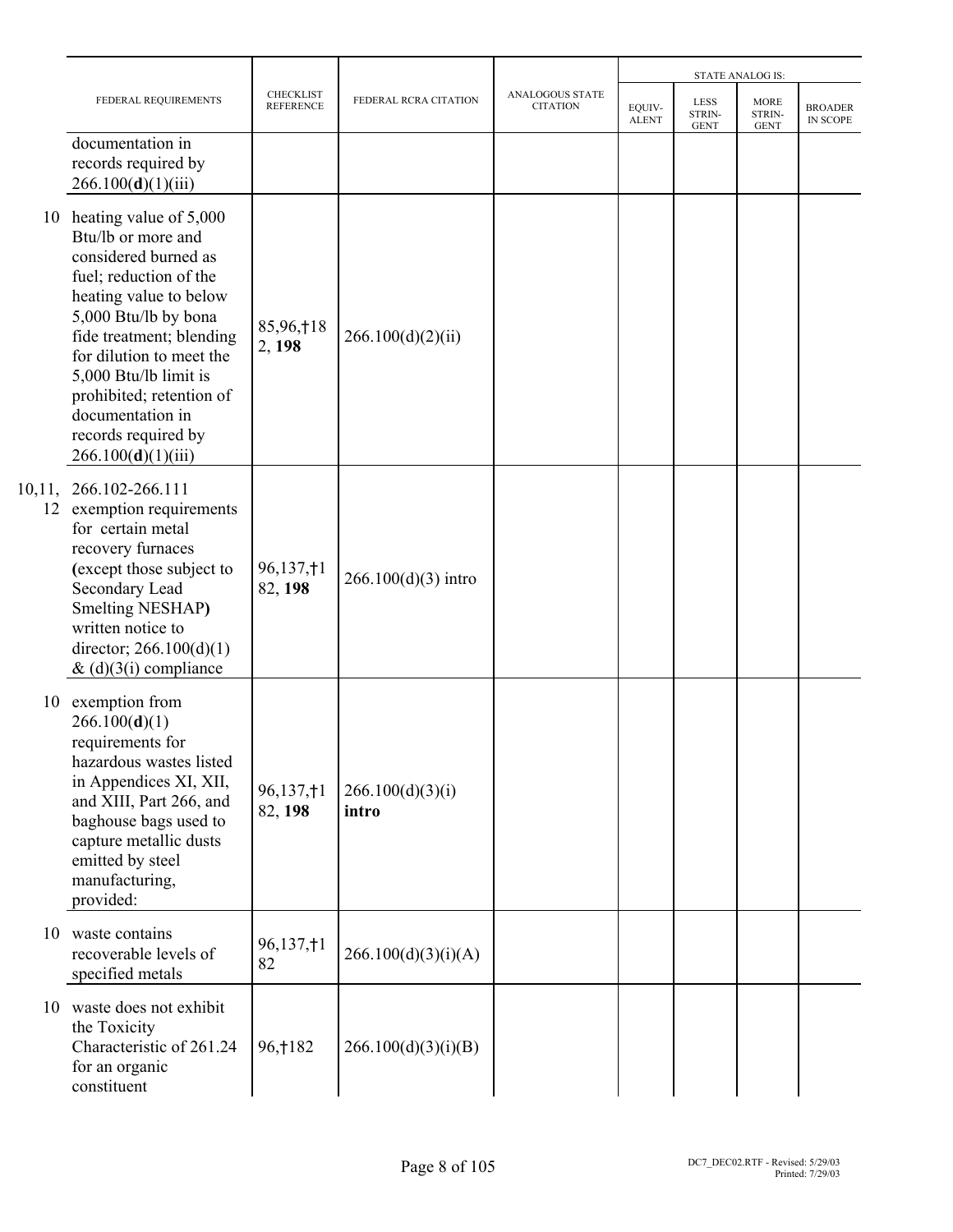| | FEDERAL REQUIREMENTS | CHECKLIST REFERENCE | FEDERAL RCRA CITATION | ANALOGOUS STATE CITATION | STATE ANALOG IS: | | | |
|---|---|---|---|---|---|---|---|---|
| | | | | | EQUIV-ALENT | LESS STRIN-GENT | MORE STRIN-GENT | BROADER IN SCOPE |
| | documentation in records required by 266.100(**d**)(1)(iii) | | | | | | | |
| 10 | heating value of 5,000 Btu/lb or more and considered burned as fuel; reduction of the heating value to below 5,000 Btu/lb by bona fide treatment; blending for dilution to meet the 5,000 Btu/lb limit is prohibited; retention of documentation in records required by 266.100(**d**)(1)(iii) | 85,96,†182, **198** | 266.100(d)(2)(ii) | | | | | |
| 10,11, 12 | 266.102-266.111 exemption requirements for certain metal recovery furnaces **(**except those subject to Secondary Lead Smelting NESHAP**)** written notice to director; 266.100(d)(1) & (d)(3(i) compliance | 96,137,†182, **198** | 266.100(d)(3) intro | | | | | |
| 10 | exemption from 266.100(**d**)(1) requirements for hazardous wastes listed in Appendices XI, XII, and XIII, Part 266, and baghouse bags used to capture metallic dusts emitted by steel manufacturing, provided: | 96,137,†182, **198** | 266.100(d)(3)(i) **intro** | | | | | |
| 10 | waste contains recoverable levels of specified metals | 96,137,†182 | 266.100(d)(3)(i)(A) | | | | | |
| 10 | waste does not exhibit the Toxicity Characteristic of 261.24 for an organic constituent | 96,†182 | 266.100(d)(3)(i)(B) | | | | | |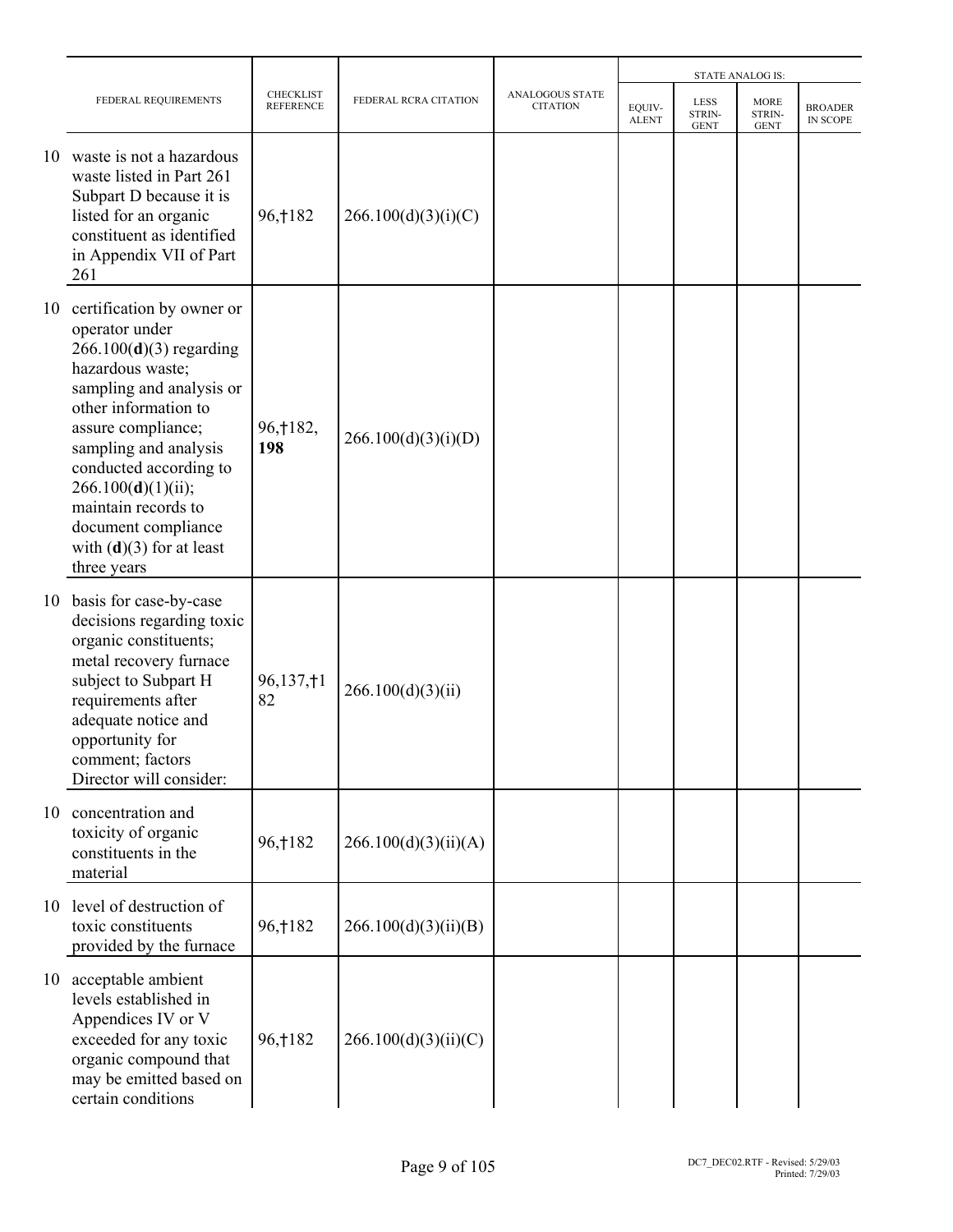| | FEDERAL REQUIREMENTS | CHECKLIST REFERENCE | FEDERAL RCRA CITATION | ANALOGOUS STATE CITATION | STATE ANALOG IS: | | | |
|---|---|---|---|---|---|---|---|---|
| | | | | | EQUIV-ALENT | LESS STRIN-GENT | MORE STRIN-GENT | BROADER IN SCOPE |
| 10 | waste is not a hazardous waste listed in Part 261 Subpart D because it is listed for an organic constituent as identified in Appendix VII of Part 261 | 96,†182 | 266.100(d)(3)(i)(C) | | | | | |
| 10 | certification by owner or operator under 266.100(**d**)(3) regarding hazardous waste; sampling and analysis or other information to assure compliance; sampling and analysis conducted according to 266.100(**d**)(1)(ii); maintain records to document compliance with (**d**)(3) for at least three years | 96,†182, **198** | 266.100(d)(3)(i)(D) | | | | | |
| 10 | basis for case-by-case decisions regarding toxic organic constituents; metal recovery furnace subject to Subpart H requirements after adequate notice and opportunity for comment; factors Director will consider: | 96,137,†182 | 266.100(d)(3)(ii) | | | | | |
| 10 | concentration and toxicity of organic constituents in the material | 96,†182 | 266.100(d)(3)(ii)(A) | | | | | |
| 10 | level of destruction of toxic constituents provided by the furnace | 96,†182 | 266.100(d)(3)(ii)(B) | | | | | |
| 10 | acceptable ambient levels established in Appendices IV or V exceeded for any toxic organic compound that may be emitted based on certain conditions | 96,†182 | 266.100(d)(3)(ii)(C) | | | | | |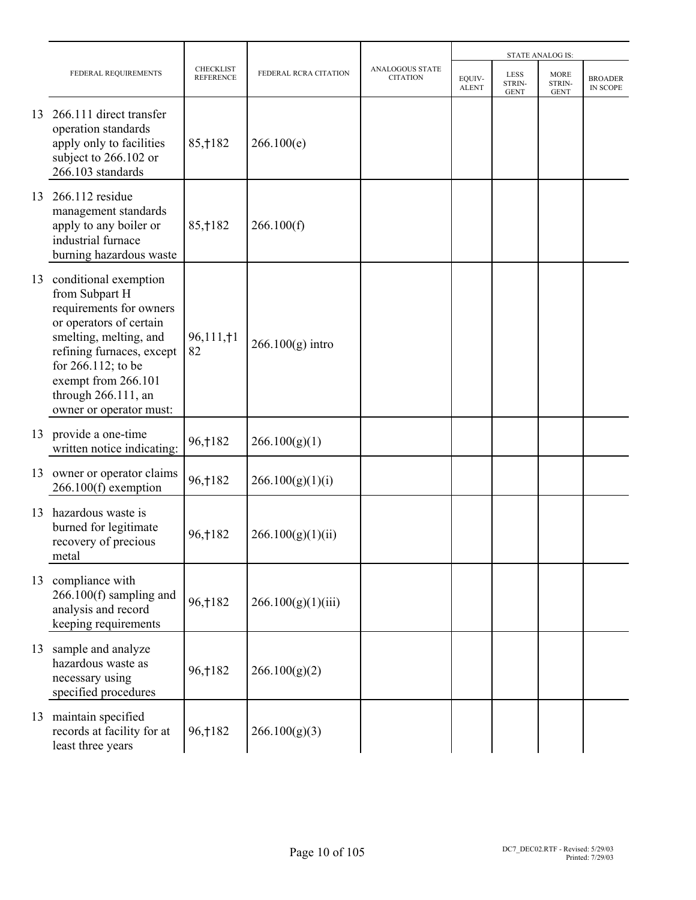| | FEDERAL REQUIREMENTS | CHECKLIST REFERENCE | FEDERAL RCRA CITATION | ANALOGOUS STATE CITATION | STATE ANALOG IS: | | | |
|---|---|---|---|---|---|---|---|---|
| | | | | | EQUIV-ALENT | LESS STRIN-GENT | MORE STRIN-GENT | BROADER IN SCOPE |
| 13 | 266.111 direct transfer operation standards apply only to facilities subject to 266.102 or 266.103 standards | 85,†182 | 266.100(e) | | | | | |
| 13 | 266.112 residue management standards apply to any boiler or industrial furnace burning hazardous waste | 85,†182 | 266.100(f) | | | | | |
| 13 | conditional exemption from Subpart H requirements for owners or operators of certain smelting, melting, and refining furnaces, except for 266.112; to be exempt from 266.101 through 266.111, an owner or operator must: | 96,111,†182 | 266.100(g) intro | | | | | |
| 13 | provide a one-time written notice indicating: | 96,†182 | 266.100(g)(1) | | | | | |
| 13 | owner or operator claims 266.100(f) exemption | 96,†182 | 266.100(g)(1)(i) | | | | | |
| 13 | hazardous waste is burned for legitimate recovery of precious metal | 96,†182 | 266.100(g)(1)(ii) | | | | | |
| 13 | compliance with 266.100(f) sampling and analysis and record keeping requirements | 96,†182 | 266.100(g)(1)(iii) | | | | | |
| 13 | sample and analyze hazardous waste as necessary using specified procedures | 96,†182 | 266.100(g)(2) | | | | | |
| 13 | maintain specified records at facility for at least three years | 96,†182 | 266.100(g)(3) | | | | | |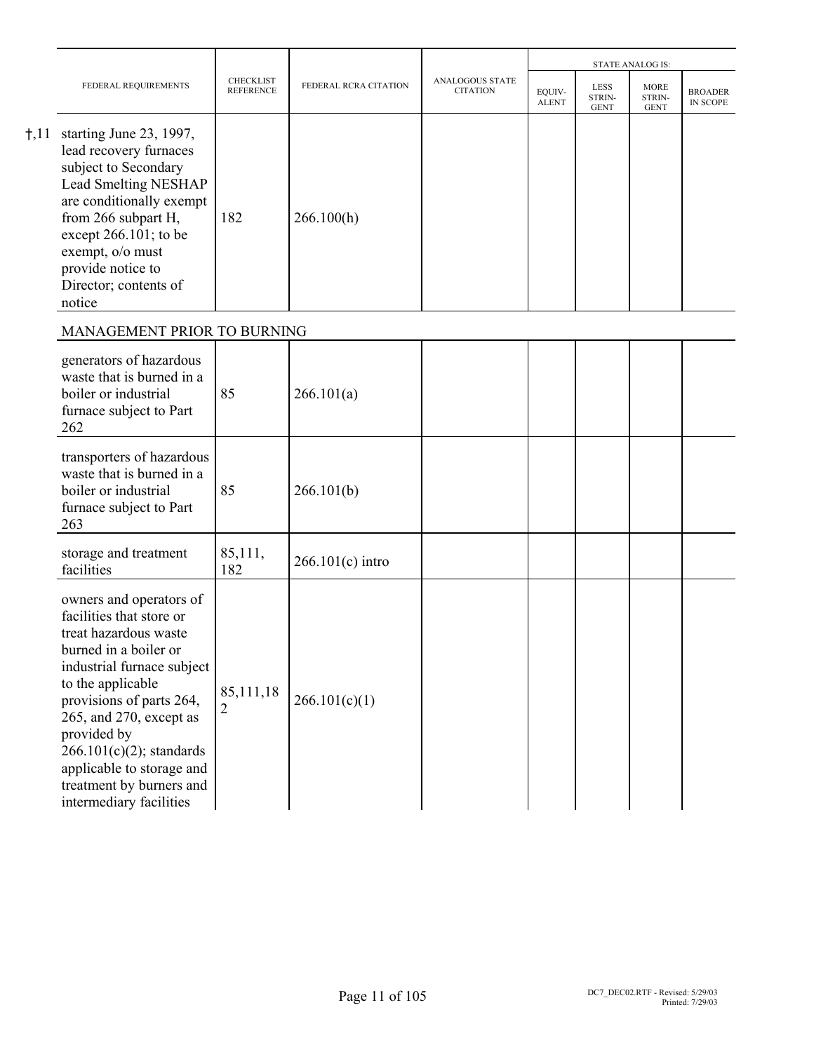| | FEDERAL REQUIREMENTS | CHECKLIST REFERENCE | FEDERAL RCRA CITATION | ANALOGOUS STATE CITATION | STATE ANALOG IS: | | | |
|---|---|---|---|---|---|---|---|---|
| | | | | | EQUIV-ALENT | LESS STRIN-GENT | MORE STRIN-GENT | BROADER IN SCOPE |
| †,11 | starting June 23, 1997, lead recovery furnaces subject to Secondary Lead Smelting NESHAP are conditionally exempt from 266 subpart H, except 266.101; to be exempt, o/o must provide notice to Director; contents of notice | 182 | 266.100(h) | | | | | |
| | **MANAGEMENT PRIOR TO BURNING** | | | | | | | |
| | generators of hazardous waste that is burned in a boiler or industrial furnace subject to Part 262 | 85 | 266.101(a) | | | | | |
| | transporters of hazardous waste that is burned in a boiler or industrial furnace subject to Part 263 | 85 | 266.101(b) | | | | | |
| | storage and treatment facilities | 85,111, 182 | 266.101(c) intro | | | | | |
| | owners and operators of facilities that store or treat hazardous waste burned in a boiler or industrial furnace subject to the applicable provisions of parts 264, 265, and 270, except as provided by 266.101(c)(2); standards applicable to storage and treatment by burners and intermediary facilities | 85,111,182 | 266.101(c)(1) | | | | | |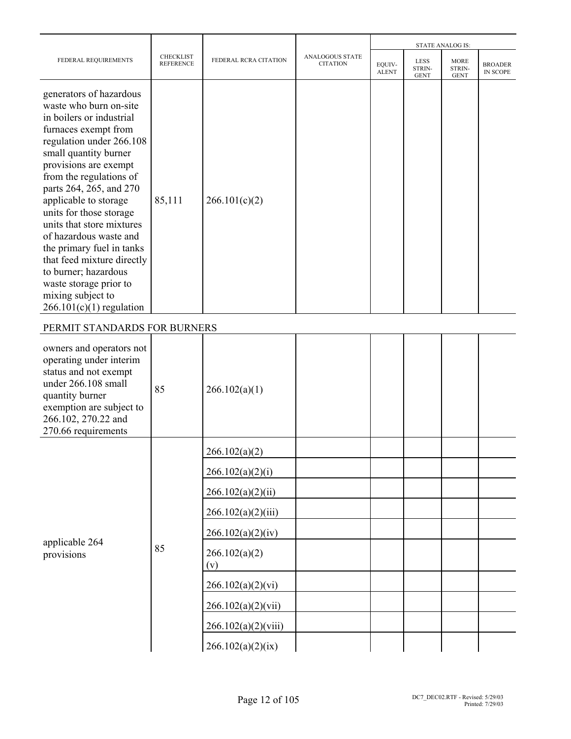| FEDERAL REQUIREMENTS | CHECKLIST REFERENCE | FEDERAL RCRA CITATION | ANALOGOUS STATE CITATION | STATE ANALOG IS: | | | |
|---|---|---|---|---|---|---|---|
| | | | | EQUIV-ALENT | LESS STRIN-GENT | MORE STRIN-GENT | BROADER IN SCOPE |
| generators of hazardous waste who burn on-site in boilers or industrial furnaces exempt from regulation under 266.108 small quantity burner provisions are exempt from the regulations of parts 264, 265, and 270 applicable to storage units for those storage units that store mixtures of hazardous waste and the primary fuel in tanks that feed mixture directly to burner; hazardous waste storage prior to mixing subject to 266.101(c)(1) regulation | 85,111 | 266.101(c)(2) | | | | | |
| **PERMIT STANDARDS FOR BURNERS** | | | | | | | |
| owners and operators not operating under interim status and not exempt under 266.108 small quantity burner exemption are subject to 266.102, 270.22 and 270.66 requirements | 85 | 266.102(a)(1) | | | | | |
| applicable 264 provisions | 85 | 266.102(a)(2) | | | | | |
| | | 266.102(a)(2)(i) | | | | | |
| | | 266.102(a)(2)(ii) | | | | | |
| | | 266.102(a)(2)(iii) | | | | | |
| | | 266.102(a)(2)(iv) | | | | | |
| | | 266.102(a)(2)(v) | | | | | |
| | | 266.102(a)(2)(vi) | | | | | |
| | | 266.102(a)(2)(vii) | | | | | |
| | | 266.102(a)(2)(viii) | | | | | |
| | | 266.102(a)(2)(ix) | | | | | |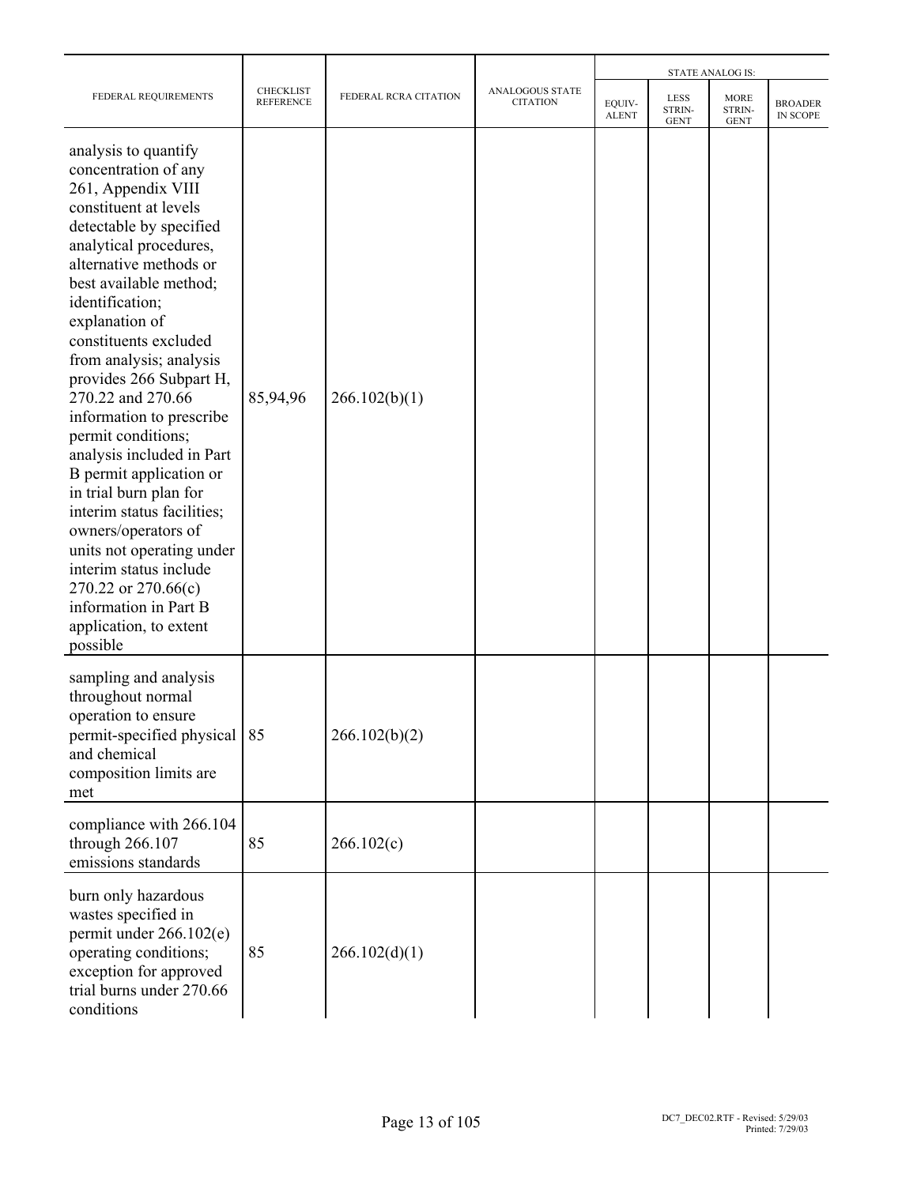| FEDERAL REQUIREMENTS | CHECKLIST REFERENCE | FEDERAL RCRA CITATION | ANALOGOUS STATE CITATION | STATE ANALOG IS: | | | |
|---|---|---|---|---|---|---|---|
| | | | | EQUIV-ALENT | LESS STRIN-GENT | MORE STRIN-GENT | BROADER IN SCOPE |
| analysis to quantify concentration of any 261, Appendix VIII constituent at levels detectable by specified analytical procedures, alternative methods or best available method; identification; explanation of constituents excluded from analysis; analysis provides 266 Subpart H, 270.22 and 270.66 information to prescribe permit conditions; analysis included in Part B permit application or in trial burn plan for interim status facilities; owners/operators of units not operating under interim status include 270.22 or 270.66(c) information in Part B application, to extent possible | 85,94,96 | 266.102(b)(1) | | | | | |
| sampling and analysis throughout normal operation to ensure permit-specified physical and chemical composition limits are met | 85 | 266.102(b)(2) | | | | | |
| compliance with 266.104 through 266.107 emissions standards | 85 | 266.102(c) | | | | | |
| burn only hazardous wastes specified in permit under 266.102(e) operating conditions; exception for approved trial burns under 270.66 conditions | 85 | 266.102(d)(1) | | | | | |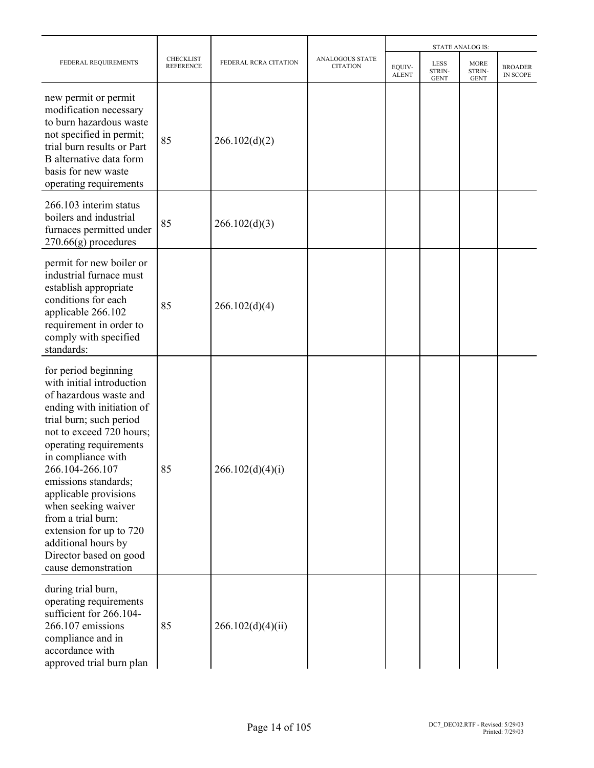| FEDERAL REQUIREMENTS | CHECKLIST REFERENCE | FEDERAL RCRA CITATION | ANALOGOUS STATE CITATION | STATE ANALOG IS: | | | |
|---|---|---|---|---|---|---|---|
| | | | | EQUIV-ALENT | LESS STRIN-GENT | MORE STRIN-GENT | BROADER IN SCOPE |
| new permit or permit modification necessary to burn hazardous waste not specified in permit; trial burn results or Part B alternative data form basis for new waste operating requirements | 85 | 266.102(d)(2) | | | | | |
| 266.103 interim status boilers and industrial furnaces permitted under 270.66(g) procedures | 85 | 266.102(d)(3) | | | | | |
| permit for new boiler or industrial furnace must establish appropriate conditions for each applicable 266.102 requirement in order to comply with specified standards: | 85 | 266.102(d)(4) | | | | | |
| for period beginning with initial introduction of hazardous waste and ending with initiation of trial burn; such period not to exceed 720 hours; operating requirements in compliance with 266.104-266.107 emissions standards; applicable provisions when seeking waiver from a trial burn; extension for up to 720 additional hours by Director based on good cause demonstration | 85 | 266.102(d)(4)(i) | | | | | |
| during trial burn, operating requirements sufficient for 266.104-266.107 emissions compliance and in accordance with approved trial burn plan | 85 | 266.102(d)(4)(ii) | | | | | |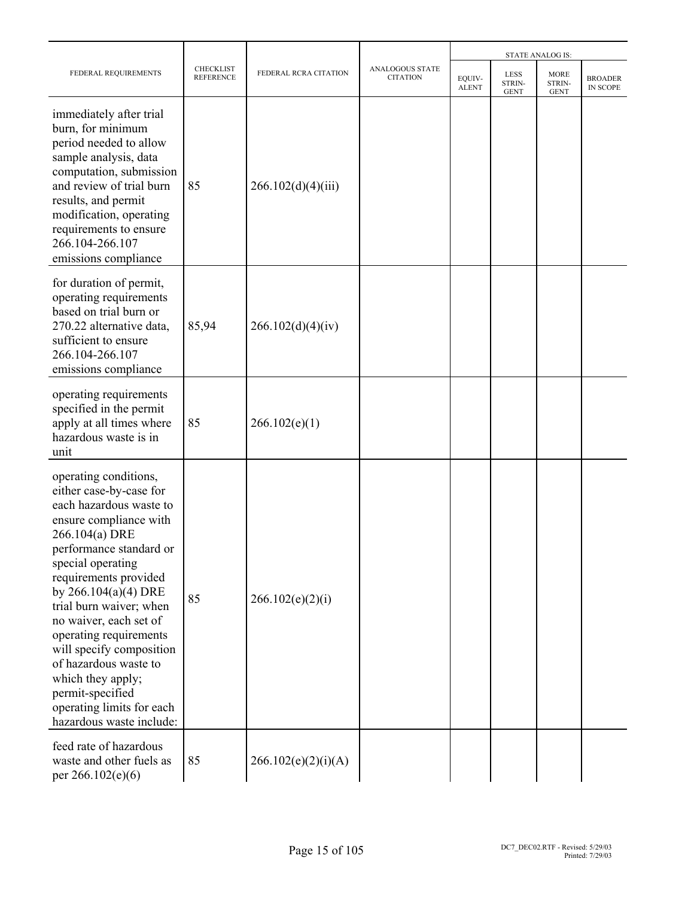| FEDERAL REQUIREMENTS | CHECKLIST REFERENCE | FEDERAL RCRA CITATION | ANALOGOUS STATE CITATION | STATE ANALOG IS: | | | |
|---|---|---|---|---|---|---|---|
| | | | | EQUIV-ALENT | LESS STRIN-GENT | MORE STRIN-GENT | BROADER IN SCOPE |
| immediately after trial burn, for minimum period needed to allow sample analysis, data computation, submission and review of trial burn results, and permit modification, operating requirements to ensure 266.104-266.107 emissions compliance | 85 | 266.102(d)(4)(iii) | | | | | |
| for duration of permit, operating requirements based on trial burn or 270.22 alternative data, sufficient to ensure 266.104-266.107 emissions compliance | 85,94 | 266.102(d)(4)(iv) | | | | | |
| operating requirements specified in the permit apply at all times where hazardous waste is in unit | 85 | 266.102(e)(1) | | | | | |
| operating conditions, either case-by-case for each hazardous waste to ensure compliance with 266.104(a) DRE performance standard or special operating requirements provided by 266.104(a)(4) DRE trial burn waiver; when no waiver, each set of operating requirements will specify composition of hazardous waste to which they apply; permit-specified operating limits for each hazardous waste include: | 85 | 266.102(e)(2)(i) | | | | | |
| feed rate of hazardous waste and other fuels as per 266.102(e)(6) | 85 | 266.102(e)(2)(i)(A) | | | | | |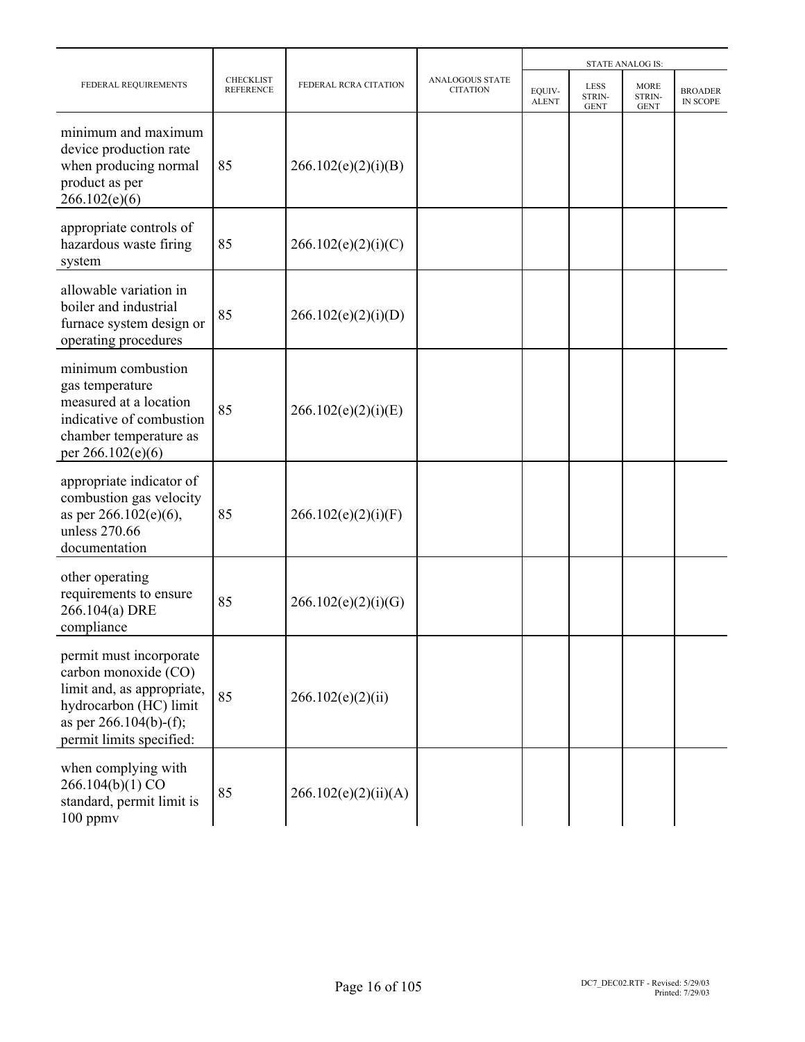| FEDERAL REQUIREMENTS | CHECKLIST REFERENCE | FEDERAL RCRA CITATION | ANALOGOUS STATE CITATION | STATE ANALOG IS: | | | |
|---|---|---|---|---|---|---|---|
| | | | | EQUIV-ALENT | LESS STRIN-GENT | MORE STRIN-GENT | BROADER IN SCOPE |
| minimum and maximum device production rate when producing normal product as per 266.102(e)(6) | 85 | 266.102(e)(2)(i)(B) | | | | | |
| appropriate controls of hazardous waste firing system | 85 | 266.102(e)(2)(i)(C) | | | | | |
| allowable variation in boiler and industrial furnace system design or operating procedures | 85 | 266.102(e)(2)(i)(D) | | | | | |
| minimum combustion gas temperature measured at a location indicative of combustion chamber temperature as per 266.102(e)(6) | 85 | 266.102(e)(2)(i)(E) | | | | | |
| appropriate indicator of combustion gas velocity as per 266.102(e)(6), unless 270.66 documentation | 85 | 266.102(e)(2)(i)(F) | | | | | |
| other operating requirements to ensure 266.104(a) DRE compliance | 85 | 266.102(e)(2)(i)(G) | | | | | |
| permit must incorporate carbon monoxide (CO) limit and, as appropriate, hydrocarbon (HC) limit as per 266.104(b)-(f); permit limits specified: | 85 | 266.102(e)(2)(ii) | | | | | |
| when complying with 266.104(b)(1) CO standard, permit limit is 100 ppmv | 85 | 266.102(e)(2)(ii)(A) | | | | | |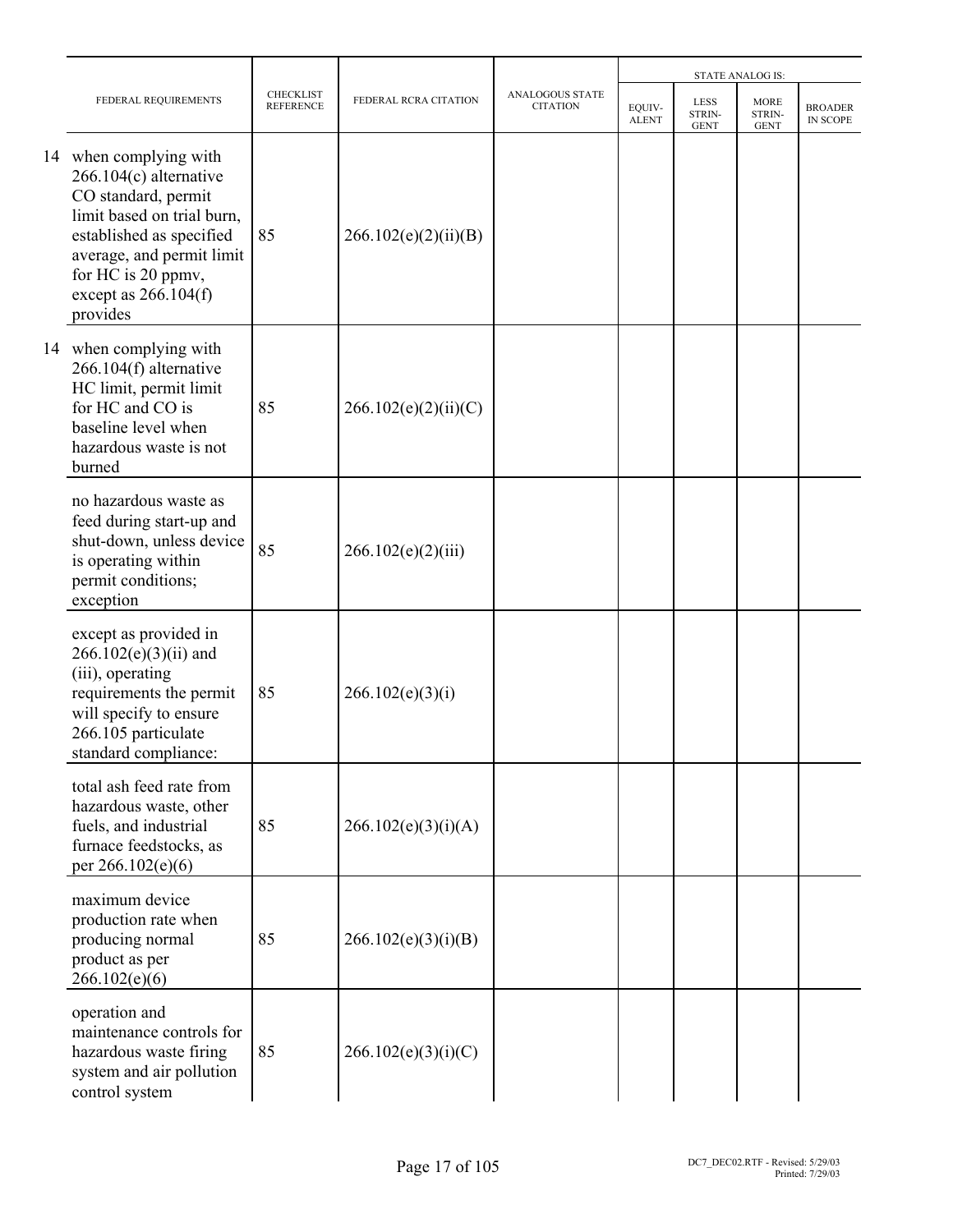| | FEDERAL REQUIREMENTS | CHECKLIST REFERENCE | FEDERAL RCRA CITATION | ANALOGOUS STATE CITATION | STATE ANALOG IS: | | | |
|---|---|---|---|---|---|---|---|---|
| | | | | | EQUIV-ALENT | LESS STRIN-GENT | MORE STRIN-GENT | BROADER IN SCOPE |
| 14 | when complying with 266.104(c) alternative CO standard, permit limit based on trial burn, established as specified average, and permit limit for HC is 20 ppmv, except as 266.104(f) provides | 85 | 266.102(e)(2)(ii)(B) | | | | | |
| 14 | when complying with 266.104(f) alternative HC limit, permit limit for HC and CO is baseline level when hazardous waste is not burned | 85 | 266.102(e)(2)(ii)(C) | | | | | |
| | no hazardous waste as feed during start-up and shut-down, unless device is operating within permit conditions; exception | 85 | 266.102(e)(2)(iii) | | | | | |
| | except as provided in 266.102(e)(3)(ii) and (iii), operating requirements the permit will specify to ensure 266.105 particulate standard compliance: | 85 | 266.102(e)(3)(i) | | | | | |
| | total ash feed rate from hazardous waste, other fuels, and industrial furnace feedstocks, as per 266.102(e)(6) | 85 | 266.102(e)(3)(i)(A) | | | | | |
| | maximum device production rate when producing normal product as per 266.102(e)(6) | 85 | 266.102(e)(3)(i)(B) | | | | | |
| | operation and maintenance controls for hazardous waste firing system and air pollution control system | 85 | 266.102(e)(3)(i)(C) | | | | | |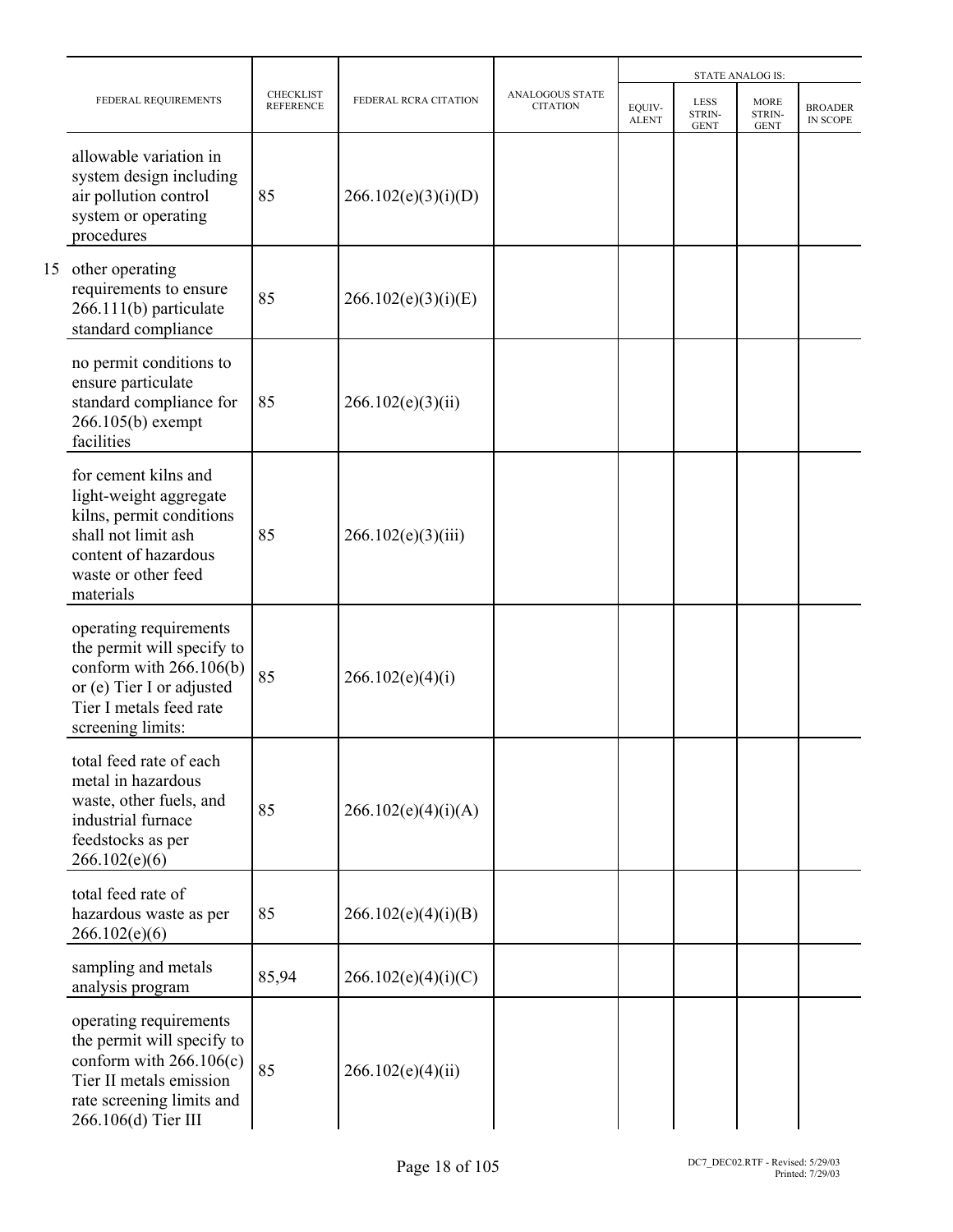| FEDERAL REQUIREMENTS | CHECKLIST REFERENCE | FEDERAL RCRA CITATION | ANALOGOUS STATE CITATION | STATE ANALOG IS: | | | |
|---|---|---|---|---|---|---|---|
| | | | | EQUIV-ALENT | LESS STRIN-GENT | MORE STRIN-GENT | BROADER IN SCOPE |
| allowable variation in system design including air pollution control system or operating procedures | 85 | 266.102(e)(3)(i)(D) | | | | | |
| 15 other operating requirements to ensure 266.111(b) particulate standard compliance | 85 | 266.102(e)(3)(i)(E) | | | | | |
| no permit conditions to ensure particulate standard compliance for 266.105(b) exempt facilities | 85 | 266.102(e)(3)(ii) | | | | | |
| for cement kilns and light-weight aggregate kilns, permit conditions shall not limit ash content of hazardous waste or other feed materials | 85 | 266.102(e)(3)(iii) | | | | | |
| operating requirements the permit will specify to conform with 266.106(b) or (e) Tier I or adjusted Tier I metals feed rate screening limits: | 85 | 266.102(e)(4)(i) | | | | | |
| total feed rate of each metal in hazardous waste, other fuels, and industrial furnace feedstocks as per 266.102(e)(6) | 85 | 266.102(e)(4)(i)(A) | | | | | |
| total feed rate of hazardous waste as per 266.102(e)(6) | 85 | 266.102(e)(4)(i)(B) | | | | | |
| sampling and metals analysis program | 85,94 | 266.102(e)(4)(i)(C) | | | | | |
| operating requirements the permit will specify to conform with 266.106(c) Tier II metals emission rate screening limits and 266.106(d) Tier III | 85 | 266.102(e)(4)(ii) | | | | | |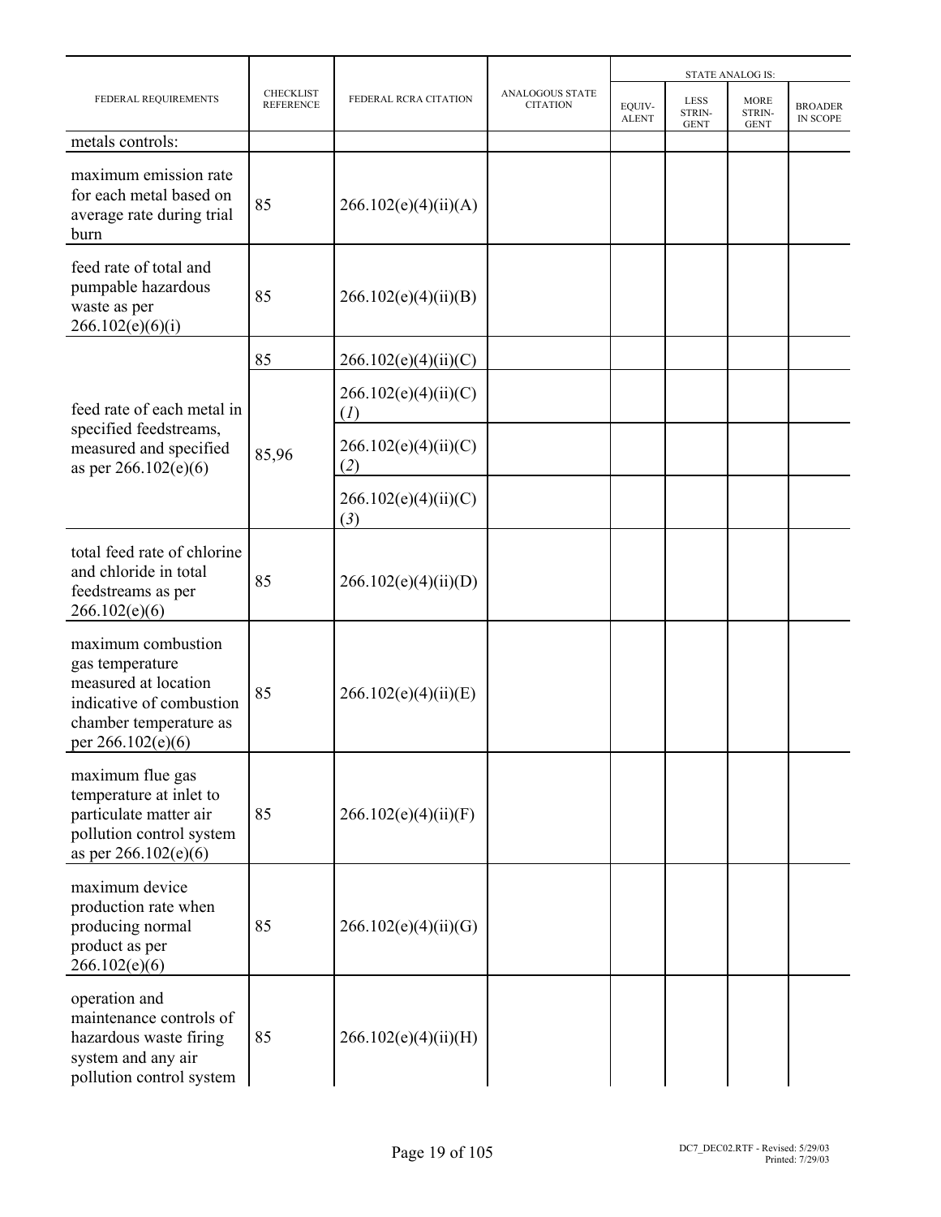| FEDERAL REQUIREMENTS | CHECKLIST REFERENCE | FEDERAL RCRA CITATION | ANALOGOUS STATE CITATION | STATE ANALOG IS: | | | |
|---|---|---|---|---|---|---|---|
| | | | | EQUIV-ALENT | LESS STRIN-GENT | MORE STRIN-GENT | BROADER IN SCOPE |
| metals controls: | | | | | | | |
| maximum emission rate for each metal based on average rate during trial burn | 85 | 266.102(e)(4)(ii)(A) | | | | | |
| feed rate of total and pumpable hazardous waste as per 266.102(e)(6)(i) | 85 | 266.102(e)(4)(ii)(B) | | | | | |
| feed rate of each metal in specified feedstreams, measured and specified as per 266.102(e)(6) | 85 | 266.102(e)(4)(ii)(C) | | | | | |
| | 85,96 | 266.102(e)(4)(ii)(C)(*1*) | | | | | |
| | | 266.102(e)(4)(ii)(C)(*2*) | | | | | |
| | | 266.102(e)(4)(ii)(C)(*3*) | | | | | |
| total feed rate of chlorine and chloride in total feedstreams as per 266.102(e)(6) | 85 | 266.102(e)(4)(ii)(D) | | | | | |
| maximum combustion gas temperature measured at location indicative of combustion chamber temperature as per 266.102(e)(6) | 85 | 266.102(e)(4)(ii)(E) | | | | | |
| maximum flue gas temperature at inlet to particulate matter air pollution control system as per 266.102(e)(6) | 85 | 266.102(e)(4)(ii)(F) | | | | | |
| maximum device production rate when producing normal product as per 266.102(e)(6) | 85 | 266.102(e)(4)(ii)(G) | | | | | |
| operation and maintenance controls of hazardous waste firing system and any air pollution control system | 85 | 266.102(e)(4)(ii)(H) | | | | | |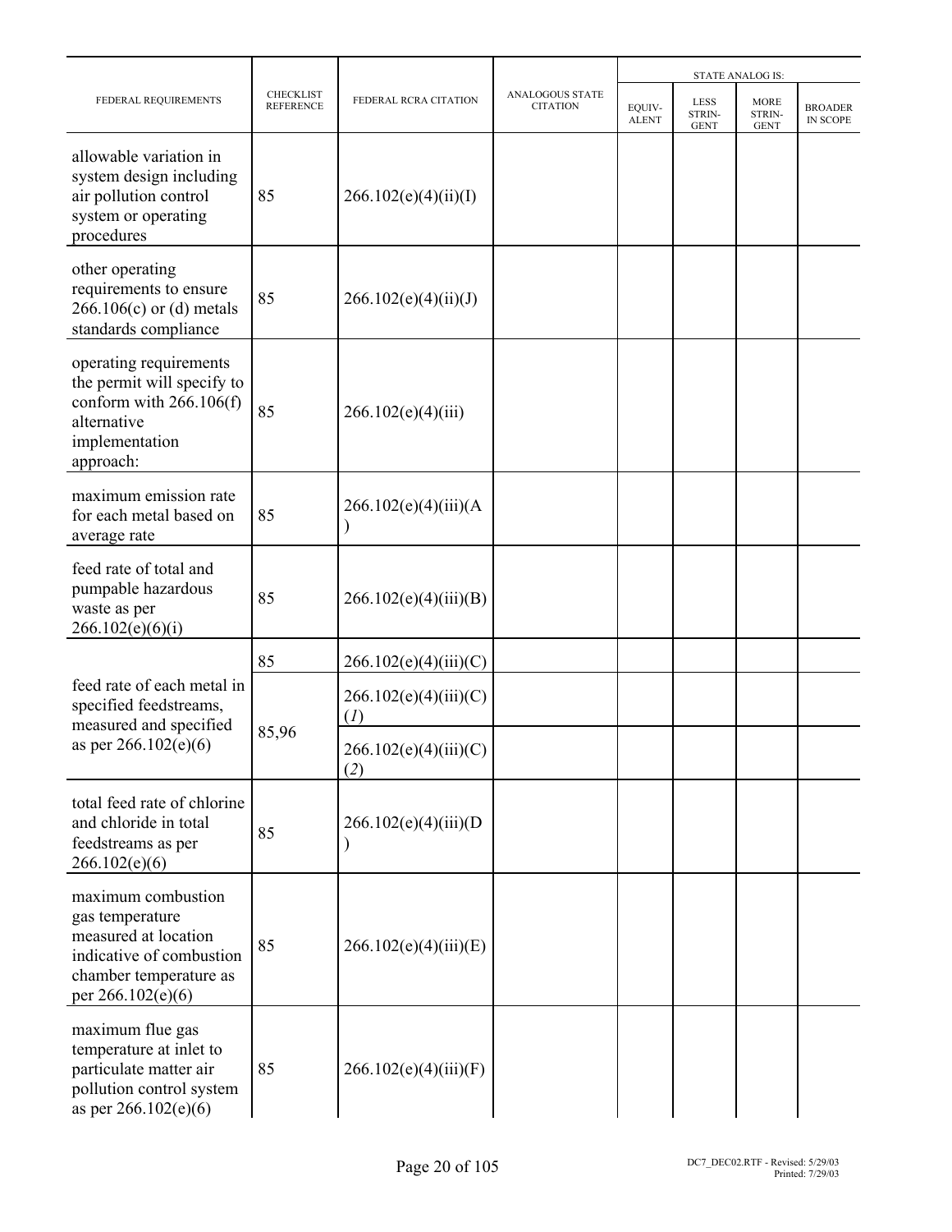| FEDERAL REQUIREMENTS | CHECKLIST REFERENCE | FEDERAL RCRA CITATION | ANALOGOUS STATE CITATION | STATE ANALOG IS: | | | |
|---|---|---|---|---|---|---|---|
| | | | | EQUIV-ALENT | LESS STRIN-GENT | MORE STRIN-GENT | BROADER IN SCOPE |
| allowable variation in system design including air pollution control system or operating procedures | 85 | 266.102(e)(4)(ii)(I) | | | | | |
| other operating requirements to ensure 266.106(c) or (d) metals standards compliance | 85 | 266.102(e)(4)(ii)(J) | | | | | |
| operating requirements the permit will specify to conform with 266.106(f) alternative implementation approach: | 85 | 266.102(e)(4)(iii) | | | | | |
| maximum emission rate for each metal based on average rate | 85 | 266.102(e)(4)(iii)(A) | | | | | |
| feed rate of total and pumpable hazardous waste as per 266.102(e)(6)(i) | 85 | 266.102(e)(4)(iii)(B) | | | | | |
| feed rate of each metal in specified feedstreams, measured and specified as per 266.102(e)(6) | 85 | 266.102(e)(4)(iii)(C) | | | | | |
| | 85,96 | 266.102(e)(4)(iii)(C)(*1*) | | | | | |
| | | 266.102(e)(4)(iii)(C)(*2*) | | | | | |
| total feed rate of chlorine and chloride in total feedstreams as per 266.102(e)(6) | 85 | 266.102(e)(4)(iii)(D) | | | | | |
| maximum combustion gas temperature measured at location indicative of combustion chamber temperature as per 266.102(e)(6) | 85 | 266.102(e)(4)(iii)(E) | | | | | |
| maximum flue gas temperature at inlet to particulate matter air pollution control system as per 266.102(e)(6) | 85 | 266.102(e)(4)(iii)(F) | | | | | |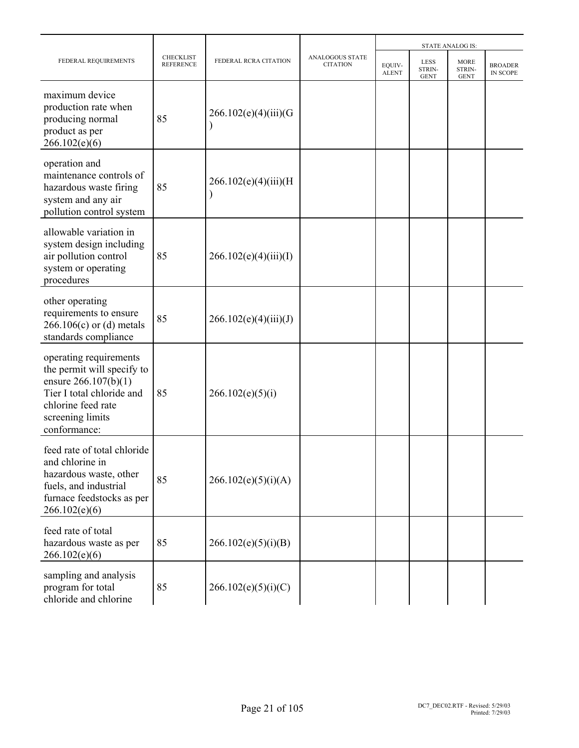| FEDERAL REQUIREMENTS | CHECKLIST REFERENCE | FEDERAL RCRA CITATION | ANALOGOUS STATE CITATION | STATE ANALOG IS: | | | |
|---|---|---|---|---|---|---|---|
| | | | | EQUIV-ALENT | LESS STRIN-GENT | MORE STRIN-GENT | BROADER IN SCOPE |
| maximum device production rate when producing normal product as per 266.102(e)(6) | 85 | 266.102(e)(4)(iii)(G) | | | | | |
| operation and maintenance controls of hazardous waste firing system and any air pollution control system | 85 | 266.102(e)(4)(iii)(H) | | | | | |
| allowable variation in system design including air pollution control system or operating procedures | 85 | 266.102(e)(4)(iii)(I) | | | | | |
| other operating requirements to ensure 266.106(c) or (d) metals standards compliance | 85 | 266.102(e)(4)(iii)(J) | | | | | |
| operating requirements the permit will specify to ensure 266.107(b)(1) Tier I total chloride and chlorine feed rate screening limits conformance: | 85 | 266.102(e)(5)(i) | | | | | |
| feed rate of total chloride and chlorine in hazardous waste, other fuels, and industrial furnace feedstocks as per 266.102(e)(6) | 85 | 266.102(e)(5)(i)(A) | | | | | |
| feed rate of total hazardous waste as per 266.102(e)(6) | 85 | 266.102(e)(5)(i)(B) | | | | | |
| sampling and analysis program for total chloride and chlorine | 85 | 266.102(e)(5)(i)(C) | | | | | |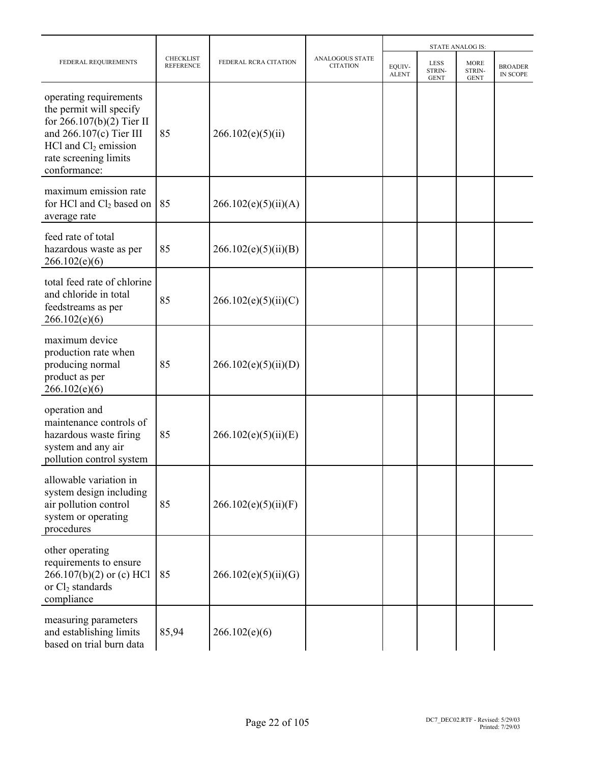| FEDERAL REQUIREMENTS | CHECKLIST REFERENCE | FEDERAL RCRA CITATION | ANALOGOUS STATE CITATION | STATE ANALOG IS: | | | |
|---|---|---|---|---|---|---|---|
| | | | | EQUIV-ALENT | LESS STRIN-GENT | MORE STRIN-GENT | BROADER IN SCOPE |
| operating requirements the permit will specify for 266.107(b)(2) Tier II and 266.107(c) Tier III HCl and $Cl_2$ emission rate screening limits conformance: | 85 | 266.102(e)(5)(ii) | | | | | |
| maximum emission rate for HCl and $Cl_2$ based on average rate | 85 | 266.102(e)(5)(ii)(A) | | | | | |
| feed rate of total hazardous waste as per 266.102(e)(6) | 85 | 266.102(e)(5)(ii)(B) | | | | | |
| total feed rate of chlorine and chloride in total feedstreams as per 266.102(e)(6) | 85 | 266.102(e)(5)(ii)(C) | | | | | |
| maximum device production rate when producing normal product as per 266.102(e)(6) | 85 | 266.102(e)(5)(ii)(D) | | | | | |
| operation and maintenance controls of hazardous waste firing system and any air pollution control system | 85 | 266.102(e)(5)(ii)(E) | | | | | |
| allowable variation in system design including air pollution control system or operating procedures | 85 | 266.102(e)(5)(ii)(F) | | | | | |
| other operating requirements to ensure 266.107(b)(2) or (c) HCl or $Cl_2$ standards compliance | 85 | 266.102(e)(5)(ii)(G) | | | | | |
| measuring parameters and establishing limits based on trial burn data | 85,94 | 266.102(e)(6) | | | | | |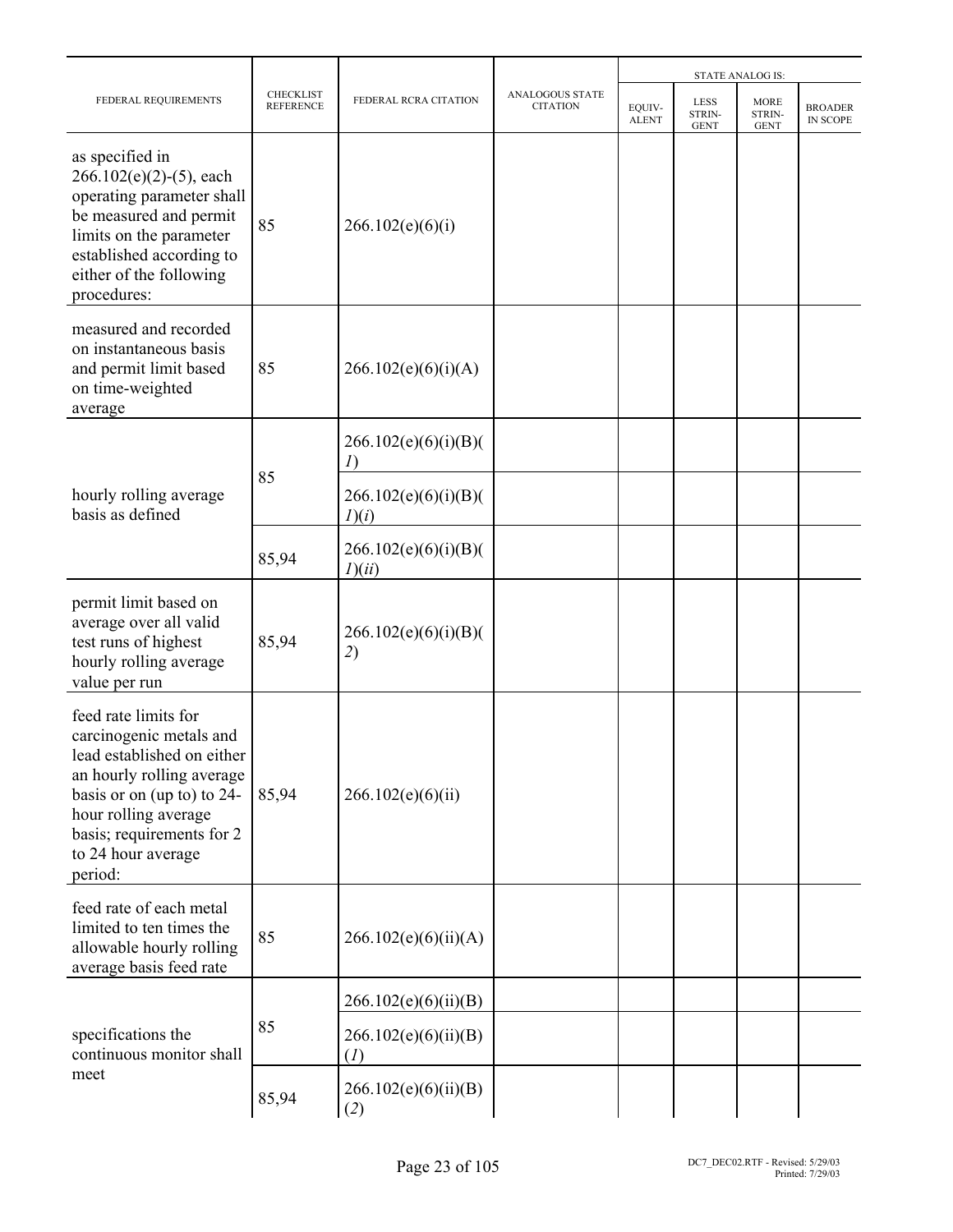| FEDERAL REQUIREMENTS | CHECKLIST REFERENCE | FEDERAL RCRA CITATION | ANALOGOUS STATE CITATION | STATE ANALOG IS: | | | |
|---|---|---|---|---|---|---|---|
| | | | | EQUIV-ALENT | LESS STRIN-GENT | MORE STRIN-GENT | BROADER IN SCOPE |
| as specified in 266.102(e)(2)-(5), each operating parameter shall be measured and permit limits on the parameter established according to either of the following procedures: | 85 | 266.102(e)(6)(i) | | | | | |
| measured and recorded on instantaneous basis and permit limit based on time-weighted average | 85 | 266.102(e)(6)(i)(A) | | | | | |
| hourly rolling average basis as defined | 85 | 266.102(e)(6)(i)(B)(*1*) | | | | | |
| | | 266.102(e)(6)(i)(B)(*1*)(*i*) | | | | | |
| | 85,94 | 266.102(e)(6)(i)(B)(*1*)(*ii*) | | | | | |
| permit limit based on average over all valid test runs of highest hourly rolling average value per run | 85,94 | 266.102(e)(6)(i)(B)(*2*) | | | | | |
| feed rate limits for carcinogenic metals and lead established on either an hourly rolling average basis or on (up to) to 24-hour rolling average basis; requirements for 2 to 24 hour average period: | 85,94 | 266.102(e)(6)(ii) | | | | | |
| feed rate of each metal limited to ten times the allowable hourly rolling average basis feed rate | 85 | 266.102(e)(6)(ii)(A) | | | | | |
| specifications the continuous monitor shall meet | 85 | 266.102(e)(6)(ii)(B) | | | | | |
| | | 266.102(e)(6)(ii)(B)(*1*) | | | | | |
| | 85,94 | 266.102(e)(6)(ii)(B)(*2*) | | | | | |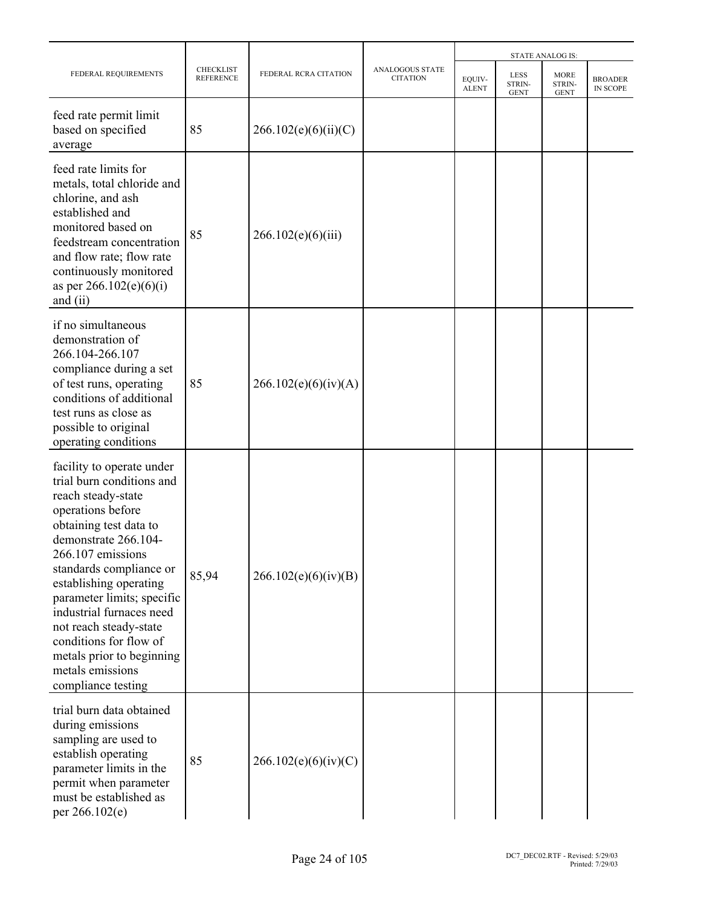| FEDERAL REQUIREMENTS | CHECKLIST REFERENCE | FEDERAL RCRA CITATION | ANALOGOUS STATE CITATION | STATE ANALOG IS: | | | |
|---|---|---|---|---|---|---|---|
| | | | | EQUIV-ALENT | LESS STRIN-GENT | MORE STRIN-GENT | BROADER IN SCOPE |
| feed rate permit limit based on specified average | 85 | 266.102(e)(6)(ii)(C) | | | | | |
| feed rate limits for metals, total chloride and chlorine, and ash established and monitored based on feedstream concentration and flow rate; flow rate continuously monitored as per 266.102(e)(6)(i) and (ii) | 85 | 266.102(e)(6)(iii) | | | | | |
| if no simultaneous demonstration of 266.104-266.107 compliance during a set of test runs, operating conditions of additional test runs as close as possible to original operating conditions | 85 | 266.102(e)(6)(iv)(A) | | | | | |
| facility to operate under trial burn conditions and reach steady-state operations before obtaining test data to demonstrate 266.104-266.107 emissions standards compliance or establishing operating parameter limits; specific industrial furnaces need not reach steady-state conditions for flow of metals prior to beginning metals emissions compliance testing | 85,94 | 266.102(e)(6)(iv)(B) | | | | | |
| trial burn data obtained during emissions sampling are used to establish operating parameter limits in the permit when parameter must be established as per 266.102(e) | 85 | 266.102(e)(6)(iv)(C) | | | | | |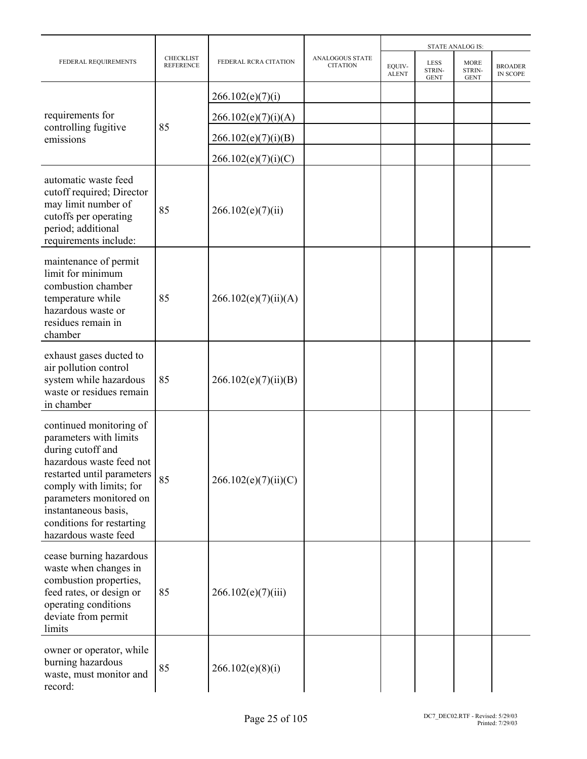| FEDERAL REQUIREMENTS | CHECKLIST REFERENCE | FEDERAL RCRA CITATION | ANALOGOUS STATE CITATION | STATE ANALOG IS: | | | |
|---|---|---|---|---|---|---|---|
| | | | | EQUIV-ALENT | LESS STRIN-GENT | MORE STRIN-GENT | BROADER IN SCOPE |
| requirements for controlling fugitive emissions | 85 | 266.102(e)(7)(i) | | | | | |
| | | 266.102(e)(7)(i)(A) | | | | | |
| | | 266.102(e)(7)(i)(B) | | | | | |
| | | 266.102(e)(7)(i)(C) | | | | | |
| automatic waste feed cutoff required; Director may limit number of cutoffs per operating period; additional requirements include: | 85 | 266.102(e)(7)(ii) | | | | | |
| maintenance of permit limit for minimum combustion chamber temperature while hazardous waste or residues remain in chamber | 85 | 266.102(e)(7)(ii)(A) | | | | | |
| exhaust gases ducted to air pollution control system while hazardous waste or residues remain in chamber | 85 | 266.102(e)(7)(ii)(B) | | | | | |
| continued monitoring of parameters with limits during cutoff and hazardous waste feed not restarted until parameters comply with limits; for parameters monitored on instantaneous basis, conditions for restarting hazardous waste feed | 85 | 266.102(e)(7)(ii)(C) | | | | | |
| cease burning hazardous waste when changes in combustion properties, feed rates, or design or operating conditions deviate from permit limits | 85 | 266.102(e)(7)(iii) | | | | | |
| owner or operator, while burning hazardous waste, must monitor and record: | 85 | 266.102(e)(8)(i) | | | | | |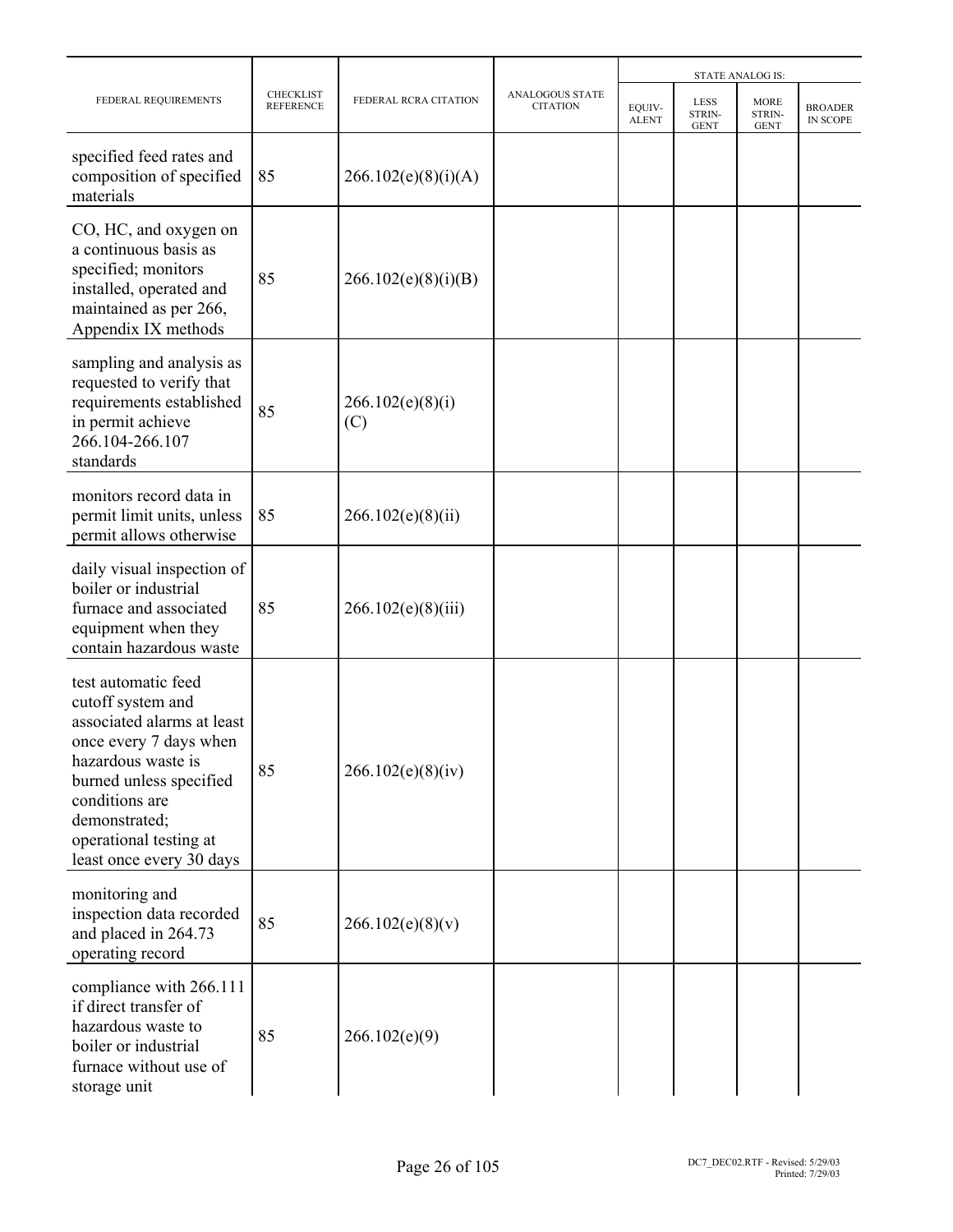| FEDERAL REQUIREMENTS | CHECKLIST REFERENCE | FEDERAL RCRA CITATION | ANALOGOUS STATE CITATION | STATE ANALOG IS: | | | |
|---|---|---|---|---|---|---|---|
| | | | | EQUIV-ALENT | LESS STRIN-GENT | MORE STRIN-GENT | BROADER IN SCOPE |
| specified feed rates and composition of specified materials | 85 | 266.102(e)(8)(i)(A) | | | | | |
| CO, HC, and oxygen on a continuous basis as specified; monitors installed, operated and maintained as per 266, Appendix IX methods | 85 | 266.102(e)(8)(i)(B) | | | | | |
| sampling and analysis as requested to verify that requirements established in permit achieve 266.104-266.107 standards | 85 | 266.102(e)(8)(i)(C) | | | | | |
| monitors record data in permit limit units, unless permit allows otherwise | 85 | 266.102(e)(8)(ii) | | | | | |
| daily visual inspection of boiler or industrial furnace and associated equipment when they contain hazardous waste | 85 | 266.102(e)(8)(iii) | | | | | |
| test automatic feed cutoff system and associated alarms at least once every 7 days when hazardous waste is burned unless specified conditions are demonstrated; operational testing at least once every 30 days | 85 | 266.102(e)(8)(iv) | | | | | |
| monitoring and inspection data recorded and placed in 264.73 operating record | 85 | 266.102(e)(8)(v) | | | | | |
| compliance with 266.111 if direct transfer of hazardous waste to boiler or industrial furnace without use of storage unit | 85 | 266.102(e)(9) | | | | | |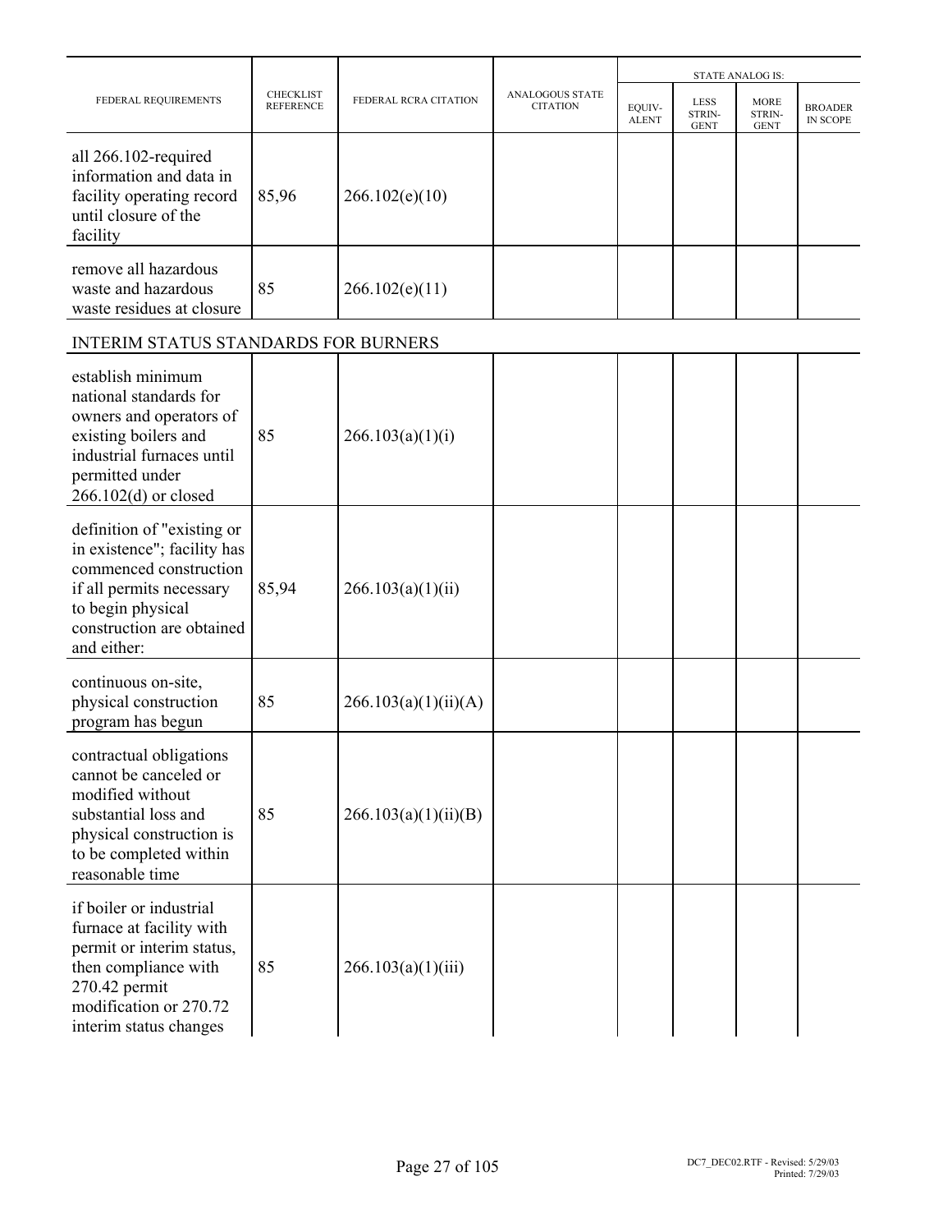| FEDERAL REQUIREMENTS | CHECKLIST REFERENCE | FEDERAL RCRA CITATION | ANALOGOUS STATE CITATION | STATE ANALOG IS: | | | |
|---|---|---|---|---|---|---|---|
| | | | | EQUIV-ALENT | LESS STRIN-GENT | MORE STRIN-GENT | BROADER IN SCOPE |
| all 266.102-required information and data in facility operating record until closure of the facility | 85,96 | 266.102(e)(10) | | | | | |
| remove all hazardous waste and hazardous waste residues at closure | 85 | 266.102(e)(11) | | | | | |
| INTERIM STATUS STANDARDS FOR BURNERS | | | | | | | |
| establish minimum national standards for owners and operators of existing boilers and industrial furnaces until permitted under 266.102(d) or closed | 85 | 266.103(a)(1)(i) | | | | | |
| definition of "existing or in existence"; facility has commenced construction if all permits necessary to begin physical construction are obtained and either: | 85,94 | 266.103(a)(1)(ii) | | | | | |
| continuous on-site, physical construction program has begun | 85 | 266.103(a)(1)(ii)(A) | | | | | |
| contractual obligations cannot be canceled or modified without substantial loss and physical construction is to be completed within reasonable time | 85 | 266.103(a)(1)(ii)(B) | | | | | |
| if boiler or industrial furnace at facility with permit or interim status, then compliance with 270.42 permit modification or 270.72 interim status changes | 85 | 266.103(a)(1)(iii) | | | | | |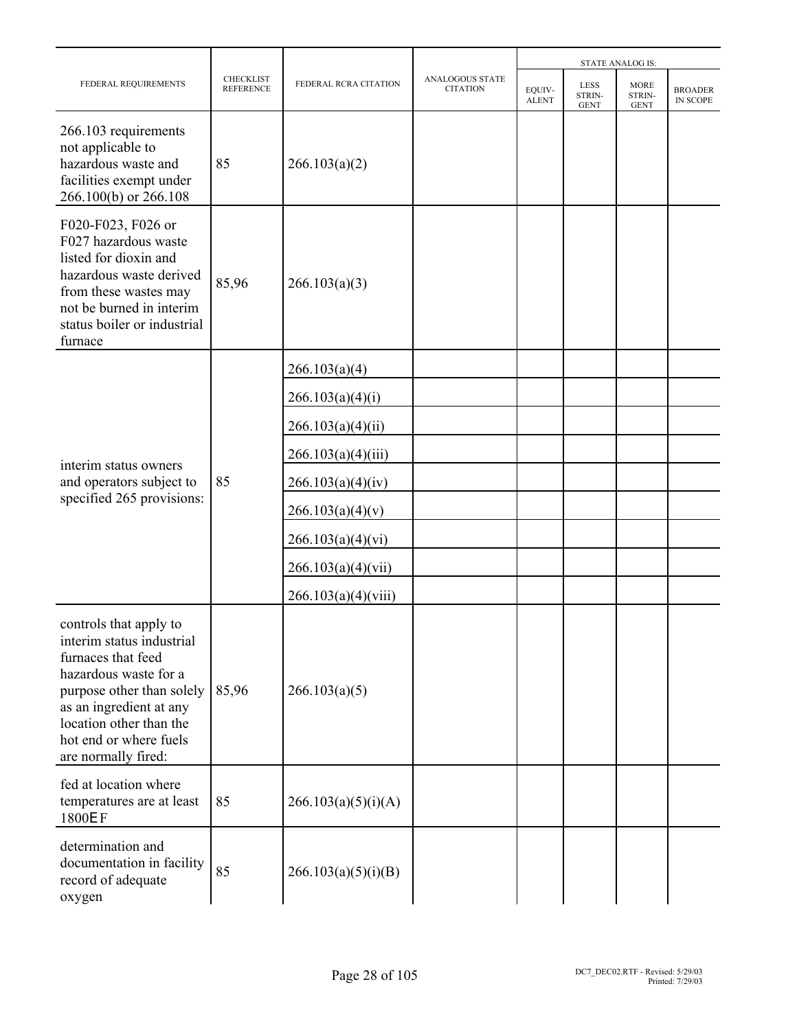| FEDERAL REQUIREMENTS | CHECKLIST REFERENCE | FEDERAL RCRA CITATION | ANALOGOUS STATE CITATION | STATE ANALOG IS: | | | |
|---|---|---|---|---|---|---|---|
| | | | | EQUIV-ALENT | LESS STRIN-GENT | MORE STRIN-GENT | BROADER IN SCOPE |
| 266.103 requirements not applicable to hazardous waste and facilities exempt under 266.100(b) or 266.108 | 85 | 266.103(a)(2) | | | | | |
| F020-F023, F026 or F027 hazardous waste listed for dioxin and hazardous waste derived from these wastes may not be burned in interim status boiler or industrial furnace | 85,96 | 266.103(a)(3) | | | | | |
| interim status owners and operators subject to specified 265 provisions: | 85 | 266.103(a)(4) | | | | | |
| | | 266.103(a)(4)(i) | | | | | |
| | | 266.103(a)(4)(ii) | | | | | |
| | | 266.103(a)(4)(iii) | | | | | |
| | | 266.103(a)(4)(iv) | | | | | |
| | | 266.103(a)(4)(v) | | | | | |
| | | 266.103(a)(4)(vi) | | | | | |
| | | 266.103(a)(4)(vii) | | | | | |
| | | 266.103(a)(4)(viii) | | | | | |
| controls that apply to interim status industrial furnaces that feed hazardous waste for a purpose other than solely as an ingredient at any location other than the hot end or where fuels are normally fired: | 85,96 | 266.103(a)(5) | | | | | |
| fed at location where temperatures are at least 1800EF | 85 | 266.103(a)(5)(i)(A) | | | | | |
| determination and documentation in facility record of adequate oxygen | 85 | 266.103(a)(5)(i)(B) | | | | | |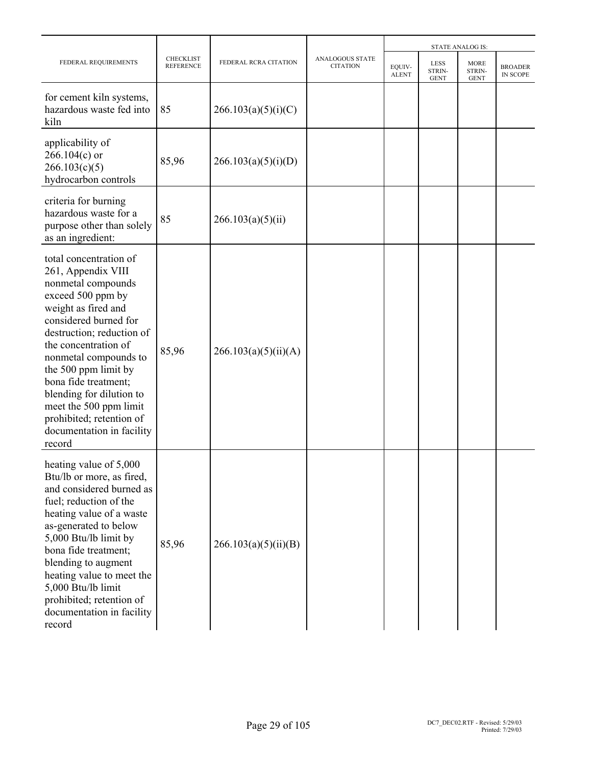| FEDERAL REQUIREMENTS | CHECKLIST REFERENCE | FEDERAL RCRA CITATION | ANALOGOUS STATE CITATION | STATE ANALOG IS: | | | |
|---|---|---|---|---|---|---|---|
| | | | | EQUIV-ALENT | LESS STRIN-GENT | MORE STRIN-GENT | BROADER IN SCOPE |
| for cement kiln systems, hazardous waste fed into kiln | 85 | 266.103(a)(5)(i)(C) | | | | | |
| applicability of 266.104(c) or 266.103(c)(5) hydrocarbon controls | 85,96 | 266.103(a)(5)(i)(D) | | | | | |
| criteria for burning hazardous waste for a purpose other than solely as an ingredient: | 85 | 266.103(a)(5)(ii) | | | | | |
| total concentration of 261, Appendix VIII nonmetal compounds exceed 500 ppm by weight as fired and considered burned for destruction; reduction of the concentration of nonmetal compounds to the 500 ppm limit by bona fide treatment; blending for dilution to meet the 500 ppm limit prohibited; retention of documentation in facility record | 85,96 | 266.103(a)(5)(ii)(A) | | | | | |
| heating value of 5,000 Btu/lb or more, as fired, and considered burned as fuel; reduction of the heating value of a waste as-generated to below 5,000 Btu/lb limit by bona fide treatment; blending to augment heating value to meet the 5,000 Btu/lb limit prohibited; retention of documentation in facility record | 85,96 | 266.103(a)(5)(ii)(B) | | | | | |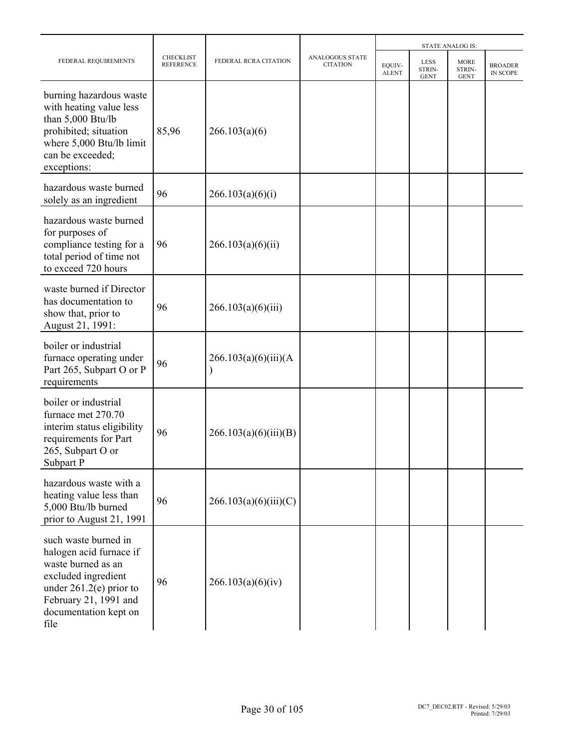| FEDERAL REQUIREMENTS | CHECKLIST REFERENCE | FEDERAL RCRA CITATION | ANALOGOUS STATE CITATION | STATE ANALOG IS: | | | |
|---|---|---|---|---|---|---|---|
| | | | | EQUIV-ALENT | LESS STRIN-GENT | MORE STRIN-GENT | BROADER IN SCOPE |
| burning hazardous waste with heating value less than 5,000 Btu/lb prohibited; situation where 5,000 Btu/lb limit can be exceeded; exceptions: | 85,96 | 266.103(a)(6) | | | | | |
| hazardous waste burned solely as an ingredient | 96 | 266.103(a)(6)(i) | | | | | |
| hazardous waste burned for purposes of compliance testing for a total period of time not to exceed 720 hours | 96 | 266.103(a)(6)(ii) | | | | | |
| waste burned if Director has documentation to show that, prior to August 21, 1991: | 96 | 266.103(a)(6)(iii) | | | | | |
| boiler or industrial furnace operating under Part 265, Subpart O or P requirements | 96 | 266.103(a)(6)(iii)(A) | | | | | |
| boiler or industrial furnace met 270.70 interim status eligibility requirements for Part 265, Subpart O or Subpart P | 96 | 266.103(a)(6)(iii)(B) | | | | | |
| hazardous waste with a heating value less than 5,000 Btu/lb burned prior to August 21, 1991 | 96 | 266.103(a)(6)(iii)(C) | | | | | |
| such waste burned in halogen acid furnace if waste burned as an excluded ingredient under 261.2(e) prior to February 21, 1991 and documentation kept on file | 96 | 266.103(a)(6)(iv) | | | | | |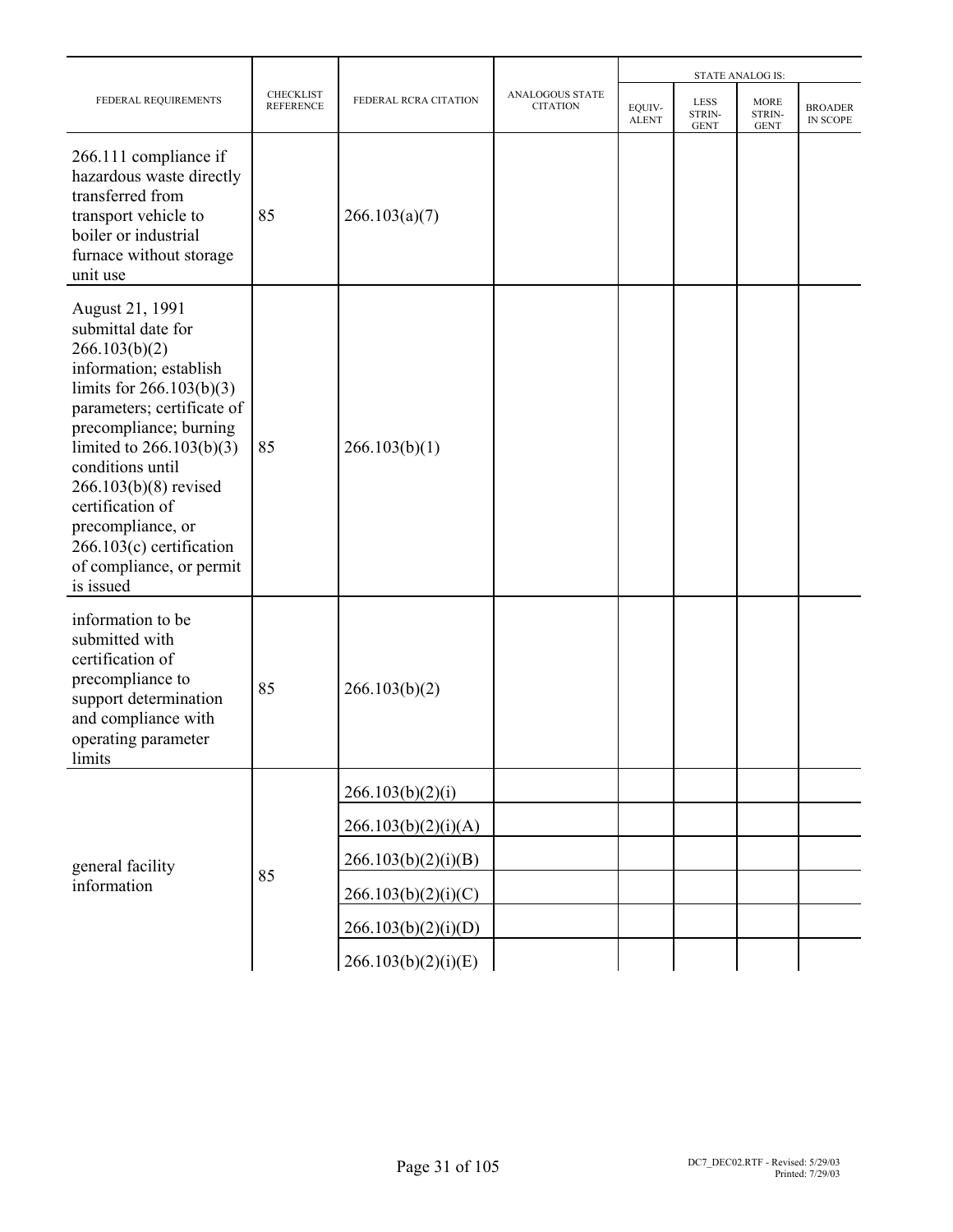| FEDERAL REQUIREMENTS | CHECKLIST REFERENCE | FEDERAL RCRA CITATION | ANALOGOUS STATE CITATION | STATE ANALOG IS: | | | |
|---|---|---|---|---|---|---|---|
| | | | | EQUIV-ALENT | LESS STRIN-GENT | MORE STRIN-GENT | BROADER IN SCOPE |
| 266.111 compliance if hazardous waste directly transferred from transport vehicle to boiler or industrial furnace without storage unit use | 85 | 266.103(a)(7) | | | | | |
| August 21, 1991 submittal date for 266.103(b)(2) information; establish limits for 266.103(b)(3) parameters; certificate of precompliance; burning limited to 266.103(b)(3) conditions until 266.103(b)(8) revised certification of precompliance, or 266.103(c) certification of compliance, or permit is issued | 85 | 266.103(b)(1) | | | | | |
| information to be submitted with certification of precompliance to support determination and compliance with operating parameter limits | 85 | 266.103(b)(2) | | | | | |
| general facility information | 85 | 266.103(b)(2)(i) | | | | | |
| | | 266.103(b)(2)(i)(A) | | | | | |
| | | 266.103(b)(2)(i)(B) | | | | | |
| | | 266.103(b)(2)(i)(C) | | | | | |
| | | 266.103(b)(2)(i)(D) | | | | | |
| | | 266.103(b)(2)(i)(E) | | | | | |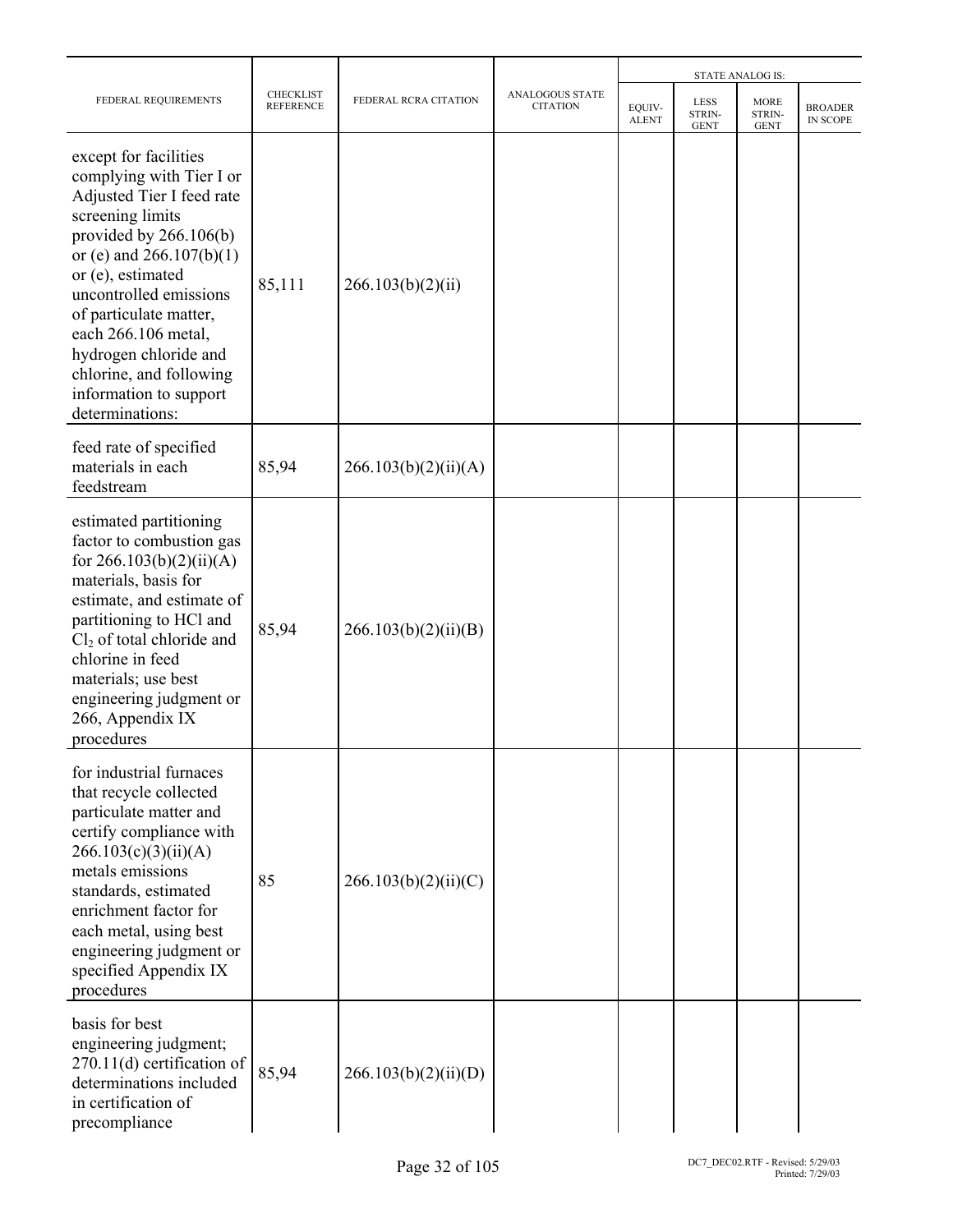| FEDERAL REQUIREMENTS | CHECKLIST REFERENCE | FEDERAL RCRA CITATION | ANALOGOUS STATE CITATION | STATE ANALOG IS: | | | |
|---|---|---|---|---|---|---|---|
| | | | | EQUIV-ALENT | LESS STRIN-GENT | MORE STRIN-GENT | BROADER IN SCOPE |
| except for facilities complying with Tier I or Adjusted Tier I feed rate screening limits provided by 266.106(b) or (e) and 266.107(b)(1) or (e), estimated uncontrolled emissions of particulate matter, each 266.106 metal, hydrogen chloride and chlorine, and following information to support determinations: | 85,111 | 266.103(b)(2)(ii) | | | | | |
| feed rate of specified materials in each feedstream | 85,94 | 266.103(b)(2)(ii)(A) | | | | | |
| estimated partitioning factor to combustion gas for 266.103(b)(2)(ii)(A) materials, basis for estimate, and estimate of partitioning to HCl and $Cl_2$ of total chloride and chlorine in feed materials; use best engineering judgment or 266, Appendix IX procedures | 85,94 | 266.103(b)(2)(ii)(B) | | | | | |
| for industrial furnaces that recycle collected particulate matter and certify compliance with 266.103(c)(3)(ii)(A) metals emissions standards, estimated enrichment factor for each metal, using best engineering judgment or specified Appendix IX procedures | 85 | 266.103(b)(2)(ii)(C) | | | | | |
| basis for best engineering judgment; 270.11(d) certification of determinations included in certification of precompliance | 85,94 | 266.103(b)(2)(ii)(D) | | | | | |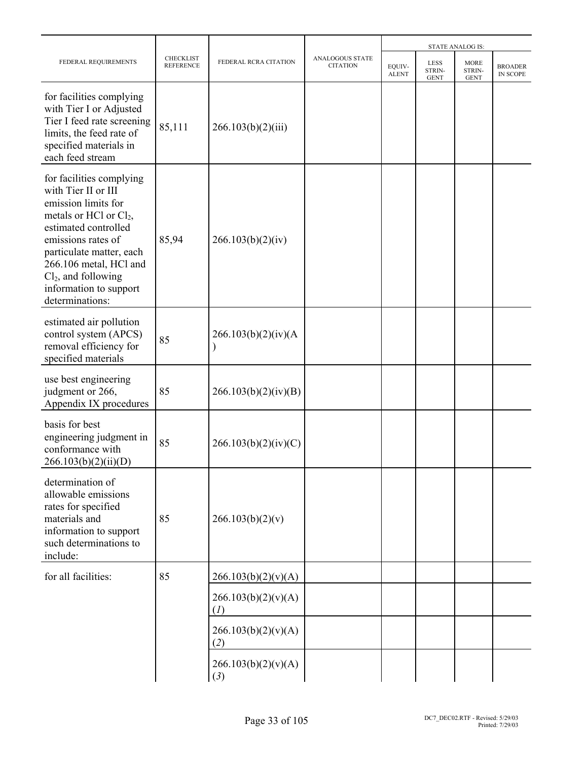| FEDERAL REQUIREMENTS | CHECKLIST REFERENCE | FEDERAL RCRA CITATION | ANALOGOUS STATE CITATION | STATE ANALOG IS: | | | |
|---|---|---|---|---|---|---|---|
| | | | | EQUIV-ALENT | LESS STRIN-GENT | MORE STRIN-GENT | BROADER IN SCOPE |
| for facilities complying with Tier I or Adjusted Tier I feed rate screening limits, the feed rate of specified materials in each feed stream | 85,111 | 266.103(b)(2)(iii) | | | | | |
| for facilities complying with Tier II or III emission limits for metals or HCl or $Cl_2$, estimated controlled emissions rates of particulate matter, each 266.106 metal, HCl and $Cl_2$, and following information to support determinations: | 85,94 | 266.103(b)(2)(iv) | | | | | |
| estimated air pollution control system (APCS) removal efficiency for specified materials | 85 | 266.103(b)(2)(iv)(A) | | | | | |
| use best engineering judgment or 266, Appendix IX procedures | 85 | 266.103(b)(2)(iv)(B) | | | | | |
| basis for best engineering judgment in conformance with 266.103(b)(2)(ii)(D) | 85 | 266.103(b)(2)(iv)(C) | | | | | |
| determination of allowable emissions rates for specified materials and information to support such determinations to include: | 85 | 266.103(b)(2)(v) | | | | | |
| for all facilities: | 85 | 266.103(b)(2)(v)(A) | | | | | |
| | | 266.103(b)(2)(v)(A)(*1*) | | | | | |
| | | 266.103(b)(2)(v)(A)(*2*) | | | | | |
| | | 266.103(b)(2)(v)(A)(*3*) | | | | | |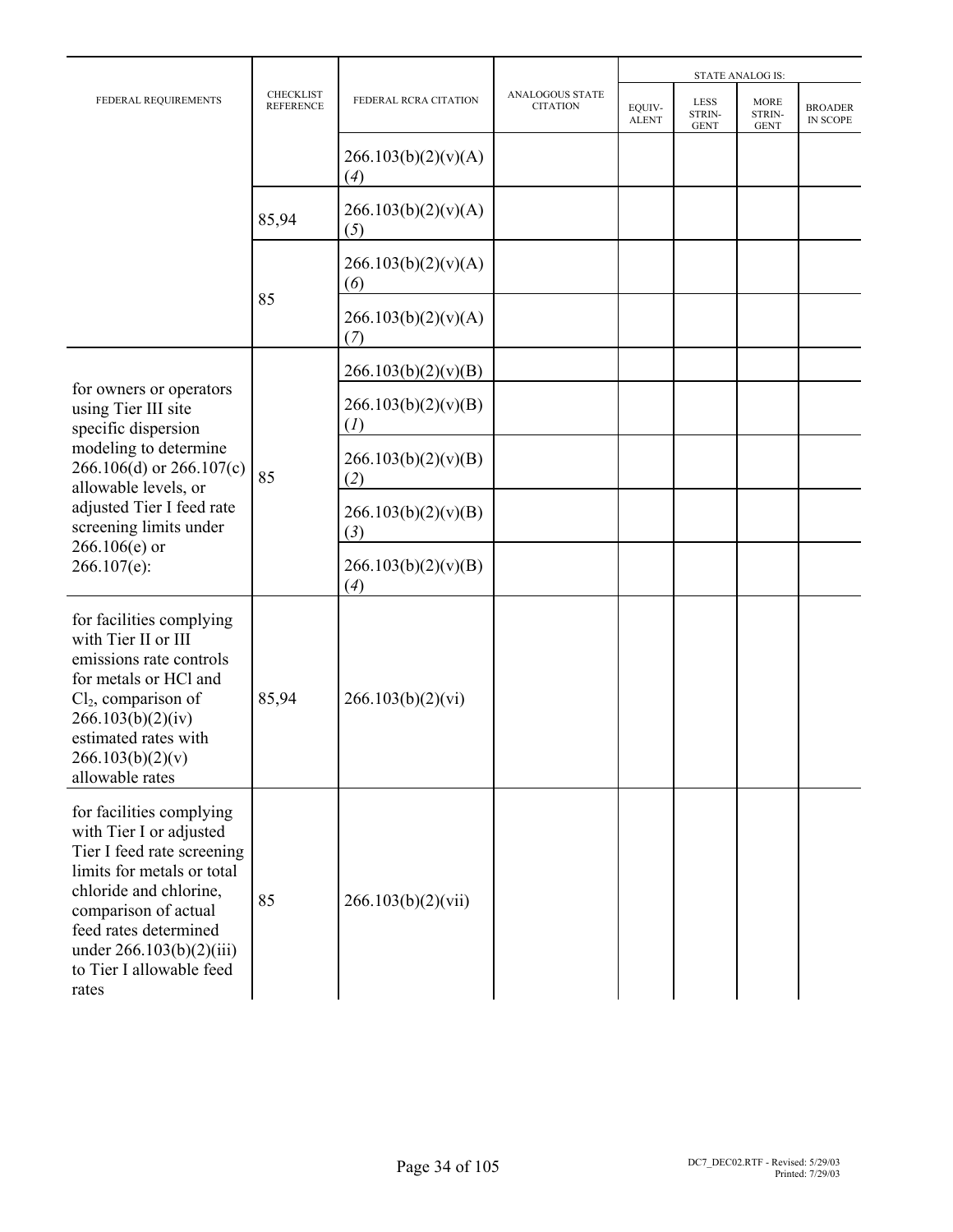| FEDERAL REQUIREMENTS | CHECKLIST REFERENCE | FEDERAL RCRA CITATION | ANALOGOUS STATE CITATION | STATE ANALOG IS: | | | |
|---|---|---|---|---|---|---|---|
| | | | | EQUIV-ALENT | LESS STRIN-GENT | MORE STRIN-GENT | BROADER IN SCOPE |
| | | 266.103(b)(2)(v)(A)(*4*) | | | | | |
| | 85,94 | 266.103(b)(2)(v)(A)(*5*) | | | | | |
| | 85 | 266.103(b)(2)(v)(A)(*6*) | | | | | |
| | | 266.103(b)(2)(v)(A)(*7*) | | | | | |
| for owners or operators using Tier III site specific dispersion modeling to determine 266.106(d) or 266.107(c) allowable levels, or adjusted Tier I feed rate screening limits under 266.106(e) or 266.107(e): | 85 | 266.103(b)(2)(v)(B) | | | | | |
| | | 266.103(b)(2)(v)(B)(*1*) | | | | | |
| | | 266.103(b)(2)(v)(B)(*2*) | | | | | |
| | | 266.103(b)(2)(v)(B)(*3*) | | | | | |
| | | 266.103(b)(2)(v)(B)(*4*) | | | | | |
| for facilities complying with Tier II or III emissions rate controls for metals or HCl and $Cl_2$, comparison of 266.103(b)(2)(iv) estimated rates with 266.103(b)(2)(v) allowable rates | 85,94 | 266.103(b)(2)(vi) | | | | | |
| for facilities complying with Tier I or adjusted Tier I feed rate screening limits for metals or total chloride and chlorine, comparison of actual feed rates determined under 266.103(b)(2)(iii) to Tier I allowable feed rates | 85 | 266.103(b)(2)(vii) | | | | | |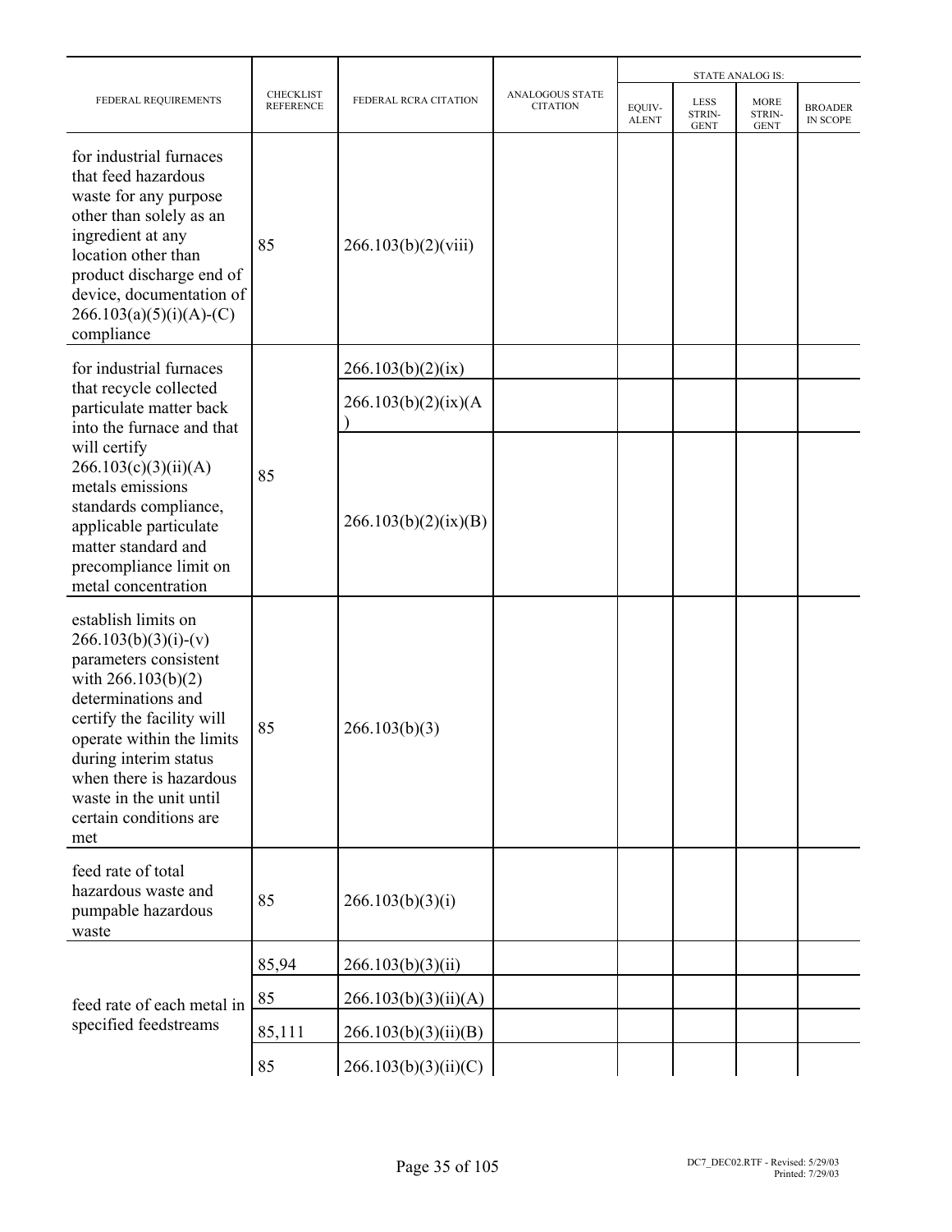| FEDERAL REQUIREMENTS | CHECKLIST REFERENCE | FEDERAL RCRA CITATION | ANALOGOUS STATE CITATION | STATE ANALOG IS: | | | |
|---|---|---|---|---|---|---|---|
| | | | | EQUIV-ALENT | LESS STRIN-GENT | MORE STRIN-GENT | BROADER IN SCOPE |
| for industrial furnaces that feed hazardous waste for any purpose other than solely as an ingredient at any location other than product discharge end of device, documentation of 266.103(a)(5)(i)(A)-(C) compliance | 85 | 266.103(b)(2)(viii) | | | | | |
| for industrial furnaces that recycle collected particulate matter back into the furnace and that will certify 266.103(c)(3)(ii)(A) metals emissions standards compliance, applicable particulate matter standard and precompliance limit on metal concentration | 85 | 266.103(b)(2)(ix) | | | | | |
| | | 266.103(b)(2)(ix)(A) | | | | | |
| | | 266.103(b)(2)(ix)(B) | | | | | |
| establish limits on 266.103(b)(3)(i)-(v) parameters consistent with 266.103(b)(2) determinations and certify the facility will operate within the limits during interim status when there is hazardous waste in the unit until certain conditions are met | 85 | 266.103(b)(3) | | | | | |
| feed rate of total hazardous waste and pumpable hazardous waste | 85 | 266.103(b)(3)(i) | | | | | |
| feed rate of each metal in specified feedstreams | 85,94 | 266.103(b)(3)(ii) | | | | | |
| | 85 | 266.103(b)(3)(ii)(A) | | | | | |
| | 85,111 | 266.103(b)(3)(ii)(B) | | | | | |
| | 85 | 266.103(b)(3)(ii)(C) | | | | | |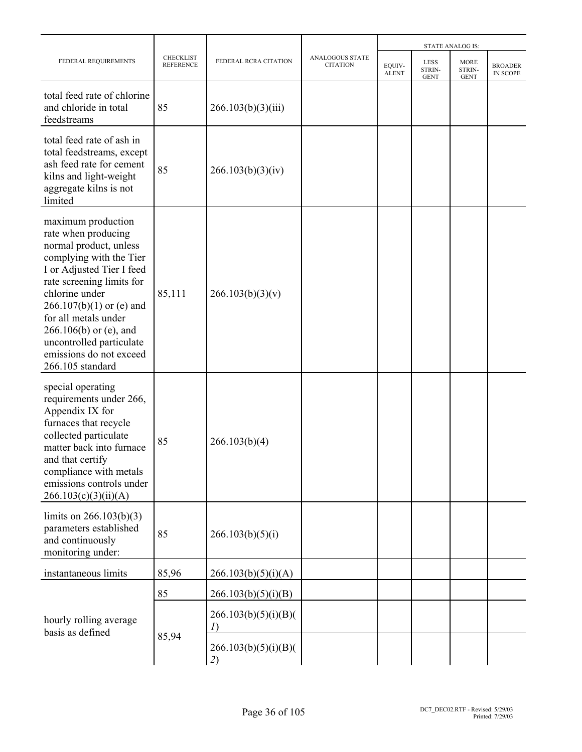| FEDERAL REQUIREMENTS | CHECKLIST REFERENCE | FEDERAL RCRA CITATION | ANALOGOUS STATE CITATION | STATE ANALOG IS: | | | |
|---|---|---|---|---|---|---|---|
| | | | | EQUIV-ALENT | LESS STRIN-GENT | MORE STRIN-GENT | BROADER IN SCOPE |
| total feed rate of chlorine and chloride in total feedstreams | 85 | 266.103(b)(3)(iii) | | | | | |
| total feed rate of ash in total feedstreams, except ash feed rate for cement kilns and light-weight aggregate kilns is not limited | 85 | 266.103(b)(3)(iv) | | | | | |
| maximum production rate when producing normal product, unless complying with the Tier I or Adjusted Tier I feed rate screening limits for chlorine under 266.107(b)(1) or (e) and for all metals under 266.106(b) or (e), and uncontrolled particulate emissions do not exceed 266.105 standard | 85,111 | 266.103(b)(3)(v) | | | | | |
| special operating requirements under 266, Appendix IX for furnaces that recycle collected particulate matter back into furnace and that certify compliance with metals emissions controls under 266.103(c)(3)(ii)(A) | 85 | 266.103(b)(4) | | | | | |
| limits on 266.103(b)(3) parameters established and continuously monitoring under: | 85 | 266.103(b)(5)(i) | | | | | |
| instantaneous limits | 85,96 | 266.103(b)(5)(i)(A) | | | | | |
| hourly rolling average basis as defined | 85 | 266.103(b)(5)(i)(B) | | | | | |
| | 85,94 | 266.103(b)(5)(i)(B)(*1*) | | | | | |
| | | 266.103(b)(5)(i)(B)(*2*) | | | | | |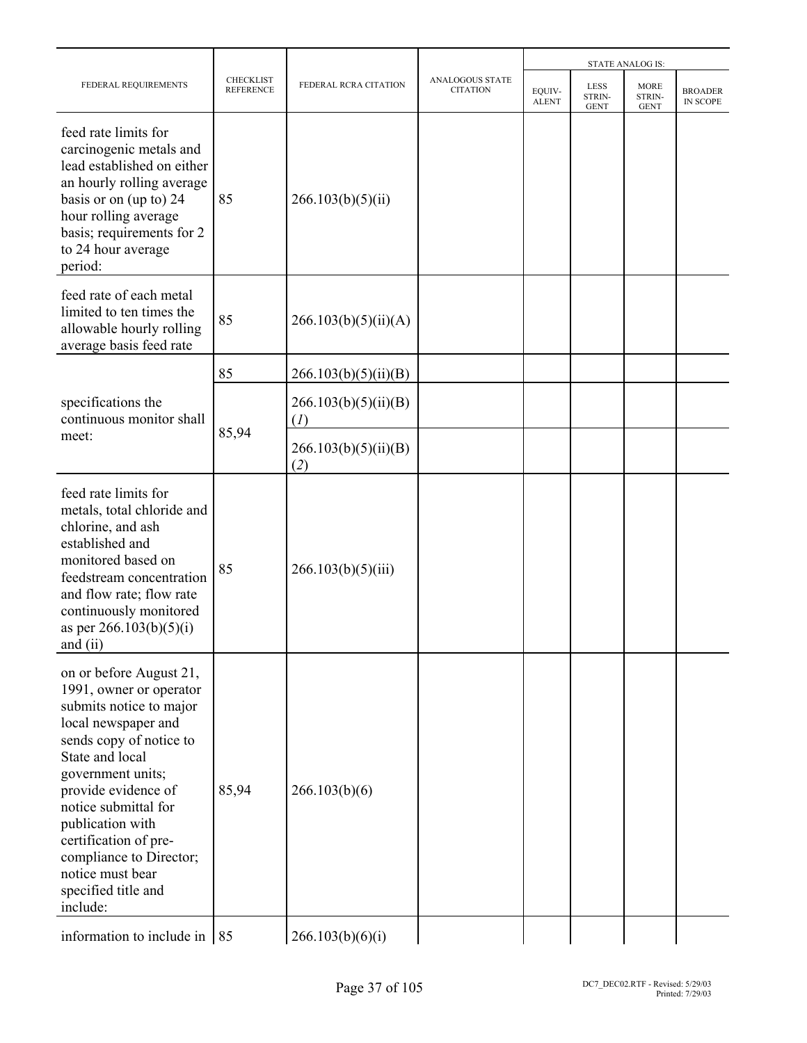| FEDERAL REQUIREMENTS | CHECKLIST REFERENCE | FEDERAL RCRA CITATION | ANALOGOUS STATE CITATION | STATE ANALOG IS: | | | |
|---|---|---|---|---|---|---|---|
| | | | | EQUIV-ALENT | LESS STRIN-GENT | MORE STRIN-GENT | BROADER IN SCOPE |
| feed rate limits for carcinogenic metals and lead established on either an hourly rolling average basis or on (up to) 24 hour rolling average basis; requirements for 2 to 24 hour average period: | 85 | 266.103(b)(5)(ii) | | | | | |
| feed rate of each metal limited to ten times the allowable hourly rolling average basis feed rate | 85 | 266.103(b)(5)(ii)(A) | | | | | |
| specifications the continuous monitor shall meet: | 85 | 266.103(b)(5)(ii)(B) | | | | | |
| | 85,94 | 266.103(b)(5)(ii)(B)(*1*) | | | | | |
| | | 266.103(b)(5)(ii)(B)(*2*) | | | | | |
| feed rate limits for metals, total chloride and chlorine, and ash established and monitored based on feedstream concentration and flow rate; flow rate continuously monitored as per 266.103(b)(5)(i) and (ii) | 85 | 266.103(b)(5)(iii) | | | | | |
| on or before August 21, 1991, owner or operator submits notice to major local newspaper and sends copy of notice to State and local government units; provide evidence of notice submittal for publication with certification of pre-compliance to Director; notice must bear specified title and include: | 85,94 | 266.103(b)(6) | | | | | |
| information to include in | 85 | 266.103(b)(6)(i) | | | | | |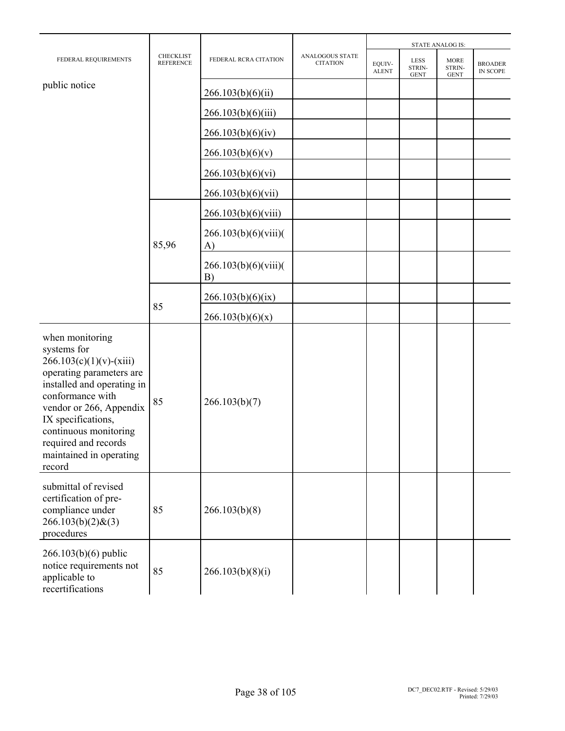| FEDERAL REQUIREMENTS | CHECKLIST REFERENCE | FEDERAL RCRA CITATION | ANALOGOUS STATE CITATION | STATE ANALOG IS: | | | |
|---|---|---|---|---|---|---|---|
| | | | | EQUIV-ALENT | LESS STRIN-GENT | MORE STRIN-GENT | BROADER IN SCOPE |
| public notice | | 266.103(b)(6)(ii) | | | | | |
| | | 266.103(b)(6)(iii) | | | | | |
| | | 266.103(b)(6)(iv) | | | | | |
| | | 266.103(b)(6)(v) | | | | | |
| | | 266.103(b)(6)(vi) | | | | | |
| | | 266.103(b)(6)(vii) | | | | | |
| | 85,96 | 266.103(b)(6)(viii) | | | | | |
| | | 266.103(b)(6)(viii)(A) | | | | | |
| | | 266.103(b)(6)(viii)(B) | | | | | |
| | 85 | 266.103(b)(6)(ix) | | | | | |
| | | 266.103(b)(6)(x) | | | | | |
| when monitoring systems for 266.103(c)(1)(v)-(xiii) operating parameters are installed and operating in conformance with vendor or 266, Appendix IX specifications, continuous monitoring required and records maintained in operating record | 85 | 266.103(b)(7) | | | | | |
| submittal of revised certification of pre-compliance under 266.103(b)(2)&(3) procedures | 85 | 266.103(b)(8) | | | | | |
| 266.103(b)(6) public notice requirements not applicable to recertifications | 85 | 266.103(b)(8)(i) | | | | | |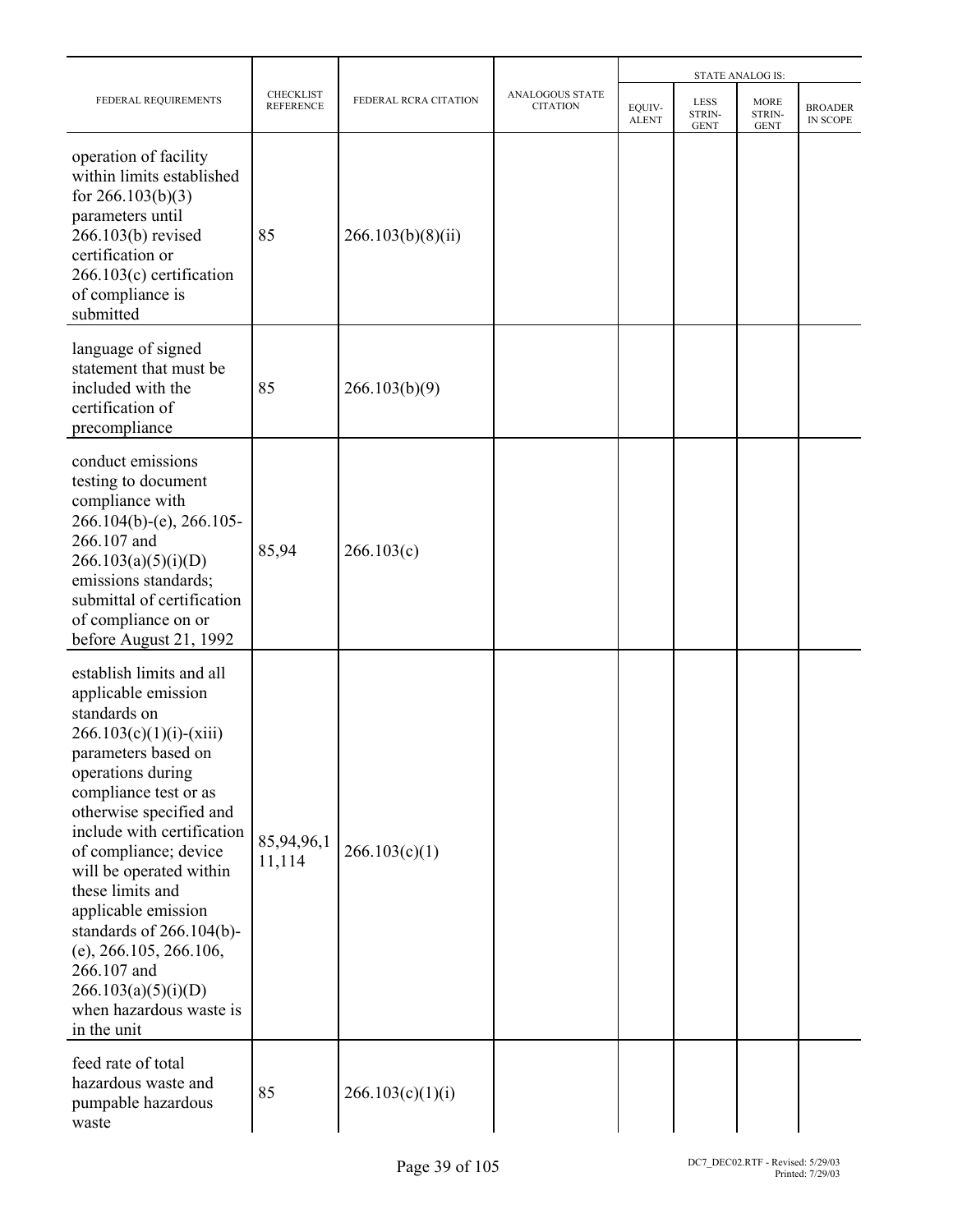| FEDERAL REQUIREMENTS | CHECKLIST REFERENCE | FEDERAL RCRA CITATION | ANALOGOUS STATE CITATION | STATE ANALOG IS: | | | |
|---|---|---|---|---|---|---|---|
| | | | | EQUIV-ALENT | LESS STRIN-GENT | MORE STRIN-GENT | BROADER IN SCOPE |
| operation of facility within limits established for 266.103(b)(3) parameters until 266.103(b) revised certification or 266.103(c) certification of compliance is submitted | 85 | 266.103(b)(8)(ii) | | | | | |
| language of signed statement that must be included with the certification of precompliance | 85 | 266.103(b)(9) | | | | | |
| conduct emissions testing to document compliance with 266.104(b)-(e), 266.105-266.107 and 266.103(a)(5)(i)(D) emissions standards; submittal of certification of compliance on or before August 21, 1992 | 85,94 | 266.103(c) | | | | | |
| establish limits and all applicable emission standards on 266.103(c)(1)(i)-(xiii) parameters based on operations during compliance test or as otherwise specified and include with certification of compliance; device will be operated within these limits and applicable emission standards of 266.104(b)-(e), 266.105, 266.106, 266.107 and 266.103(a)(5)(i)(D) when hazardous waste is in the unit | 85,94,96,111,114 | 266.103(c)(1) | | | | | |
| feed rate of total hazardous waste and pumpable hazardous waste | 85 | 266.103(c)(1)(i) | | | | | |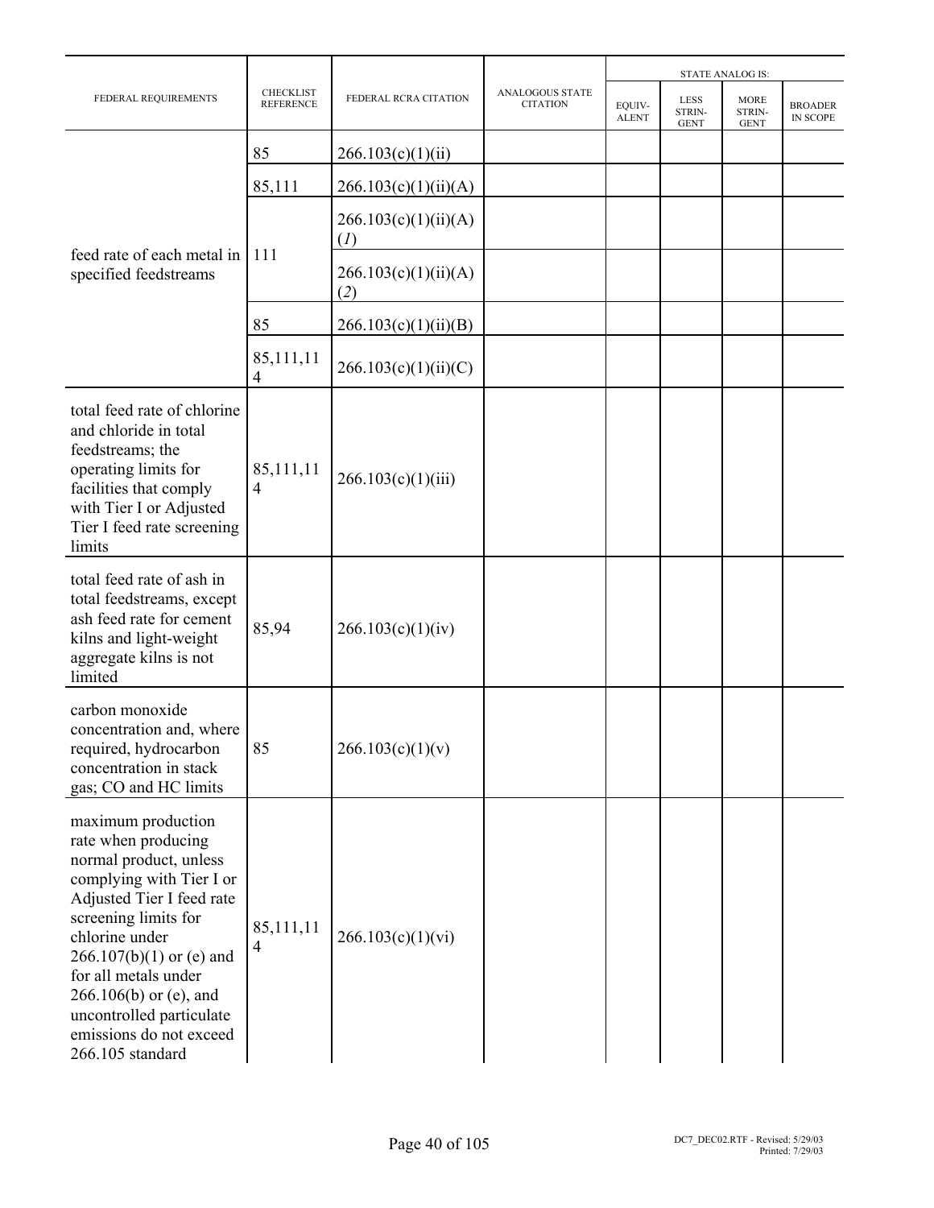| FEDERAL REQUIREMENTS | CHECKLIST REFERENCE | FEDERAL RCRA CITATION | ANALOGOUS STATE CITATION | STATE ANALOG IS: | | | |
|---|---|---|---|---|---|---|---|
| | | | | EQUIV-ALENT | LESS STRIN-GENT | MORE STRIN-GENT | BROADER IN SCOPE |
| feed rate of each metal in specified feedstreams | 85 | 266.103(c)(1)(ii) | | | | | |
| | 85,111 | 266.103(c)(1)(ii)(A) | | | | | |
| | 111 | 266.103(c)(1)(ii)(A)(*1*) | | | | | |
| | | 266.103(c)(1)(ii)(A)(*2*) | | | | | |
| | 85 | 266.103(c)(1)(ii)(B) | | | | | |
| | 85,111,114 | 266.103(c)(1)(ii)(C) | | | | | |
| total feed rate of chlorine and chloride in total feedstreams; the operating limits for facilities that comply with Tier I or Adjusted Tier I feed rate screening limits | 85,111,114 | 266.103(c)(1)(iii) | | | | | |
| total feed rate of ash in total feedstreams, except ash feed rate for cement kilns and light-weight aggregate kilns is not limited | 85,94 | 266.103(c)(1)(iv) | | | | | |
| carbon monoxide concentration and, where required, hydrocarbon concentration in stack gas; CO and HC limits | 85 | 266.103(c)(1)(v) | | | | | |
| maximum production rate when producing normal product, unless complying with Tier I or Adjusted Tier I feed rate screening limits for chlorine under 266.107(b)(1) or (e) and for all metals under 266.106(b) or (e), and uncontrolled particulate emissions do not exceed 266.105 standard | 85,111,114 | 266.103(c)(1)(vi) | | | | | |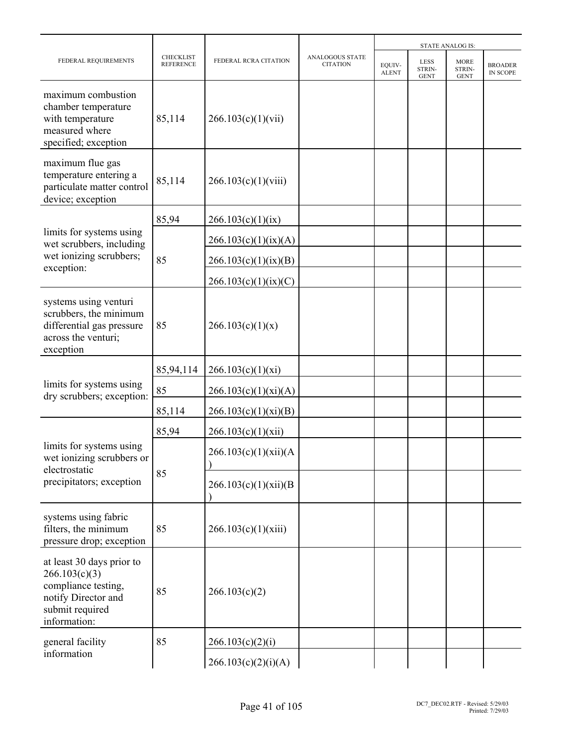| FEDERAL REQUIREMENTS | CHECKLIST REFERENCE | FEDERAL RCRA CITATION | ANALOGOUS STATE CITATION | STATE ANALOG IS: EQUIV-ALENT | LESS STRIN-GENT | MORE STRIN-GENT | BROADER IN SCOPE |
|---|---|---|---|---|---|---|---|
| maximum combustion chamber temperature with temperature measured where specified; exception | 85,114 | 266.103(c)(1)(vii) | | | | | |
| maximum flue gas temperature entering a particulate matter control device; exception | 85,114 | 266.103(c)(1)(viii) | | | | | |
| limits for systems using wet scrubbers, including wet ionizing scrubbers; exception: | 85,94 | 266.103(c)(1)(ix) | | | | | |
| | 85 | 266.103(c)(1)(ix)(A) | | | | | |
| | | 266.103(c)(1)(ix)(B) | | | | | |
| | | 266.103(c)(1)(ix)(C) | | | | | |
| systems using venturi scrubbers, the minimum differential gas pressure across the venturi; exception | 85 | 266.103(c)(1)(x) | | | | | |
| limits for systems using dry scrubbers; exception: | 85,94,114 | 266.103(c)(1)(xi) | | | | | |
| | 85 | 266.103(c)(1)(xi)(A) | | | | | |
| | 85,114 | 266.103(c)(1)(xi)(B) | | | | | |
| limits for systems using wet ionizing scrubbers or electrostatic precipitators; exception | 85,94 | 266.103(c)(1)(xii) | | | | | |
| | 85 | 266.103(c)(1)(xii)(A) | | | | | |
| | | 266.103(c)(1)(xii)(B) | | | | | |
| systems using fabric filters, the minimum pressure drop; exception | 85 | 266.103(c)(1)(xiii) | | | | | |
| at least 30 days prior to 266.103(c)(3) compliance testing, notify Director and submit required information: | 85 | 266.103(c)(2) | | | | | |
| general facility information | 85 | 266.103(c)(2)(i) | | | | | |
| | | 266.103(c)(2)(i)(A) | | | | | |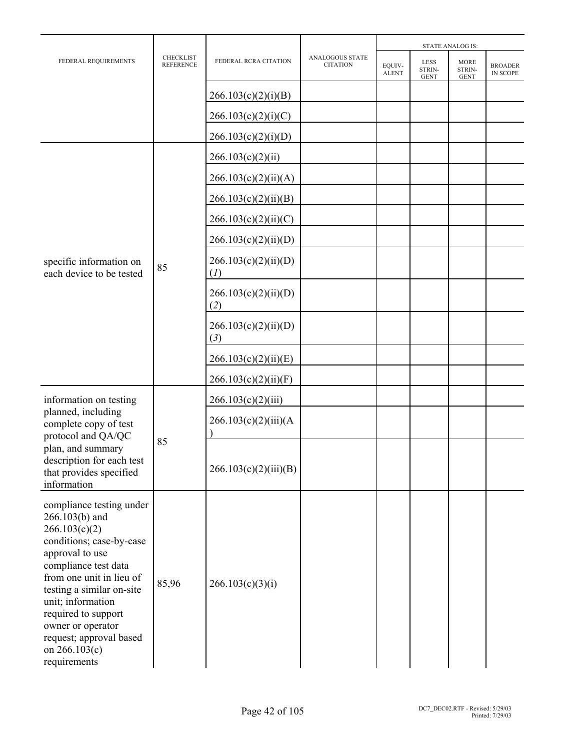| FEDERAL REQUIREMENTS | CHECKLIST REFERENCE | FEDERAL RCRA CITATION | ANALOGOUS STATE CITATION | STATE ANALOG IS: | | | |
|---|---|---|---|---|---|---|---|
| | | | | EQUIV-ALENT | LESS STRIN-GENT | MORE STRIN-GENT | BROADER IN SCOPE |
| | | 266.103(c)(2)(i)(B) | | | | | |
| | | 266.103(c)(2)(i)(C) | | | | | |
| | | 266.103(c)(2)(i)(D) | | | | | |
| specific information on each device to be tested | 85 | 266.103(c)(2)(ii) | | | | | |
| | | 266.103(c)(2)(ii)(A) | | | | | |
| | | 266.103(c)(2)(ii)(B) | | | | | |
| | | 266.103(c)(2)(ii)(C) | | | | | |
| | | 266.103(c)(2)(ii)(D) | | | | | |
| | | 266.103(c)(2)(ii)(D)(*1*) | | | | | |
| | | 266.103(c)(2)(ii)(D)(*2*) | | | | | |
| | | 266.103(c)(2)(ii)(D)(*3*) | | | | | |
| | | 266.103(c)(2)(ii)(E) | | | | | |
| | | 266.103(c)(2)(ii)(F) | | | | | |
| information on testing planned, including complete copy of test protocol and QA/QC plan, and summary description for each test that provides specified information | 85 | 266.103(c)(2)(iii) | | | | | |
| | | 266.103(c)(2)(iii)(A) | | | | | |
| | | 266.103(c)(2)(iii)(B) | | | | | |
| compliance testing under 266.103(b) and 266.103(c)(2) conditions; case-by-case approval to use compliance test data from one unit in lieu of testing a similar on-site unit; information required to support owner or operator request; approval based on 266.103(c) requirements | 85,96 | 266.103(c)(3)(i) | | | | | |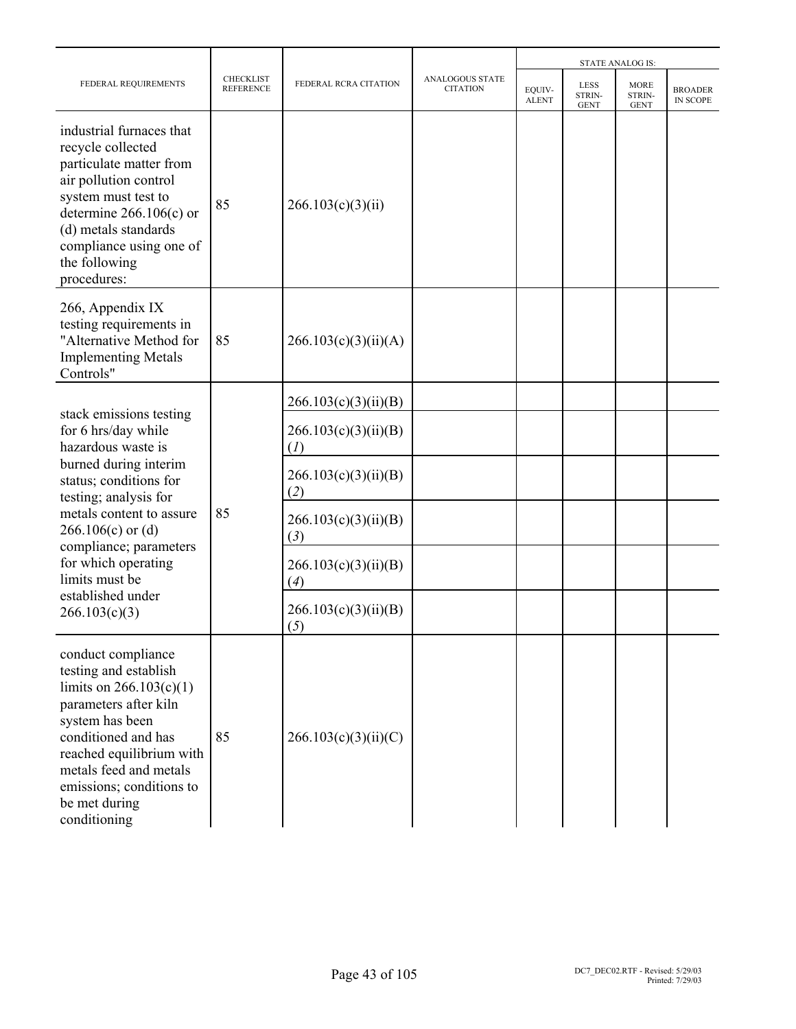| FEDERAL REQUIREMENTS | CHECKLIST REFERENCE | FEDERAL RCRA CITATION | ANALOGOUS STATE CITATION | STATE ANALOG IS: | | | |
|---|---|---|---|---|---|---|---|
| | | | | EQUIV-ALENT | LESS STRIN-GENT | MORE STRIN-GENT | BROADER IN SCOPE |
| industrial furnaces that recycle collected particulate matter from air pollution control system must test to determine 266.106(c) or (d) metals standards compliance using one of the following procedures: | 85 | 266.103(c)(3)(ii) | | | | | |
| 266, Appendix IX testing requirements in "Alternative Method for Implementing Metals Controls" | 85 | 266.103(c)(3)(ii)(A) | | | | | |
| stack emissions testing for 6 hrs/day while hazardous waste is burned during interim status; conditions for testing; analysis for metals content to assure 266.106(c) or (d) compliance; parameters for which operating limits must be established under 266.103(c)(3) | 85 | 266.103(c)(3)(ii)(B) | | | | | |
| | | 266.103(c)(3)(ii)(B)(*1*) | | | | | |
| | | 266.103(c)(3)(ii)(B)(*2*) | | | | | |
| | | 266.103(c)(3)(ii)(B)(*3*) | | | | | |
| | | 266.103(c)(3)(ii)(B)(*4*) | | | | | |
| | | 266.103(c)(3)(ii)(B)(*5*) | | | | | |
| conduct compliance testing and establish limits on 266.103(c)(1) parameters after kiln system has been conditioned and has reached equilibrium with metals feed and metals emissions; conditions to be met during conditioning | 85 | 266.103(c)(3)(ii)(C) | | | | | |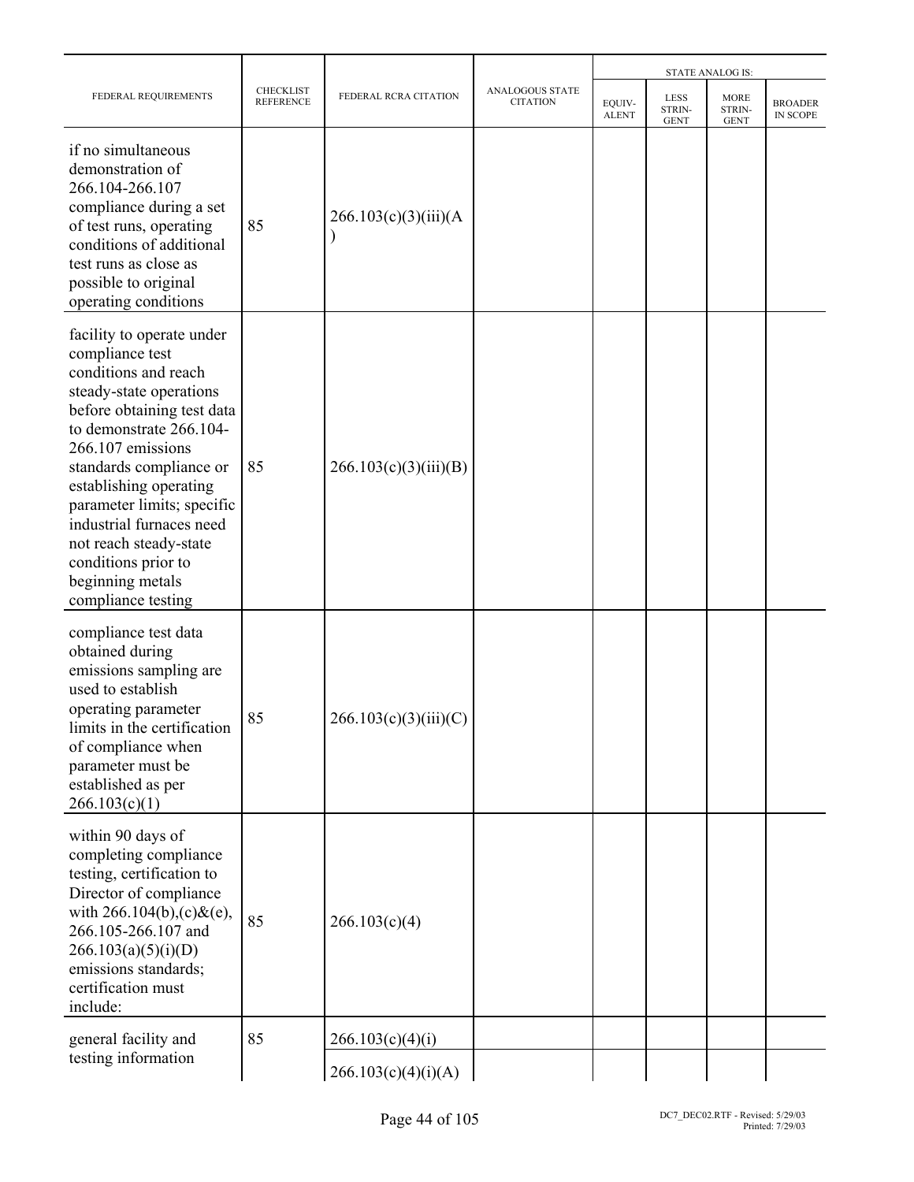| FEDERAL REQUIREMENTS | CHECKLIST REFERENCE | FEDERAL RCRA CITATION | ANALOGOUS STATE CITATION | STATE ANALOG IS: | | | |
|---|---|---|---|---|---|---|---|
| | | | | EQUIV-ALENT | LESS STRIN-GENT | MORE STRIN-GENT | BROADER IN SCOPE |
| if no simultaneous demonstration of 266.104-266.107 compliance during a set of test runs, operating conditions of additional test runs as close as possible to original operating conditions | 85 | 266.103(c)(3)(iii)(A) | | | | | |
| facility to operate under compliance test conditions and reach steady-state operations before obtaining test data to demonstrate 266.104-266.107 emissions standards compliance or establishing operating parameter limits; specific industrial furnaces need not reach steady-state conditions prior to beginning metals compliance testing | 85 | 266.103(c)(3)(iii)(B) | | | | | |
| compliance test data obtained during emissions sampling are used to establish operating parameter limits in the certification of compliance when parameter must be established as per 266.103(c)(1) | 85 | 266.103(c)(3)(iii)(C) | | | | | |
| within 90 days of completing compliance testing, certification to Director of compliance with 266.104(b),(c)&(e), 266.105-266.107 and 266.103(a)(5)(i)(D) emissions standards; certification must include: | 85 | 266.103(c)(4) | | | | | |
| general facility and testing information | 85 | 266.103(c)(4)(i) | | | | | |
| | | 266.103(c)(4)(i)(A) | | | | | |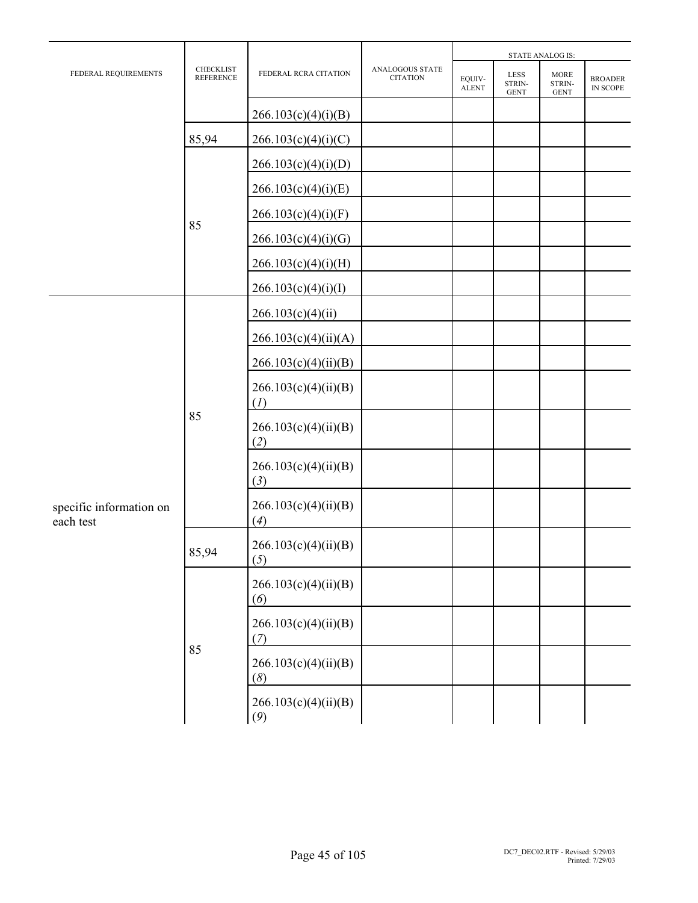| FEDERAL REQUIREMENTS | CHECKLIST REFERENCE | FEDERAL RCRA CITATION | ANALOGOUS STATE CITATION | STATE ANALOG IS: | | | |
|---|---|---|---|---|---|---|---|
| | | | | EQUIV-ALENT | LESS STRIN-GENT | MORE STRIN-GENT | BROADER IN SCOPE |
| | | 266.103(c)(4)(i)(B) | | | | | |
| | 85,94 | 266.103(c)(4)(i)(C) | | | | | |
| | 85 | 266.103(c)(4)(i)(D) | | | | | |
| | | 266.103(c)(4)(i)(E) | | | | | |
| | | 266.103(c)(4)(i)(F) | | | | | |
| | | 266.103(c)(4)(i)(G) | | | | | |
| | | 266.103(c)(4)(i)(H) | | | | | |
| | | 266.103(c)(4)(i)(I) | | | | | |
| specific information on each test | 85 | 266.103(c)(4)(ii) | | | | | |
| | | 266.103(c)(4)(ii)(A) | | | | | |
| | | 266.103(c)(4)(ii)(B) | | | | | |
| | | 266.103(c)(4)(ii)(B)(*1*) | | | | | |
| | | 266.103(c)(4)(ii)(B)(*2*) | | | | | |
| | | 266.103(c)(4)(ii)(B)(*3*) | | | | | |
| | | 266.103(c)(4)(ii)(B)(*4*) | | | | | |
| | 85,94 | 266.103(c)(4)(ii)(B)(*5*) | | | | | |
| | 85 | 266.103(c)(4)(ii)(B)(*6*) | | | | | |
| | | 266.103(c)(4)(ii)(B)(*7*) | | | | | |
| | | 266.103(c)(4)(ii)(B)(*8*) | | | | | |
| | | 266.103(c)(4)(ii)(B)(*9*) | | | | | |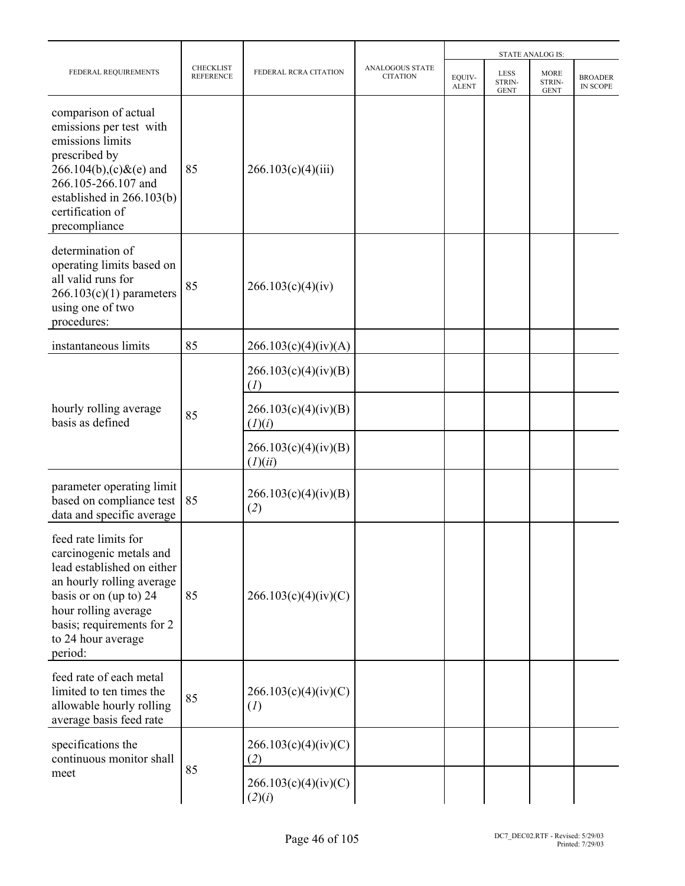| FEDERAL REQUIREMENTS | CHECKLIST REFERENCE | FEDERAL RCRA CITATION | ANALOGOUS STATE CITATION | STATE ANALOG IS: | | | |
|---|---|---|---|---|---|---|---|
| | | | | EQUIV-ALENT | LESS STRIN-GENT | MORE STRIN-GENT | BROADER IN SCOPE |
| comparison of actual emissions per test with emissions limits prescribed by 266.104(b),(c)&(e) and 266.105-266.107 and established in 266.103(b) certification of precompliance | 85 | 266.103(c)(4)(iii) | | | | | |
| determination of operating limits based on all valid runs for 266.103(c)(1) parameters using one of two procedures: | 85 | 266.103(c)(4)(iv) | | | | | |
| instantaneous limits | 85 | 266.103(c)(4)(iv)(A) | | | | | |
| hourly rolling average basis as defined | 85 | 266.103(c)(4)(iv)(B)(*1*) | | | | | |
| | | 266.103(c)(4)(iv)(B)(*1*)(*i*) | | | | | |
| | | 266.103(c)(4)(iv)(B)(*1*)(*ii*) | | | | | |
| parameter operating limit based on compliance test data and specific average | 85 | 266.103(c)(4)(iv)(B)(*2*) | | | | | |
| feed rate limits for carcinogenic metals and lead established on either an hourly rolling average basis or on (up to) 24 hour rolling average basis; requirements for 2 to 24 hour average period: | 85 | 266.103(c)(4)(iv)(C) | | | | | |
| feed rate of each metal limited to ten times the allowable hourly rolling average basis feed rate | 85 | 266.103(c)(4)(iv)(C)(*1*) | | | | | |
| specifications the continuous monitor shall meet | 85 | 266.103(c)(4)(iv)(C)(*2*) | | | | | |
| | | 266.103(c)(4)(iv)(C)(*2*)(*i*) | | | | | |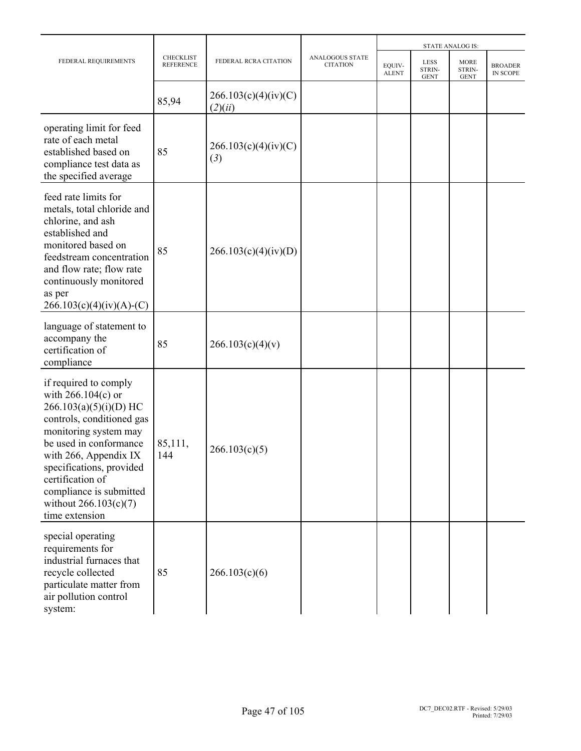| FEDERAL REQUIREMENTS | CHECKLIST REFERENCE | FEDERAL RCRA CITATION | ANALOGOUS STATE CITATION | STATE ANALOG IS: | | | |
|---|---|---|---|---|---|---|---|
| | | | | EQUIV-ALENT | LESS STRIN-GENT | MORE STRIN-GENT | BROADER IN SCOPE |
| | 85,94 | 266.103(c)(4)(iv)(C)(*2*)(*ii*) | | | | | |
| operating limit for feed rate of each metal established based on compliance test data as the specified average | 85 | 266.103(c)(4)(iv)(C)(*3*) | | | | | |
| feed rate limits for metals, total chloride and chlorine, and ash established and monitored based on feedstream concentration and flow rate; flow rate continuously monitored as per 266.103(c)(4)(iv)(A)-(C) | 85 | 266.103(c)(4)(iv)(D) | | | | | |
| language of statement to accompany the certification of compliance | 85 | 266.103(c)(4)(v) | | | | | |
| if required to comply with 266.104(c) or 266.103(a)(5)(i)(D) HC controls, conditioned gas monitoring system may be used in conformance with 266, Appendix IX specifications, provided certification of compliance is submitted without 266.103(c)(7) time extension | 85,111, 144 | 266.103(c)(5) | | | | | |
| special operating requirements for industrial furnaces that recycle collected particulate matter from air pollution control system: | 85 | 266.103(c)(6) | | | | | |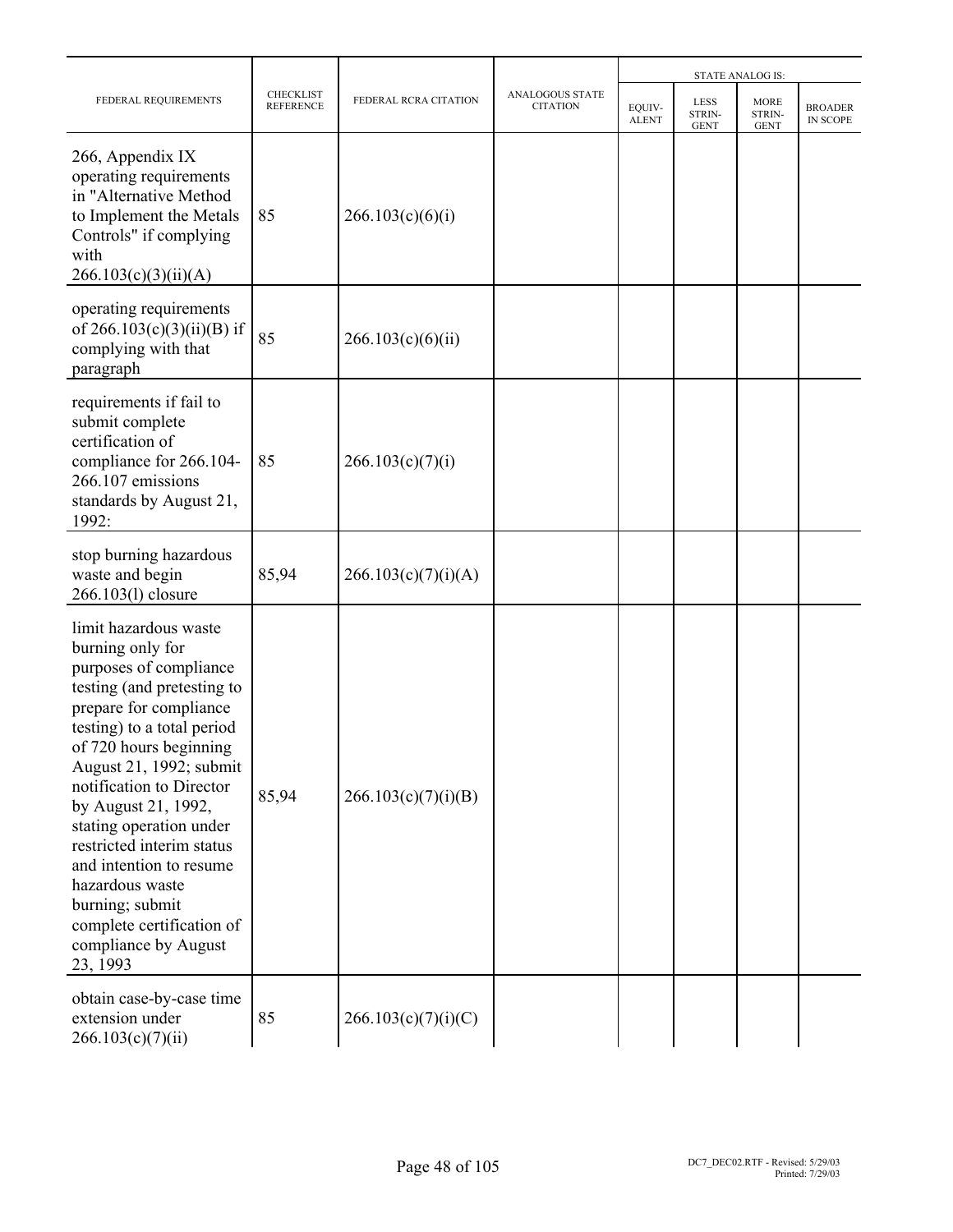| FEDERAL REQUIREMENTS | CHECKLIST REFERENCE | FEDERAL RCRA CITATION | ANALOGOUS STATE CITATION | STATE ANALOG IS: | | | |
|---|---|---|---|---|---|---|---|
| | | | | EQUIV-ALENT | LESS STRIN-GENT | MORE STRIN-GENT | BROADER IN SCOPE |
| 266, Appendix IX operating requirements in "Alternative Method to Implement the Metals Controls" if complying with 266.103(c)(3)(ii)(A) | 85 | 266.103(c)(6)(i) | | | | | |
| operating requirements of 266.103(c)(3)(ii)(B) if complying with that paragraph | 85 | 266.103(c)(6)(ii) | | | | | |
| requirements if fail to submit complete certification of compliance for 266.104-266.107 emissions standards by August 21, 1992: | 85 | 266.103(c)(7)(i) | | | | | |
| stop burning hazardous waste and begin 266.103(l) closure | 85,94 | 266.103(c)(7)(i)(A) | | | | | |
| limit hazardous waste burning only for purposes of compliance testing (and pretesting to prepare for compliance testing) to a total period of 720 hours beginning August 21, 1992; submit notification to Director by August 21, 1992, stating operation under restricted interim status and intention to resume hazardous waste burning; submit complete certification of compliance by August 23, 1993 | 85,94 | 266.103(c)(7)(i)(B) | | | | | |
| obtain case-by-case time extension under 266.103(c)(7)(ii) | 85 | 266.103(c)(7)(i)(C) | | | | | |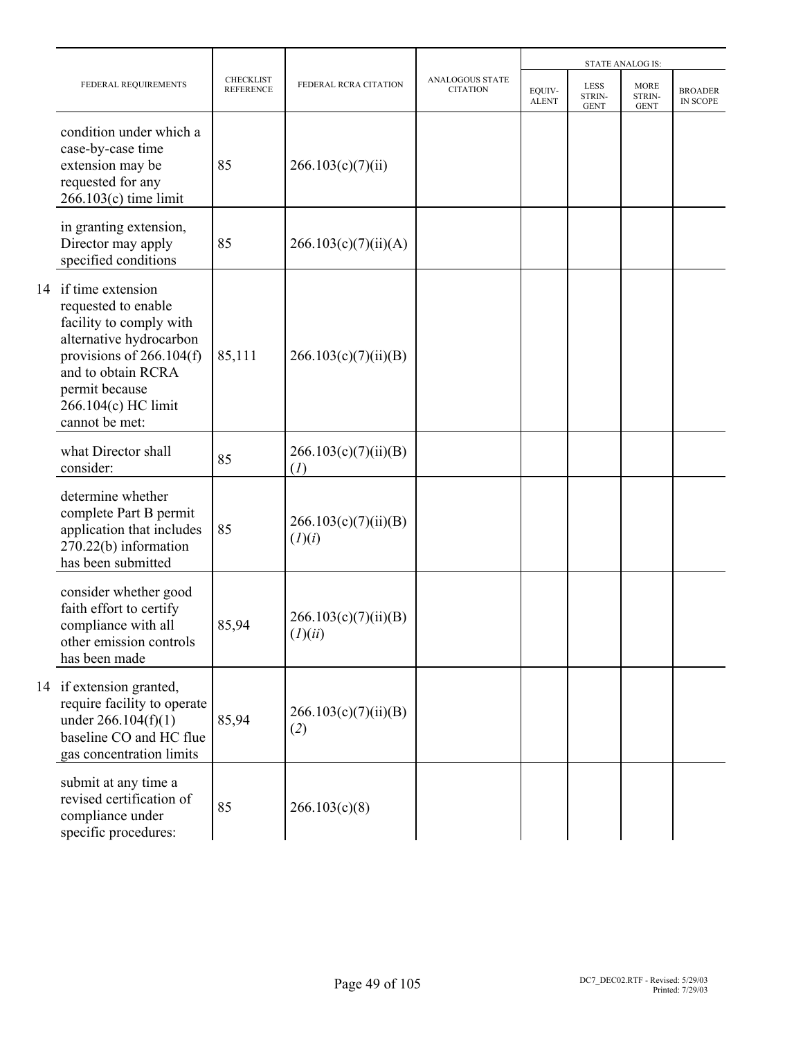| FEDERAL REQUIREMENTS | CHECKLIST REFERENCE | FEDERAL RCRA CITATION | ANALOGOUS STATE CITATION | STATE ANALOG IS: EQUIV-ALENT | LESS STRIN-GENT | MORE STRIN-GENT | BROADER IN SCOPE |
|---|---|---|---|---|---|---|---|
| condition under which a case-by-case time extension may be requested for any 266.103(c) time limit | 85 | 266.103(c)(7)(ii) | | | | | |
| in granting extension, Director may apply specified conditions | 85 | 266.103(c)(7)(ii)(A) | | | | | |
| 14 if time extension requested to enable facility to comply with alternative hydrocarbon provisions of 266.104(f) and to obtain RCRA permit because 266.104(c) HC limit cannot be met: | 85,111 | 266.103(c)(7)(ii)(B) | | | | | |
| what Director shall consider: | 85 | 266.103(c)(7)(ii)(B)(*1*) | | | | | |
| determine whether complete Part B permit application that includes 270.22(b) information has been submitted | 85 | 266.103(c)(7)(ii)(B)(*1*)(*i*) | | | | | |
| consider whether good faith effort to certify compliance with all other emission controls has been made | 85,94 | 266.103(c)(7)(ii)(B)(*1*)(*ii*) | | | | | |
| 14 if extension granted, require facility to operate under 266.104(f)(1) baseline CO and HC flue gas concentration limits | 85,94 | 266.103(c)(7)(ii)(B)(*2*) | | | | | |
| submit at any time a revised certification of compliance under specific procedures: | 85 | 266.103(c)(8) | | | | | |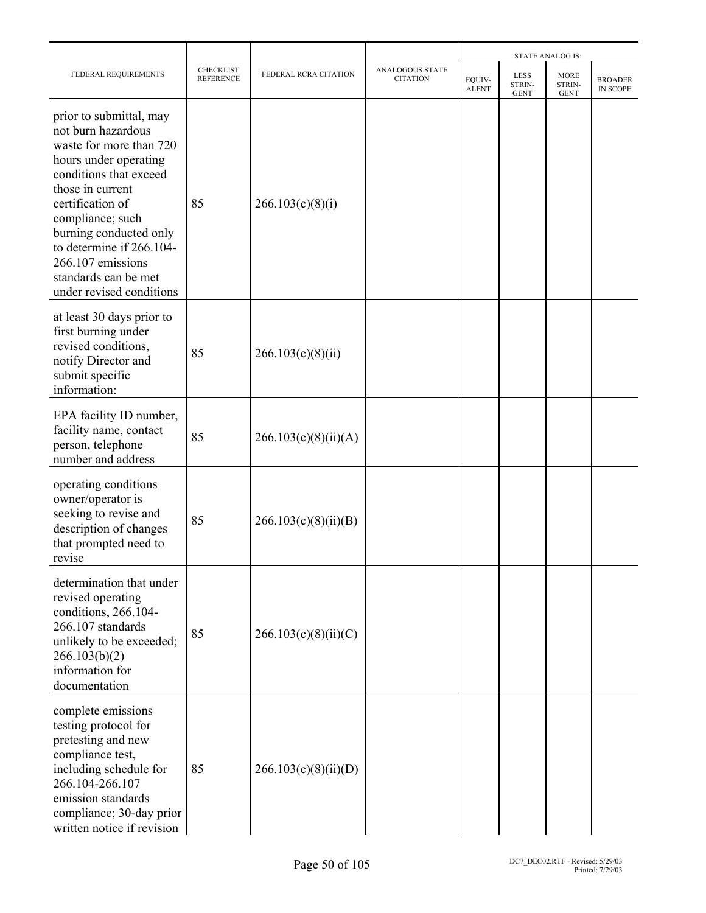| FEDERAL REQUIREMENTS | CHECKLIST REFERENCE | FEDERAL RCRA CITATION | ANALOGOUS STATE CITATION | STATE ANALOG IS: | | | |
|---|---|---|---|---|---|---|---|
| | | | | EQUIV-ALENT | LESS STRIN-GENT | MORE STRIN-GENT | BROADER IN SCOPE |
| prior to submittal, may not burn hazardous waste for more than 720 hours under operating conditions that exceed those in current certification of compliance; such burning conducted only to determine if 266.104-266.107 emissions standards can be met under revised conditions | 85 | 266.103(c)(8)(i) | | | | | |
| at least 30 days prior to first burning under revised conditions, notify Director and submit specific information: | 85 | 266.103(c)(8)(ii) | | | | | |
| EPA facility ID number, facility name, contact person, telephone number and address | 85 | 266.103(c)(8)(ii)(A) | | | | | |
| operating conditions owner/operator is seeking to revise and description of changes that prompted need to revise | 85 | 266.103(c)(8)(ii)(B) | | | | | |
| determination that under revised operating conditions, 266.104-266.107 standards unlikely to be exceeded; 266.103(b)(2) information for documentation | 85 | 266.103(c)(8)(ii)(C) | | | | | |
| complete emissions testing protocol for pretesting and new compliance test, including schedule for 266.104-266.107 emission standards compliance; 30-day prior written notice if revision | 85 | 266.103(c)(8)(ii)(D) | | | | | |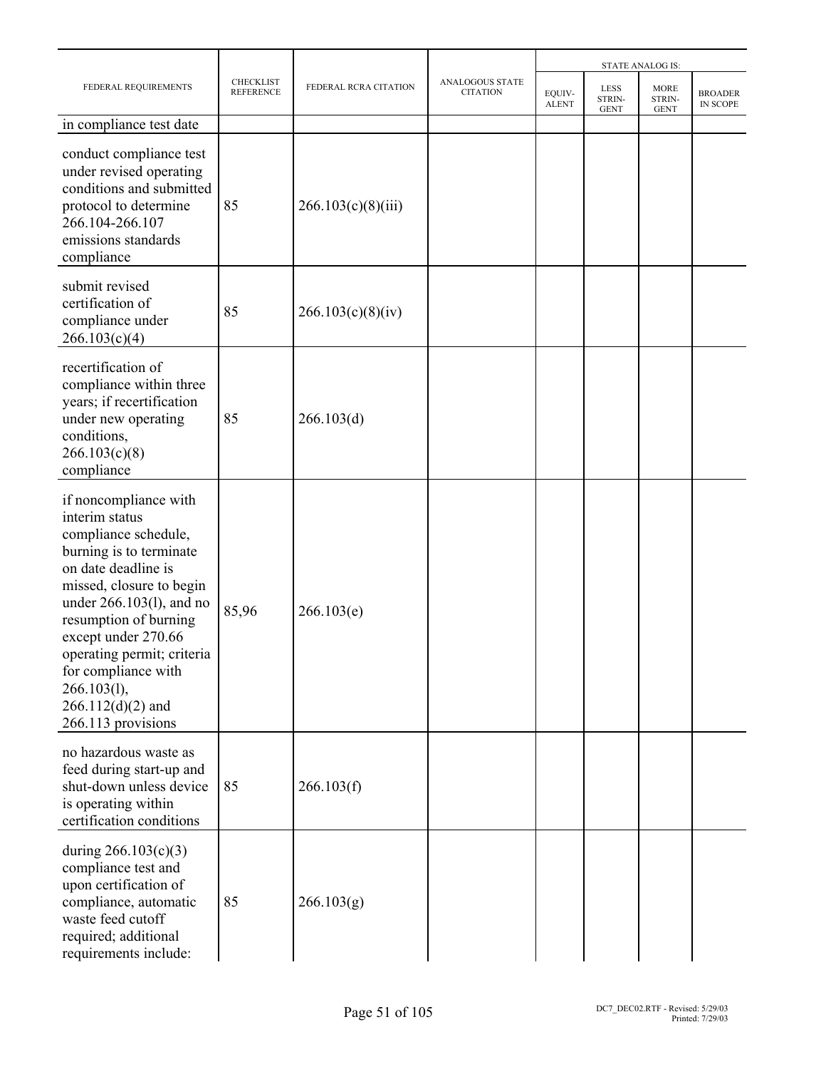| FEDERAL REQUIREMENTS | CHECKLIST REFERENCE | FEDERAL RCRA CITATION | ANALOGOUS STATE CITATION | STATE ANALOG IS: | | | |
|---|---|---|---|---|---|---|---|
| | | | | EQUIV-ALENT | LESS STRIN-GENT | MORE STRIN-GENT | BROADER IN SCOPE |
| in compliance test date | | | | | | | |
| conduct compliance test under revised operating conditions and submitted protocol to determine 266.104-266.107 emissions standards compliance | 85 | 266.103(c)(8)(iii) | | | | | |
| submit revised certification of compliance under 266.103(c)(4) | 85 | 266.103(c)(8)(iv) | | | | | |
| recertification of compliance within three years; if recertification under new operating conditions, 266.103(c)(8) compliance | 85 | 266.103(d) | | | | | |
| if noncompliance with interim status compliance schedule, burning is to terminate on date deadline is missed, closure to begin under 266.103(l), and no resumption of burning except under 270.66 operating permit; criteria for compliance with 266.103(l), 266.112(d)(2) and 266.113 provisions | 85,96 | 266.103(e) | | | | | |
| no hazardous waste as feed during start-up and shut-down unless device is operating within certification conditions | 85 | 266.103(f) | | | | | |
| during 266.103(c)(3) compliance test and upon certification of compliance, automatic waste feed cutoff required; additional requirements include: | 85 | 266.103(g) | | | | | |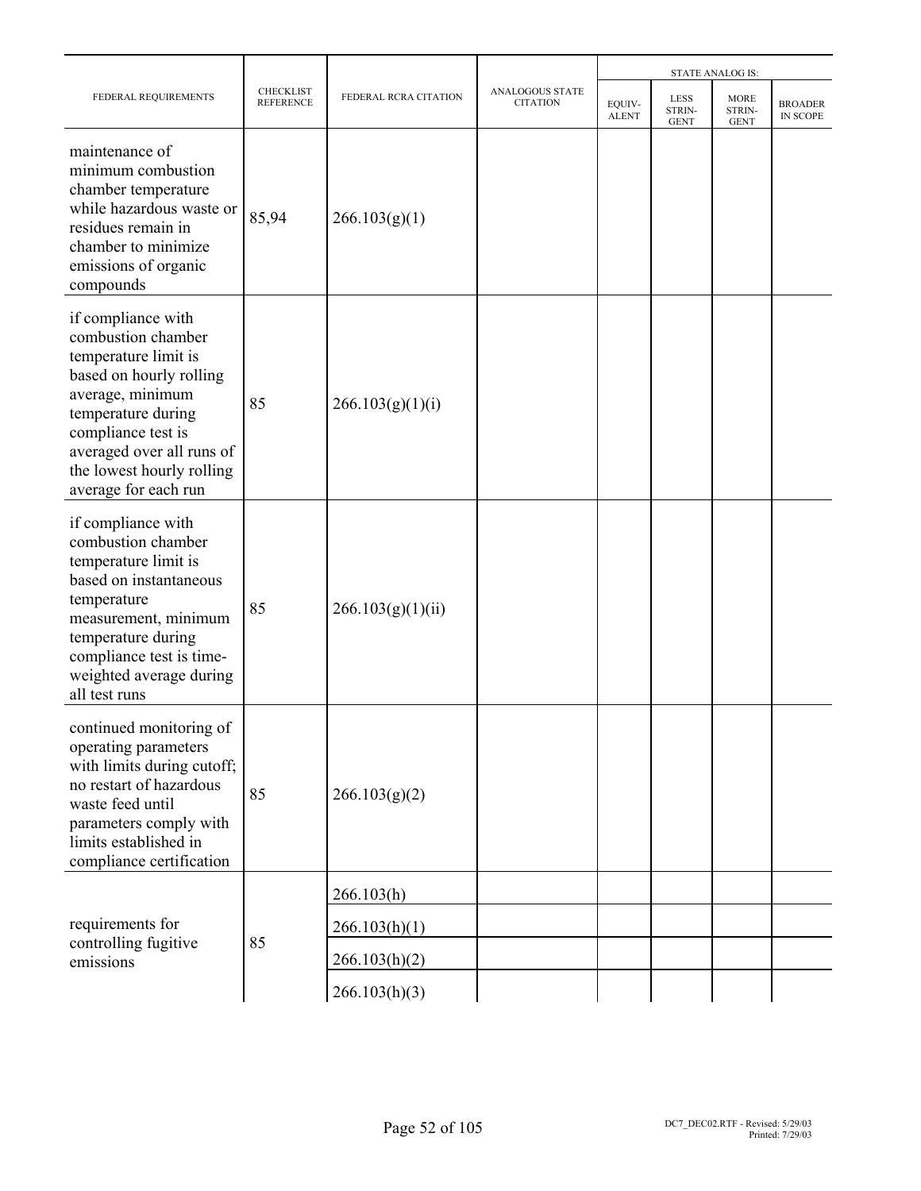| FEDERAL REQUIREMENTS | CHECKLIST REFERENCE | FEDERAL RCRA CITATION | ANALOGOUS STATE CITATION | STATE ANALOG IS: | | | |
|---|---|---|---|---|---|---|---|
| | | | | EQUIV-ALENT | LESS STRIN-GENT | MORE STRIN-GENT | BROADER IN SCOPE |
| maintenance of minimum combustion chamber temperature while hazardous waste or residues remain in chamber to minimize emissions of organic compounds | 85,94 | 266.103(g)(1) | | | | | |
| if compliance with combustion chamber temperature limit is based on hourly rolling average, minimum temperature during compliance test is averaged over all runs of the lowest hourly rolling average for each run | 85 | 266.103(g)(1)(i) | | | | | |
| if compliance with combustion chamber temperature limit is based on instantaneous temperature measurement, minimum temperature during compliance test is time-weighted average during all test runs | 85 | 266.103(g)(1)(ii) | | | | | |
| continued monitoring of operating parameters with limits during cutoff; no restart of hazardous waste feed until parameters comply with limits established in compliance certification | 85 | 266.103(g)(2) | | | | | |
| requirements for controlling fugitive emissions | 85 | 266.103(h) | | | | | |
| | | 266.103(h)(1) | | | | | |
| | | 266.103(h)(2) | | | | | |
| | | 266.103(h)(3) | | | | | |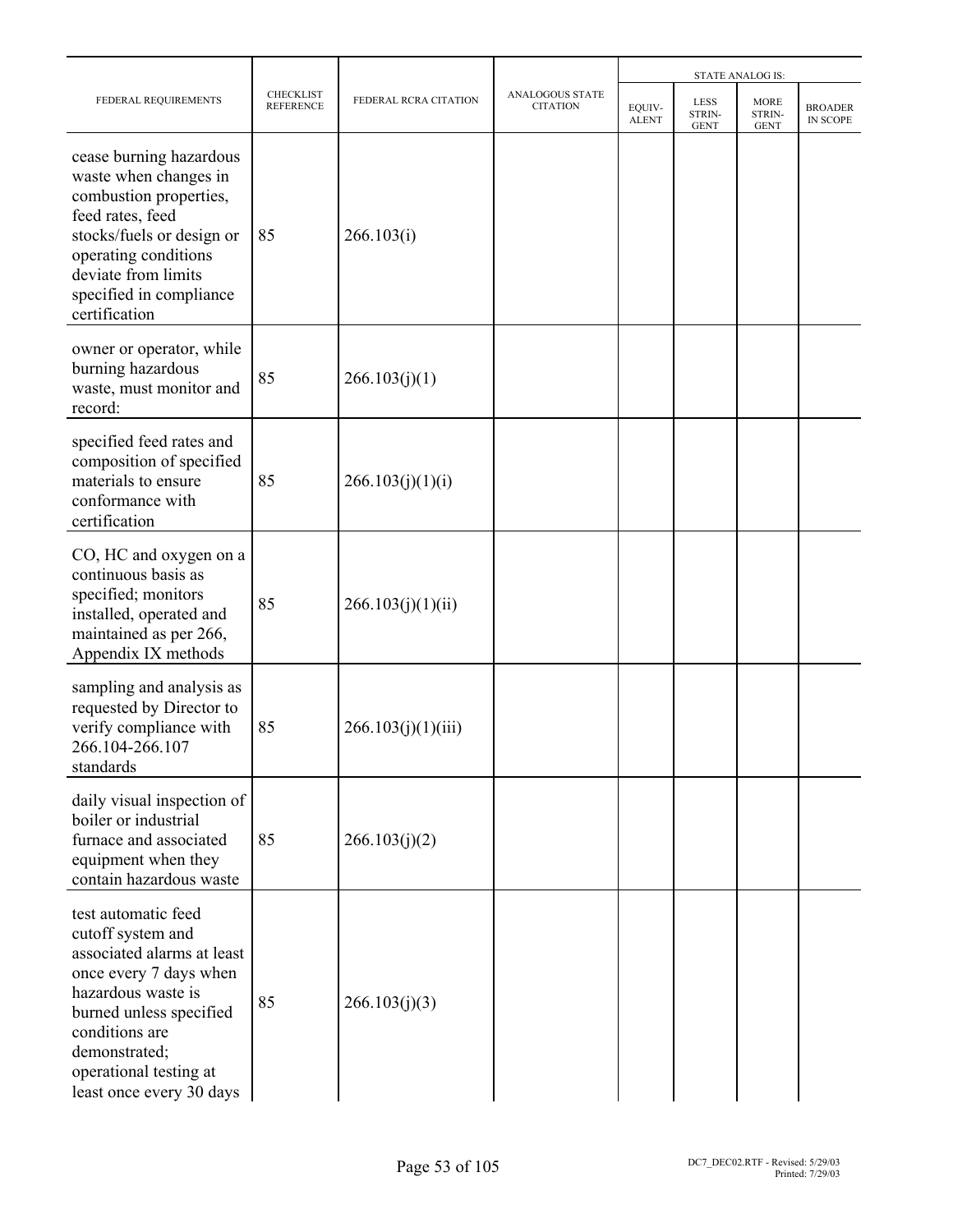| FEDERAL REQUIREMENTS | CHECKLIST REFERENCE | FEDERAL RCRA CITATION | ANALOGOUS STATE CITATION | STATE ANALOG IS: | | | |
|---|---|---|---|---|---|---|---|
| | | | | EQUIV-ALENT | LESS STRIN-GENT | MORE STRIN-GENT | BROADER IN SCOPE |
| cease burning hazardous waste when changes in combustion properties, feed rates, feed stocks/fuels or design or operating conditions deviate from limits specified in compliance certification | 85 | 266.103(i) | | | | | |
| owner or operator, while burning hazardous waste, must monitor and record: | 85 | 266.103(j)(1) | | | | | |
| specified feed rates and composition of specified materials to ensure conformance with certification | 85 | 266.103(j)(1)(i) | | | | | |
| CO, HC and oxygen on a continuous basis as specified; monitors installed, operated and maintained as per 266, Appendix IX methods | 85 | 266.103(j)(1)(ii) | | | | | |
| sampling and analysis as requested by Director to verify compliance with 266.104-266.107 standards | 85 | 266.103(j)(1)(iii) | | | | | |
| daily visual inspection of boiler or industrial furnace and associated equipment when they contain hazardous waste | 85 | 266.103(j)(2) | | | | | |
| test automatic feed cutoff system and associated alarms at least once every 7 days when hazardous waste is burned unless specified conditions are demonstrated; operational testing at least once every 30 days | 85 | 266.103(j)(3) | | | | | |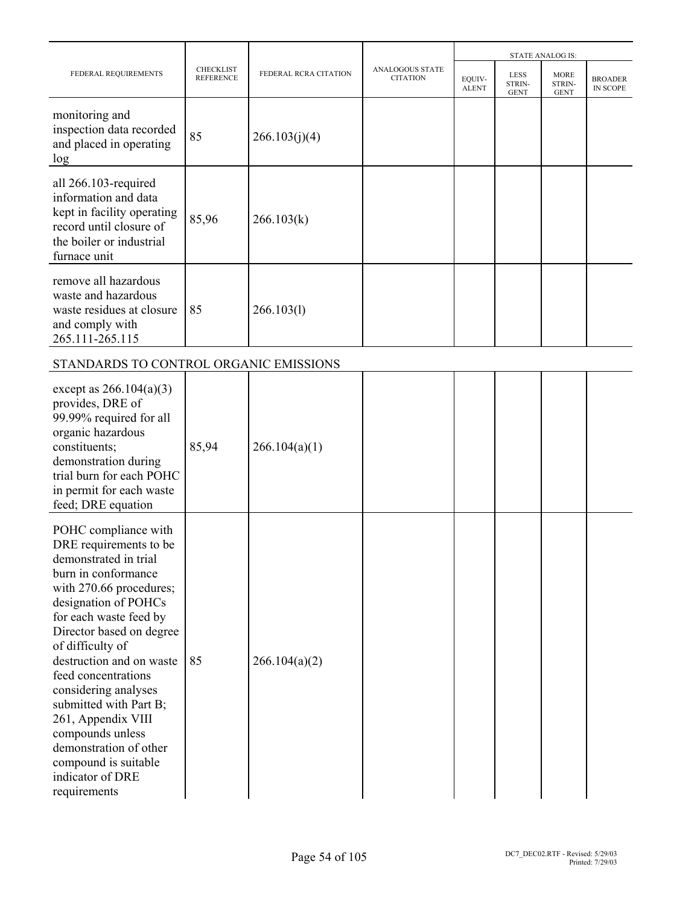| FEDERAL REQUIREMENTS | CHECKLIST REFERENCE | FEDERAL RCRA CITATION | ANALOGOUS STATE CITATION | STATE ANALOG IS: | | | |
|---|---|---|---|---|---|---|---|
| | | | | EQUIV-ALENT | LESS STRIN-GENT | MORE STRIN-GENT | BROADER IN SCOPE |
| monitoring and inspection data recorded and placed in operating log | 85 | 266.103(j)(4) | | | | | |
| all 266.103-required information and data kept in facility operating record until closure of the boiler or industrial furnace unit | 85,96 | 266.103(k) | | | | | |
| remove all hazardous waste and hazardous waste residues at closure and comply with 265.111-265.115 | 85 | 266.103(l) | | | | | |
| **STANDARDS TO CONTROL ORGANIC EMISSIONS** | | | | | | | |
| except as 266.104(a)(3) provides, DRE of 99.99% required for all organic hazardous constituents; demonstration during trial burn for each POHC in permit for each waste feed; DRE equation | 85,94 | 266.104(a)(1) | | | | | |
| POHC compliance with DRE requirements to be demonstrated in trial burn in conformance with 270.66 procedures; designation of POHCs for each waste feed by Director based on degree of difficulty of destruction and on waste feed concentrations considering analyses submitted with Part B; 261, Appendix VIII compounds unless demonstration of other compound is suitable indicator of DRE requirements | 85 | 266.104(a)(2) | | | | | |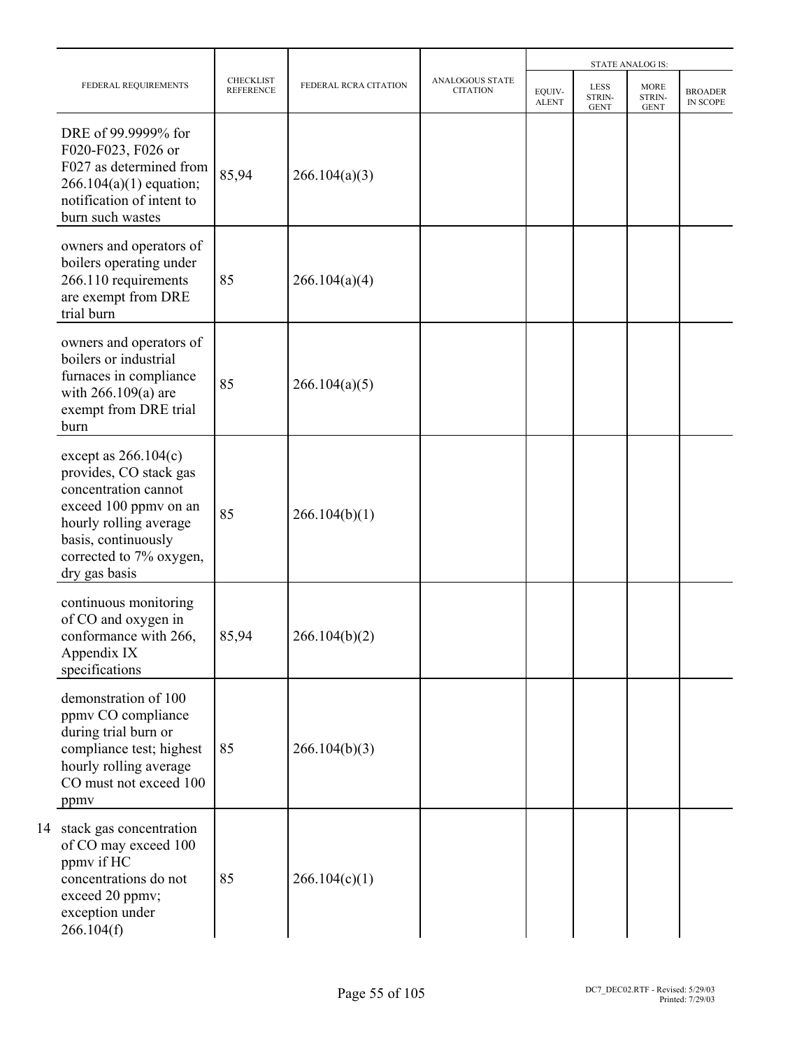| FEDERAL REQUIREMENTS | CHECKLIST REFERENCE | FEDERAL RCRA CITATION | ANALOGOUS STATE CITATION | STATE ANALOG IS: | | | |
|---|---|---|---|---|---|---|---|
| | | | | EQUIV-ALENT | LESS STRIN-GENT | MORE STRIN-GENT | BROADER IN SCOPE |
| DRE of 99.9999% for F020-F023, F026 or F027 as determined from 266.104(a)(1) equation; notification of intent to burn such wastes | 85,94 | 266.104(a)(3) | | | | | |
| owners and operators of boilers operating under 266.110 requirements are exempt from DRE trial burn | 85 | 266.104(a)(4) | | | | | |
| owners and operators of boilers or industrial furnaces in compliance with 266.109(a) are exempt from DRE trial burn | 85 | 266.104(a)(5) | | | | | |
| except as 266.104(c) provides, CO stack gas concentration cannot exceed 100 ppmv on an hourly rolling average basis, continuously corrected to 7% oxygen, dry gas basis | 85 | 266.104(b)(1) | | | | | |
| continuous monitoring of CO and oxygen in conformance with 266, Appendix IX specifications | 85,94 | 266.104(b)(2) | | | | | |
| demonstration of 100 ppmv CO compliance during trial burn or compliance test; highest hourly rolling average CO must not exceed 100 ppmv | 85 | 266.104(b)(3) | | | | | |
| 14 stack gas concentration of CO may exceed 100 ppmv if HC concentrations do not exceed 20 ppmv; exception under 266.104(f) | 85 | 266.104(c)(1) | | | | | |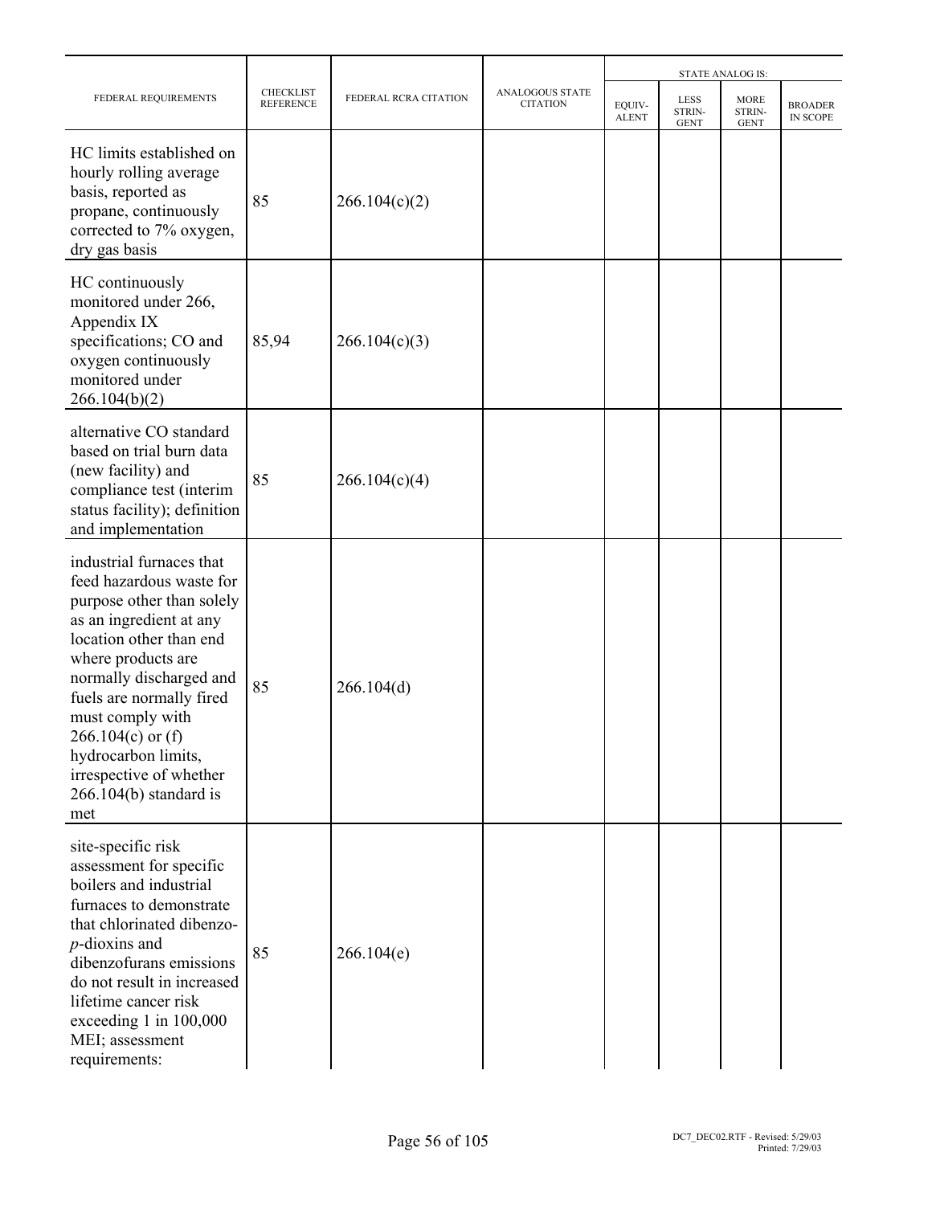| FEDERAL REQUIREMENTS | CHECKLIST REFERENCE | FEDERAL RCRA CITATION | ANALOGOUS STATE CITATION | STATE ANALOG IS: | | | |
|---|---|---|---|---|---|---|---|
| | | | | EQUIV-ALENT | LESS STRIN-GENT | MORE STRIN-GENT | BROADER IN SCOPE |
| HC limits established on hourly rolling average basis, reported as propane, continuously corrected to 7% oxygen, dry gas basis | 85 | 266.104(c)(2) | | | | | |
| HC continuously monitored under 266, Appendix IX specifications; CO and oxygen continuously monitored under 266.104(b)(2) | 85,94 | 266.104(c)(3) | | | | | |
| alternative CO standard based on trial burn data (new facility) and compliance test (interim status facility); definition and implementation | 85 | 266.104(c)(4) | | | | | |
| industrial furnaces that feed hazardous waste for purpose other than solely as an ingredient at any location other than end where products are normally discharged and fuels are normally fired must comply with 266.104(c) or (f) hydrocarbon limits, irrespective of whether 266.104(b) standard is met | 85 | 266.104(d) | | | | | |
| site-specific risk assessment for specific boilers and industrial furnaces to demonstrate that chlorinated dibenzo-*p*-dioxins and dibenzofurans emissions do not result in increased lifetime cancer risk exceeding 1 in 100,000 MEI; assessment requirements: | 85 | 266.104(e) | | | | | |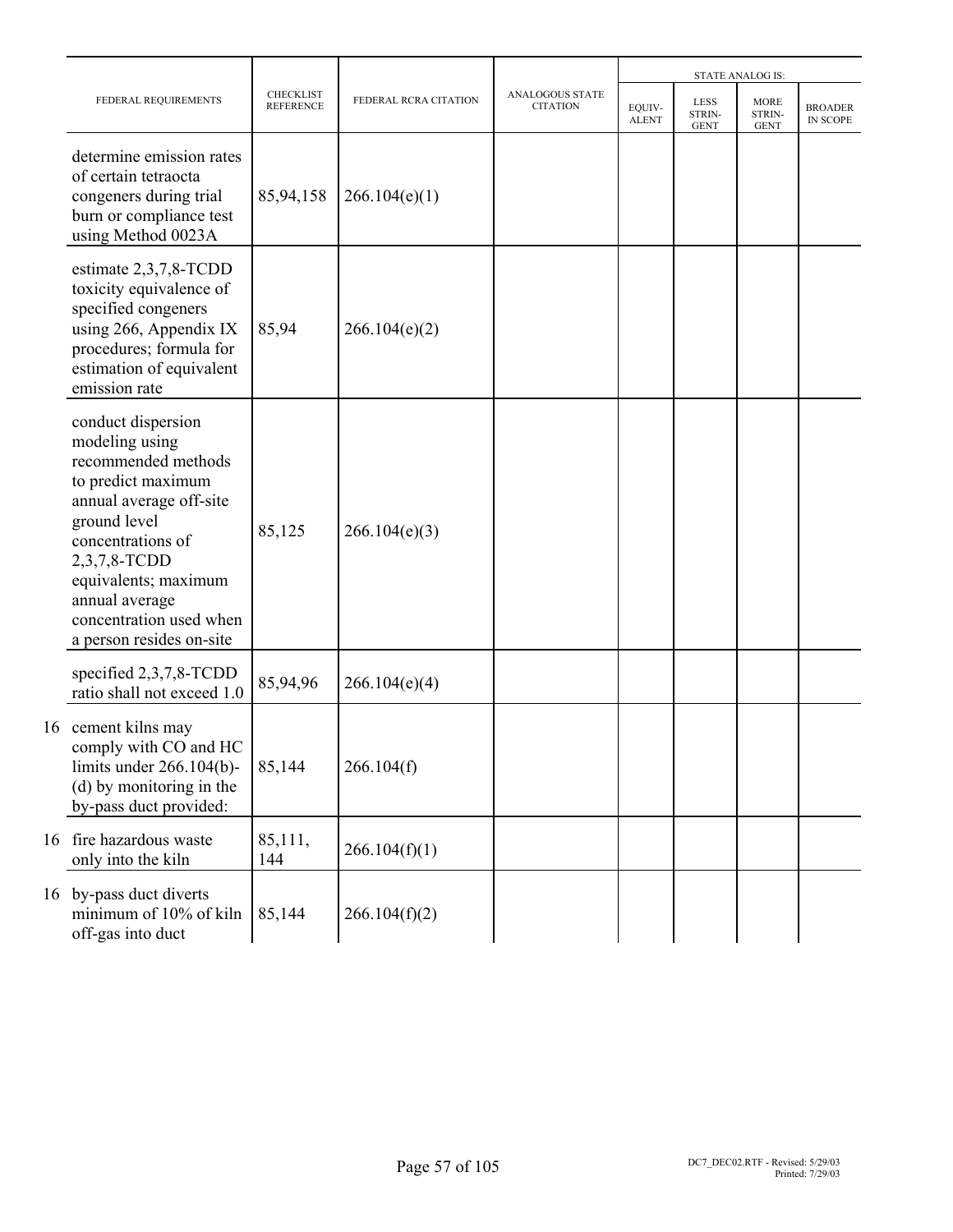| | FEDERAL REQUIREMENTS | CHECKLIST REFERENCE | FEDERAL RCRA CITATION | ANALOGOUS STATE CITATION | STATE ANALOG IS: EQUIV-ALENT | LESS STRIN-GENT | MORE STRIN-GENT | BROADER IN SCOPE |
|---|---|---|---|---|---|---|---|---|
| | determine emission rates of certain tetraocta congeners during trial burn or compliance test using Method 0023A | 85,94,158 | 266.104(e)(1) | | | | | |
| | estimate 2,3,7,8-TCDD toxicity equivalence of specified congeners using 266, Appendix IX procedures; formula for estimation of equivalent emission rate | 85,94 | 266.104(e)(2) | | | | | |
| | conduct dispersion modeling using recommended methods to predict maximum annual average off-site ground level concentrations of 2,3,7,8-TCDD equivalents; maximum annual average concentration used when a person resides on-site | 85,125 | 266.104(e)(3) | | | | | |
| | specified 2,3,7,8-TCDD ratio shall not exceed 1.0 | 85,94,96 | 266.104(e)(4) | | | | | |
| 16 | cement kilns may comply with CO and HC limits under 266.104(b)-(d) by monitoring in the by-pass duct provided: | 85,144 | 266.104(f) | | | | | |
| 16 | fire hazardous waste only into the kiln | 85,111, 144 | 266.104(f)(1) | | | | | |
| 16 | by-pass duct diverts minimum of 10% of kiln off-gas into duct | 85,144 | 266.104(f)(2) | | | | | |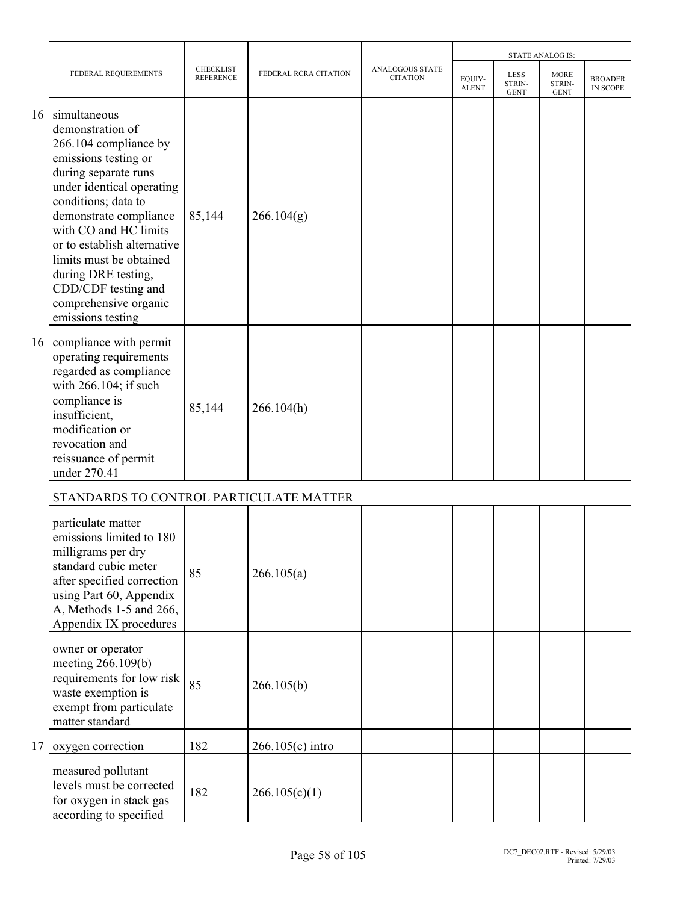| | FEDERAL REQUIREMENTS | CHECKLIST REFERENCE | FEDERAL RCRA CITATION | ANALOGOUS STATE CITATION | STATE ANALOG IS: | | | |
|---|---|---|---|---|---|---|---|---|
| | | | | | EQUIV-ALENT | LESS STRIN-GENT | MORE STRIN-GENT | BROADER IN SCOPE |
| 16 | simultaneous demonstration of 266.104 compliance by emissions testing or during separate runs under identical operating conditions; data to demonstrate compliance with CO and HC limits or to establish alternative limits must be obtained during DRE testing, CDD/CDF testing and comprehensive organic emissions testing | 85,144 | 266.104(g) | | | | | |
| 16 | compliance with permit operating requirements regarded as compliance with 266.104; if such compliance is insufficient, modification or revocation and reissuance of permit under 270.41 | 85,144 | 266.104(h) | | | | | |
| | STANDARDS TO CONTROL PARTICULATE MATTER | | | | | | | |
| | particulate matter emissions limited to 180 milligrams per dry standard cubic meter after specified correction using Part 60, Appendix A, Methods 1-5 and 266, Appendix IX procedures | 85 | 266.105(a) | | | | | |
| | owner or operator meeting 266.109(b) requirements for low risk waste exemption is exempt from particulate matter standard | 85 | 266.105(b) | | | | | |
| 17 | oxygen correction | 182 | 266.105(c) intro | | | | | |
| | measured pollutant levels must be corrected for oxygen in stack gas according to specified | 182 | 266.105(c)(1) | | | | | |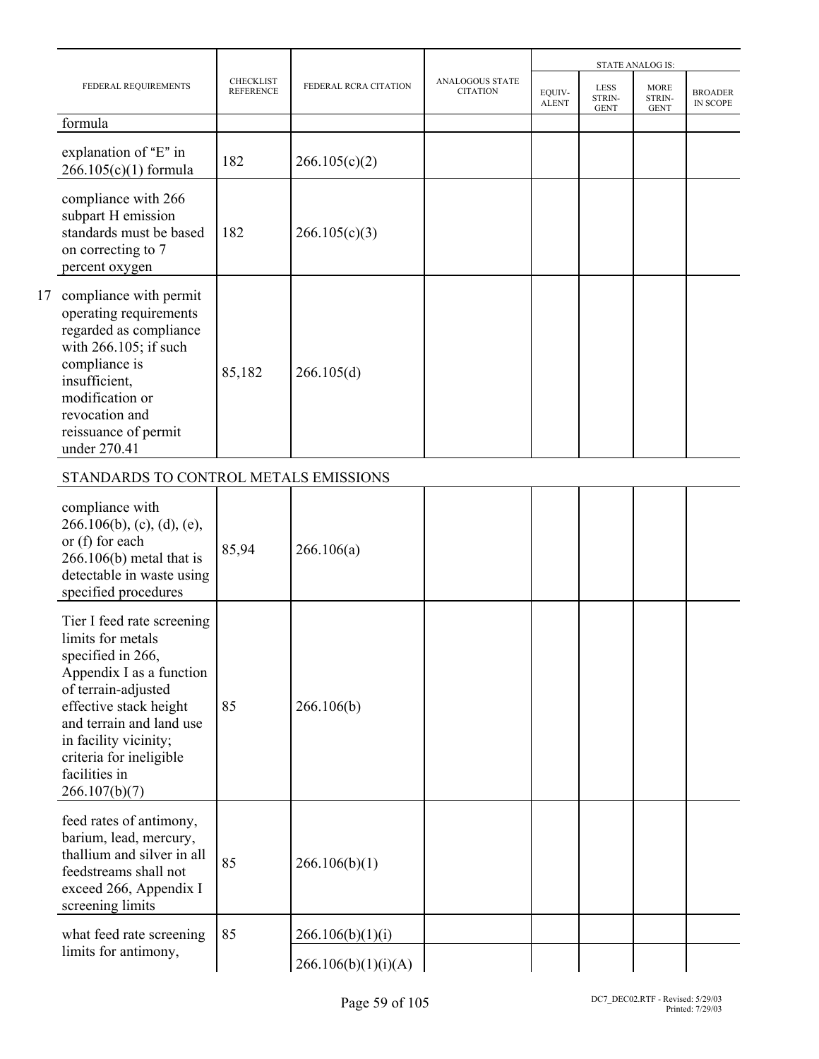| FEDERAL REQUIREMENTS | CHECKLIST REFERENCE | FEDERAL RCRA CITATION | ANALOGOUS STATE CITATION | STATE ANALOG IS: | | | |
|---|---|---|---|---|---|---|---|
| | | | | EQUIV-ALENT | LESS STRIN-GENT | MORE STRIN-GENT | BROADER IN SCOPE |
| formula | | | | | | | |
| explanation of "E" in 266.105(c)(1) formula | 182 | 266.105(c)(2) | | | | | |
| compliance with 266 subpart H emission standards must be based on correcting to 7 percent oxygen | 182 | 266.105(c)(3) | | | | | |
| 17 compliance with permit operating requirements regarded as compliance with 266.105; if such compliance is insufficient, modification or revocation and reissuance of permit under 270.41 | 85,182 | 266.105(d) | | | | | |
| STANDARDS TO CONTROL METALS EMISSIONS | | | | | | | |
| compliance with 266.106(b), (c), (d), (e), or (f) for each 266.106(b) metal that is detectable in waste using specified procedures | 85,94 | 266.106(a) | | | | | |
| Tier I feed rate screening limits for metals specified in 266, Appendix I as a function of terrain-adjusted effective stack height and terrain and land use in facility vicinity; criteria for ineligible facilities in 266.107(b)(7) | 85 | 266.106(b) | | | | | |
| feed rates of antimony, barium, lead, mercury, thallium and silver in all feedstreams shall not exceed 266, Appendix I screening limits | 85 | 266.106(b)(1) | | | | | |
| what feed rate screening limits for antimony, | 85 | 266.106(b)(1)(i) | | | | | |
| | | 266.106(b)(1)(i)(A) | | | | | |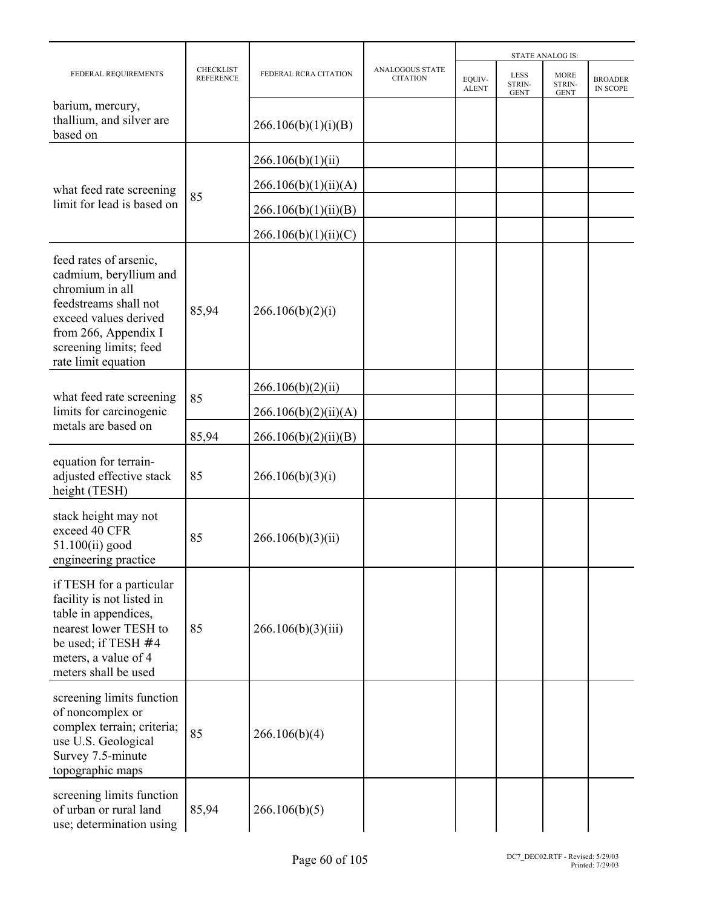| FEDERAL REQUIREMENTS | CHECKLIST REFERENCE | FEDERAL RCRA CITATION | ANALOGOUS STATE CITATION | STATE ANALOG IS: | | | |
|---|---|---|---|---|---|---|---|
| | | | | EQUIV-ALENT | LESS STRIN-GENT | MORE STRIN-GENT | BROADER IN SCOPE |
| barium, mercury, thallium, and silver are based on | | 266.106(b)(1)(i)(B) | | | | | |
| what feed rate screening limit for lead is based on | 85 | 266.106(b)(1)(ii) | | | | | |
| | | 266.106(b)(1)(ii)(A) | | | | | |
| | | 266.106(b)(1)(ii)(B) | | | | | |
| | | 266.106(b)(1)(ii)(C) | | | | | |
| feed rates of arsenic, cadmium, beryllium and chromium in all feedstreams shall not exceed values derived from 266, Appendix I screening limits; feed rate limit equation | 85,94 | 266.106(b)(2)(i) | | | | | |
| what feed rate screening limits for carcinogenic metals are based on | 85 | 266.106(b)(2)(ii) | | | | | |
| | | 266.106(b)(2)(ii)(A) | | | | | |
| | 85,94 | 266.106(b)(2)(ii)(B) | | | | | |
| equation for terrain-adjusted effective stack height (TESH) | 85 | 266.106(b)(3)(i) | | | | | |
| stack height may not exceed 40 CFR 51.100(ii) good engineering practice | 85 | 266.106(b)(3)(ii) | | | | | |
| if TESH for a particular facility is not listed in table in appendices, nearest lower TESH to be used; if TESH #4 meters, a value of 4 meters shall be used | 85 | 266.106(b)(3)(iii) | | | | | |
| screening limits function of noncomplex or complex terrain; criteria; use U.S. Geological Survey 7.5-minute topographic maps | 85 | 266.106(b)(4) | | | | | |
| screening limits function of urban or rural land use; determination using | 85,94 | 266.106(b)(5) | | | | | |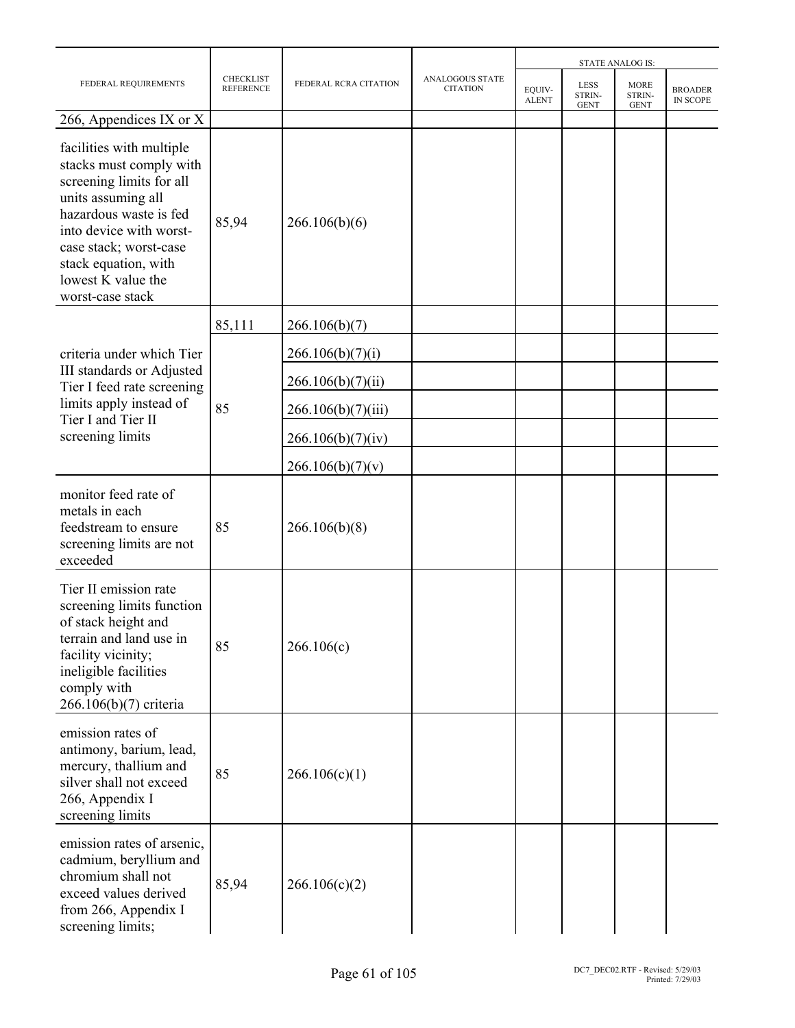| FEDERAL REQUIREMENTS | CHECKLIST REFERENCE | FEDERAL RCRA CITATION | ANALOGOUS STATE CITATION | STATE ANALOG IS: | | | |
|---|---|---|---|---|---|---|---|
| | | | | EQUIV-ALENT | LESS STRIN-GENT | MORE STRIN-GENT | BROADER IN SCOPE |
| 266, Appendices IX or X | | | | | | | |
| facilities with multiple stacks must comply with screening limits for all units assuming all hazardous waste is fed into device with worst-case stack; worst-case stack equation, with lowest K value the worst-case stack | 85,94 | 266.106(b)(6) | | | | | |
| | 85,111 | 266.106(b)(7) | | | | | |
| criteria under which Tier III standards or Adjusted Tier I feed rate screening limits apply instead of Tier I and Tier II screening limits | 85 | 266.106(b)(7)(i) | | | | | |
| | | 266.106(b)(7)(ii) | | | | | |
| | | 266.106(b)(7)(iii) | | | | | |
| | | 266.106(b)(7)(iv) | | | | | |
| | | 266.106(b)(7)(v) | | | | | |
| monitor feed rate of metals in each feedstream to ensure screening limits are not exceeded | 85 | 266.106(b)(8) | | | | | |
| Tier II emission rate screening limits function of stack height and terrain and land use in facility vicinity; ineligible facilities comply with 266.106(b)(7) criteria | 85 | 266.106(c) | | | | | |
| emission rates of antimony, barium, lead, mercury, thallium and silver shall not exceed 266, Appendix I screening limits | 85 | 266.106(c)(1) | | | | | |
| emission rates of arsenic, cadmium, beryllium and chromium shall not exceed values derived from 266, Appendix I screening limits; | 85,94 | 266.106(c)(2) | | | | | |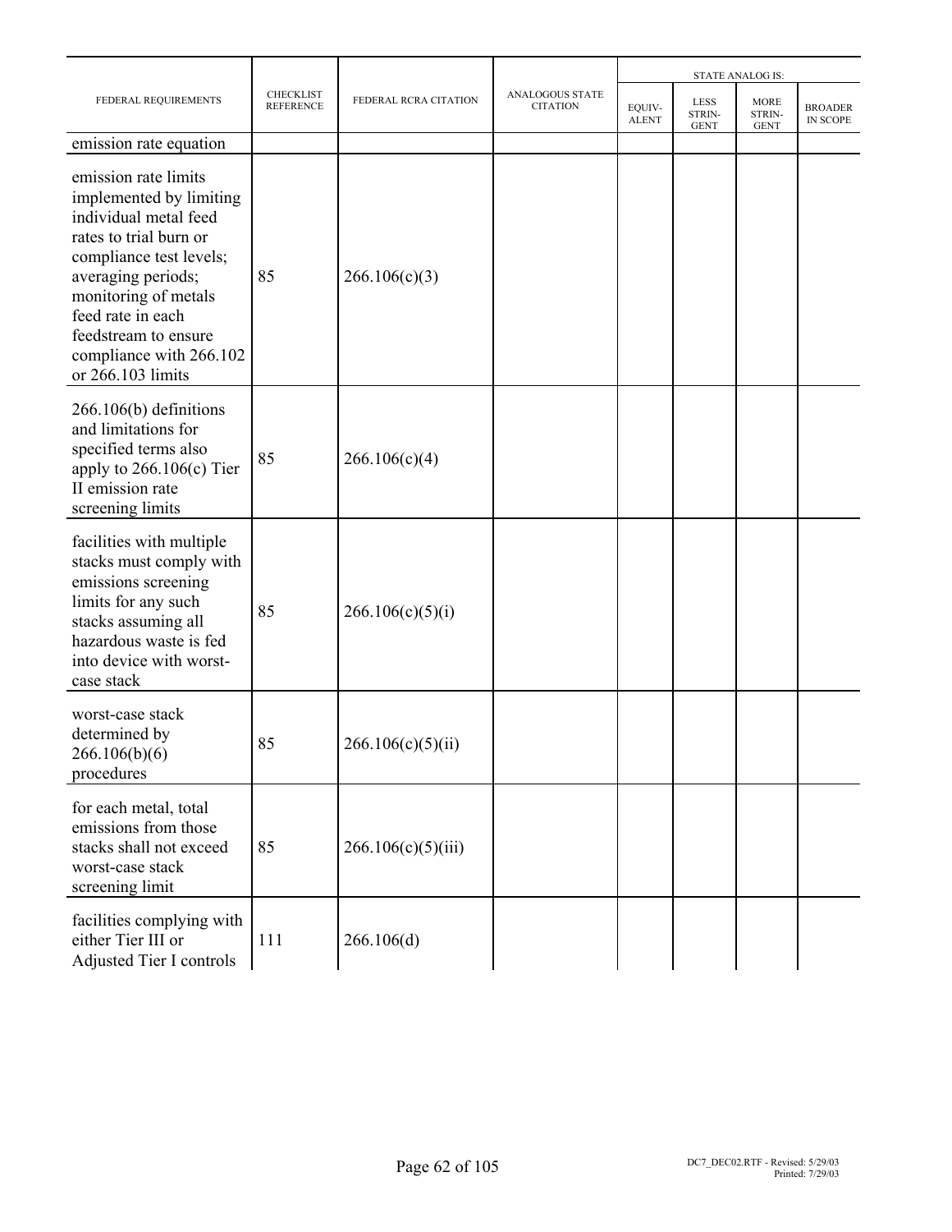| FEDERAL REQUIREMENTS | CHECKLIST REFERENCE | FEDERAL RCRA CITATION | ANALOGOUS STATE CITATION | STATE ANALOG IS: | | | |
|---|---|---|---|---|---|---|---|
| | | | | EQUIV-ALENT | LESS STRIN-GENT | MORE STRIN-GENT | BROADER IN SCOPE |
| emission rate equation | | | | | | | |
| emission rate limits implemented by limiting individual metal feed rates to trial burn or compliance test levels; averaging periods; monitoring of metals feed rate in each feedstream to ensure compliance with 266.102 or 266.103 limits | 85 | 266.106(c)(3) | | | | | |
| 266.106(b) definitions and limitations for specified terms also apply to 266.106(c) Tier II emission rate screening limits | 85 | 266.106(c)(4) | | | | | |
| facilities with multiple stacks must comply with emissions screening limits for any such stacks assuming all hazardous waste is fed into device with worst-case stack | 85 | 266.106(c)(5)(i) | | | | | |
| worst-case stack determined by 266.106(b)(6) procedures | 85 | 266.106(c)(5)(ii) | | | | | |
| for each metal, total emissions from those stacks shall not exceed worst-case stack screening limit | 85 | 266.106(c)(5)(iii) | | | | | |
| facilities complying with either Tier III or Adjusted Tier I controls | 111 | 266.106(d) | | | | | |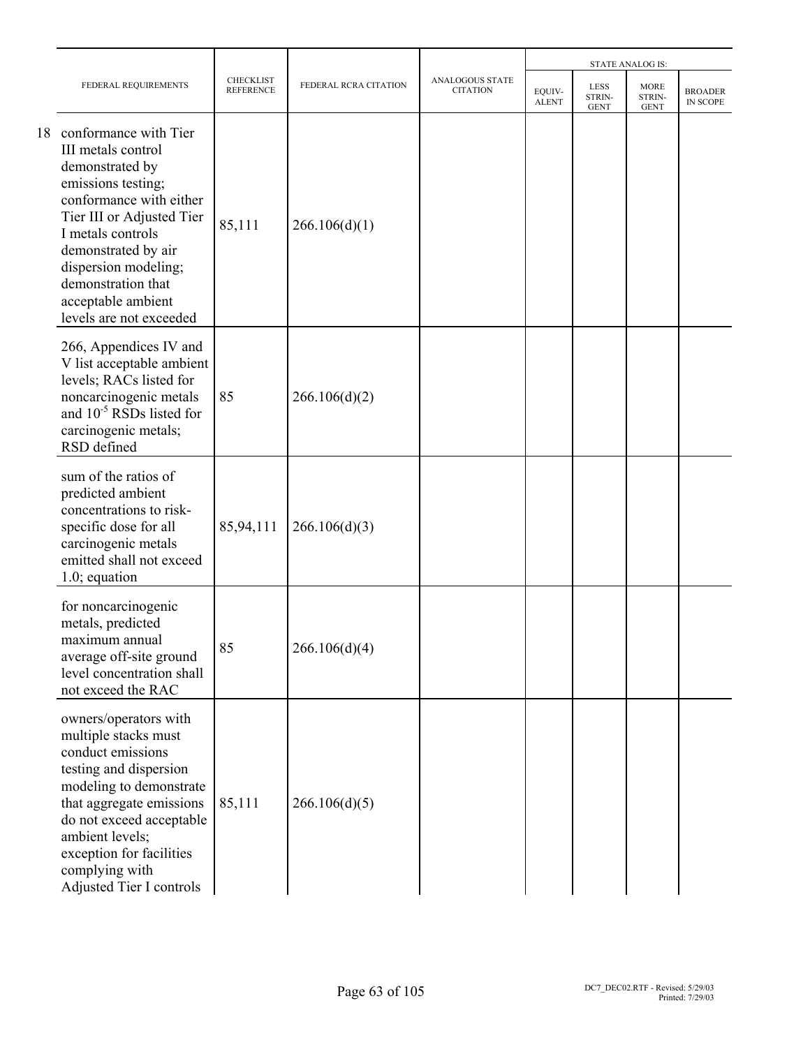| | FEDERAL REQUIREMENTS | CHECKLIST REFERENCE | FEDERAL RCRA CITATION | ANALOGOUS STATE CITATION | STATE ANALOG IS: | | | |
|---|---|---|---|---|---|---|---|---|
| | | | | | EQUIV-ALENT | LESS STRIN-GENT | MORE STRIN-GENT | BROADER IN SCOPE |
| 18 | conformance with Tier III metals control demonstrated by emissions testing; conformance with either Tier III or Adjusted Tier I metals controls demonstrated by air dispersion modeling; demonstration that acceptable ambient levels are not exceeded | 85,111 | 266.106(d)(1) | | | | | |
| | 266, Appendices IV and V list acceptable ambient levels; RACs listed for noncarcinogenic metals and $10^{-5}$ RSDs listed for carcinogenic metals; RSD defined | 85 | 266.106(d)(2) | | | | | |
| | sum of the ratios of predicted ambient concentrations to risk-specific dose for all carcinogenic metals emitted shall not exceed 1.0; equation | 85,94,111 | 266.106(d)(3) | | | | | |
| | for noncarcinogenic metals, predicted maximum annual average off-site ground level concentration shall not exceed the RAC | 85 | 266.106(d)(4) | | | | | |
| | owners/operators with multiple stacks must conduct emissions testing and dispersion modeling to demonstrate that aggregate emissions do not exceed acceptable ambient levels; exception for facilities complying with Adjusted Tier I controls | 85,111 | 266.106(d)(5) | | | | | |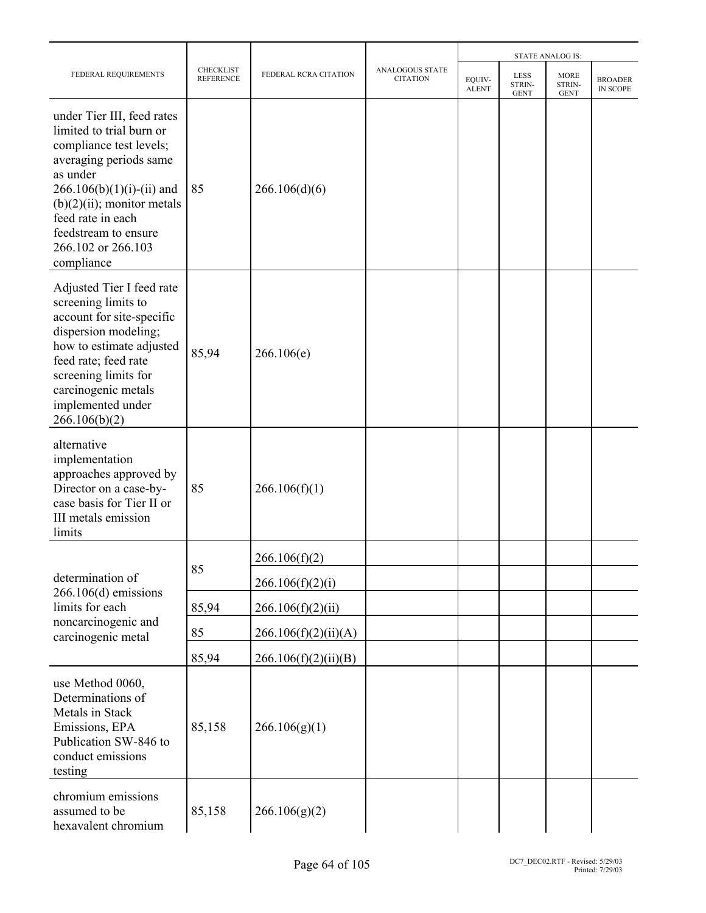| FEDERAL REQUIREMENTS | CHECKLIST REFERENCE | FEDERAL RCRA CITATION | ANALOGOUS STATE CITATION | STATE ANALOG IS: EQUIV-ALENT | LESS STRIN-GENT | MORE STRIN-GENT | BROADER IN SCOPE |
|---|---|---|---|---|---|---|---|
| under Tier III, feed rates limited to trial burn or compliance test levels; averaging periods same as under 266.106(b)(1)(i)-(ii) and (b)(2)(ii); monitor metals feed rate in each feedstream to ensure 266.102 or 266.103 compliance | 85 | 266.106(d)(6) | | | | | |
| Adjusted Tier I feed rate screening limits to account for site-specific dispersion modeling; how to estimate adjusted feed rate; feed rate screening limits for carcinogenic metals implemented under 266.106(b)(2) | 85,94 | 266.106(e) | | | | | |
| alternative implementation approaches approved by Director on a case-by-case basis for Tier II or III metals emission limits | 85 | 266.106(f)(1) | | | | | |
| determination of 266.106(d) emissions limits for each noncarcinogenic and carcinogenic metal | 85 | 266.106(f)(2) | | | | | |
| | | 266.106(f)(2)(i) | | | | | |
| | 85,94 | 266.106(f)(2)(ii) | | | | | |
| | 85 | 266.106(f)(2)(ii)(A) | | | | | |
| | 85,94 | 266.106(f)(2)(ii)(B) | | | | | |
| use Method 0060, Determinations of Metals in Stack Emissions, EPA Publication SW-846 to conduct emissions testing | 85,158 | 266.106(g)(1) | | | | | |
| chromium emissions assumed to be hexavalent chromium | 85,158 | 266.106(g)(2) | | | | | |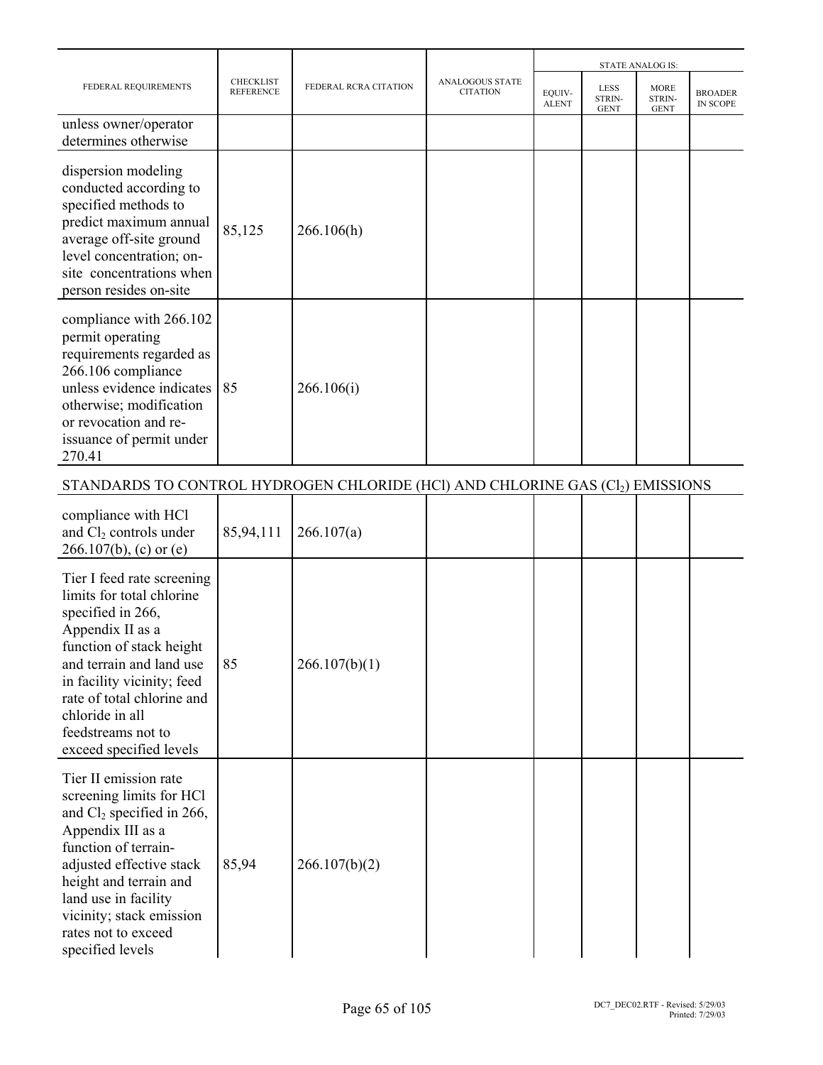| FEDERAL REQUIREMENTS | CHECKLIST REFERENCE | FEDERAL RCRA CITATION | ANALOGOUS STATE CITATION | STATE ANALOG IS: | | | |
|---|---|---|---|---|---|---|---|
| | | | | EQUIV-ALENT | LESS STRIN-GENT | MORE STRIN-GENT | BROADER IN SCOPE |
| unless owner/operator determines otherwise | | | | | | | |
| dispersion modeling conducted according to specified methods to predict maximum annual average off-site ground level concentration; on-site concentrations when person resides on-site | 85,125 | 266.106(h) | | | | | |
| compliance with 266.102 permit operating requirements regarded as 266.106 compliance unless evidence indicates otherwise; modification or revocation and re-issuance of permit under 270.41 | 85 | 266.106(i) | | | | | |
| STANDARDS TO CONTROL HYDROGEN CHLORIDE (HCl) AND CHLORINE GAS ($Cl_2$) EMISSIONS | | | | | | | |
| compliance with HCl and $Cl_2$ controls under 266.107(b), (c) or (e) | 85,94,111 | 266.107(a) | | | | | |
| Tier I feed rate screening limits for total chlorine specified in 266, Appendix II as a function of stack height and terrain and land use in facility vicinity; feed rate of total chlorine and chloride in all feedstreams not to exceed specified levels | 85 | 266.107(b)(1) | | | | | |
| Tier II emission rate screening limits for HCl and $Cl_2$ specified in 266, Appendix III as a function of terrain-adjusted effective stack height and terrain and land use in facility vicinity; stack emission rates not to exceed specified levels | 85,94 | 266.107(b)(2) | | | | | |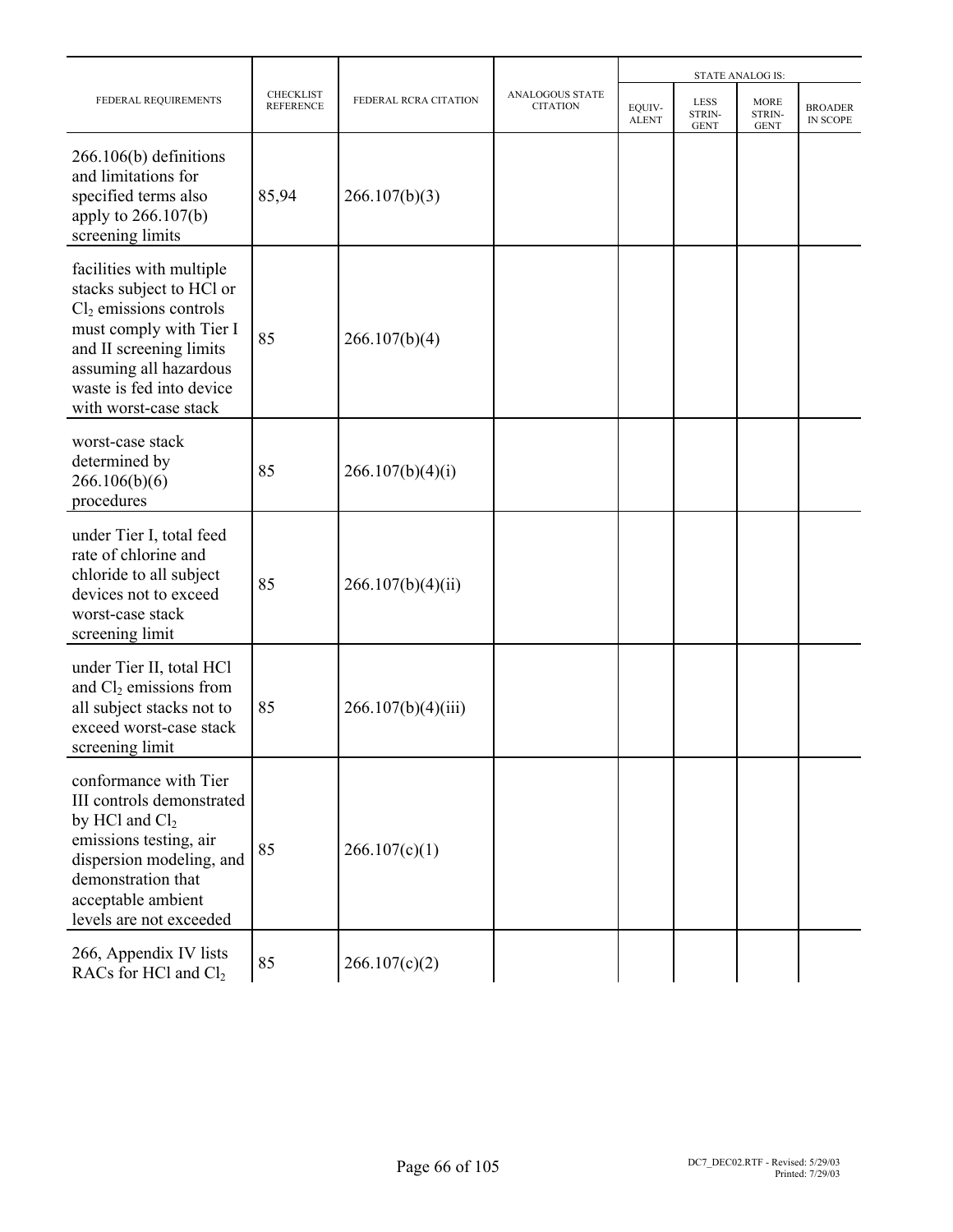| FEDERAL REQUIREMENTS | CHECKLIST REFERENCE | FEDERAL RCRA CITATION | ANALOGOUS STATE CITATION | STATE ANALOG IS: | | | |
|---|---|---|---|---|---|---|---|
| | | | | EQUIV-ALENT | LESS STRIN-GENT | MORE STRIN-GENT | BROADER IN SCOPE |
| 266.106(b) definitions and limitations for specified terms also apply to 266.107(b) screening limits | 85,94 | 266.107(b)(3) | | | | | |
| facilities with multiple stacks subject to HCl or $Cl_2$ emissions controls must comply with Tier I and II screening limits assuming all hazardous waste is fed into device with worst-case stack | 85 | 266.107(b)(4) | | | | | |
| worst-case stack determined by 266.106(b)(6) procedures | 85 | 266.107(b)(4)(i) | | | | | |
| under Tier I, total feed rate of chlorine and chloride to all subject devices not to exceed worst-case stack screening limit | 85 | 266.107(b)(4)(ii) | | | | | |
| under Tier II, total HCl and $Cl_2$ emissions from all subject stacks not to exceed worst-case stack screening limit | 85 | 266.107(b)(4)(iii) | | | | | |
| conformance with Tier III controls demonstrated by HCl and $Cl_2$ emissions testing, air dispersion modeling, and demonstration that acceptable ambient levels are not exceeded | 85 | 266.107(c)(1) | | | | | |
| 266, Appendix IV lists RACs for HCl and $Cl_2$ | 85 | 266.107(c)(2) | | | | | |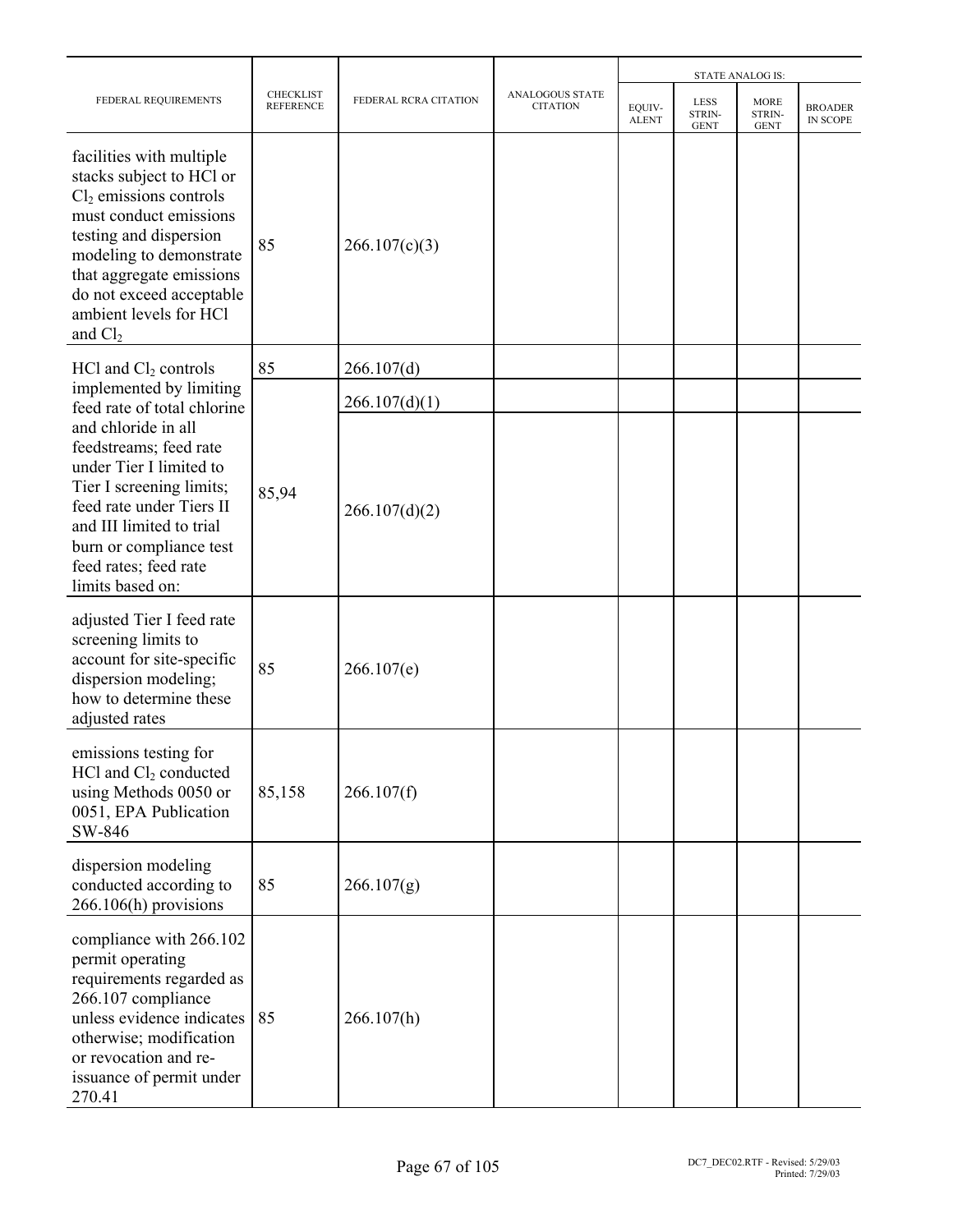| FEDERAL REQUIREMENTS | CHECKLIST REFERENCE | FEDERAL RCRA CITATION | ANALOGOUS STATE CITATION | STATE ANALOG IS: | | | |
|---|---|---|---|---|---|---|---|
| | | | | EQUIV-ALENT | LESS STRIN-GENT | MORE STRIN-GENT | BROADER IN SCOPE |
| facilities with multiple stacks subject to HCl or $Cl_2$ emissions controls must conduct emissions testing and dispersion modeling to demonstrate that aggregate emissions do not exceed acceptable ambient levels for HCl and $Cl_2$ | 85 | 266.107(c)(3) | | | | | |
| HCl and $Cl_2$ controls implemented by limiting feed rate of total chlorine and chloride in all feedstreams; feed rate under Tier I limited to Tier I screening limits; feed rate under Tiers II and III limited to trial burn or compliance test feed rates; feed rate limits based on: | 85 | 266.107(d) | | | | | |
| | | 266.107(d)(1) | | | | | |
| | 85,94 | 266.107(d)(2) | | | | | |
| adjusted Tier I feed rate screening limits to account for site-specific dispersion modeling; how to determine these adjusted rates | 85 | 266.107(e) | | | | | |
| emissions testing for HCl and $Cl_2$ conducted using Methods 0050 or 0051, EPA Publication SW-846 | 85,158 | 266.107(f) | | | | | |
| dispersion modeling conducted according to 266.106(h) provisions | 85 | 266.107(g) | | | | | |
| compliance with 266.102 permit operating requirements regarded as 266.107 compliance unless evidence indicates otherwise; modification or revocation and re-issuance of permit under 270.41 | 85 | 266.107(h) | | | | | |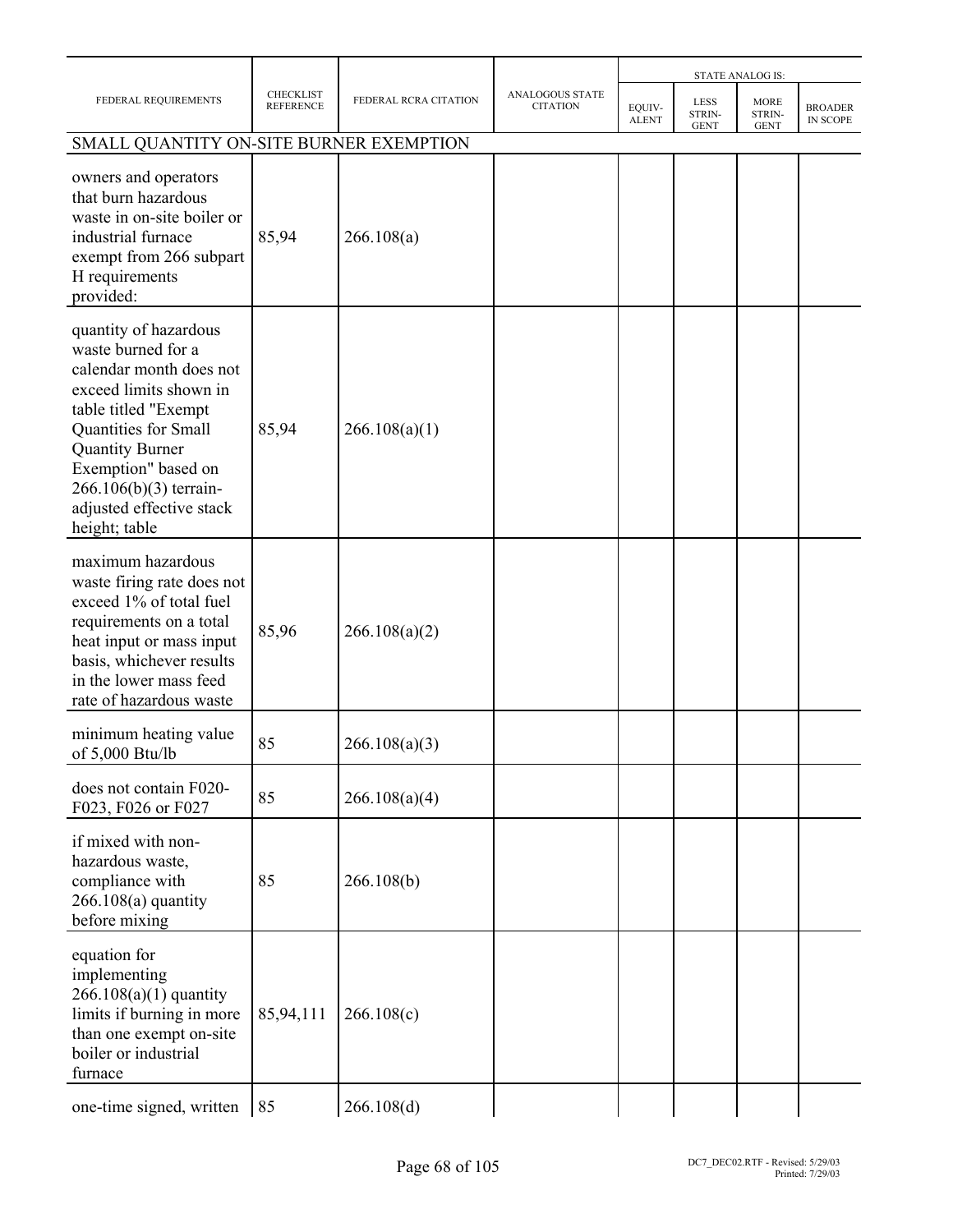| FEDERAL REQUIREMENTS | CHECKLIST REFERENCE | FEDERAL RCRA CITATION | ANALOGOUS STATE CITATION | STATE ANALOG IS: | | | |
|---|---|---|---|---|---|---|---|
| | | | | EQUIV-ALENT | LESS STRIN-GENT | MORE STRIN-GENT | BROADER IN SCOPE |
| **SMALL QUANTITY ON-SITE BURNER EXEMPTION** | | | | | | | |
| owners and operators that burn hazardous waste in on-site boiler or industrial furnace exempt from 266 subpart H requirements provided: | 85,94 | 266.108(a) | | | | | |
| quantity of hazardous waste burned for a calendar month does not exceed limits shown in table titled "Exempt Quantities for Small Quantity Burner Exemption" based on 266.106(b)(3) terrain-adjusted effective stack height; table | 85,94 | 266.108(a)(1) | | | | | |
| maximum hazardous waste firing rate does not exceed 1% of total fuel requirements on a total heat input or mass input basis, whichever results in the lower mass feed rate of hazardous waste | 85,96 | 266.108(a)(2) | | | | | |
| minimum heating value of 5,000 Btu/lb | 85 | 266.108(a)(3) | | | | | |
| does not contain F020-F023, F026 or F027 | 85 | 266.108(a)(4) | | | | | |
| if mixed with non-hazardous waste, compliance with 266.108(a) quantity before mixing | 85 | 266.108(b) | | | | | |
| equation for implementing 266.108(a)(1) quantity limits if burning in more than one exempt on-site boiler or industrial furnace | 85,94,111 | 266.108(c) | | | | | |
| one-time signed, written | 85 | 266.108(d) | | | | | |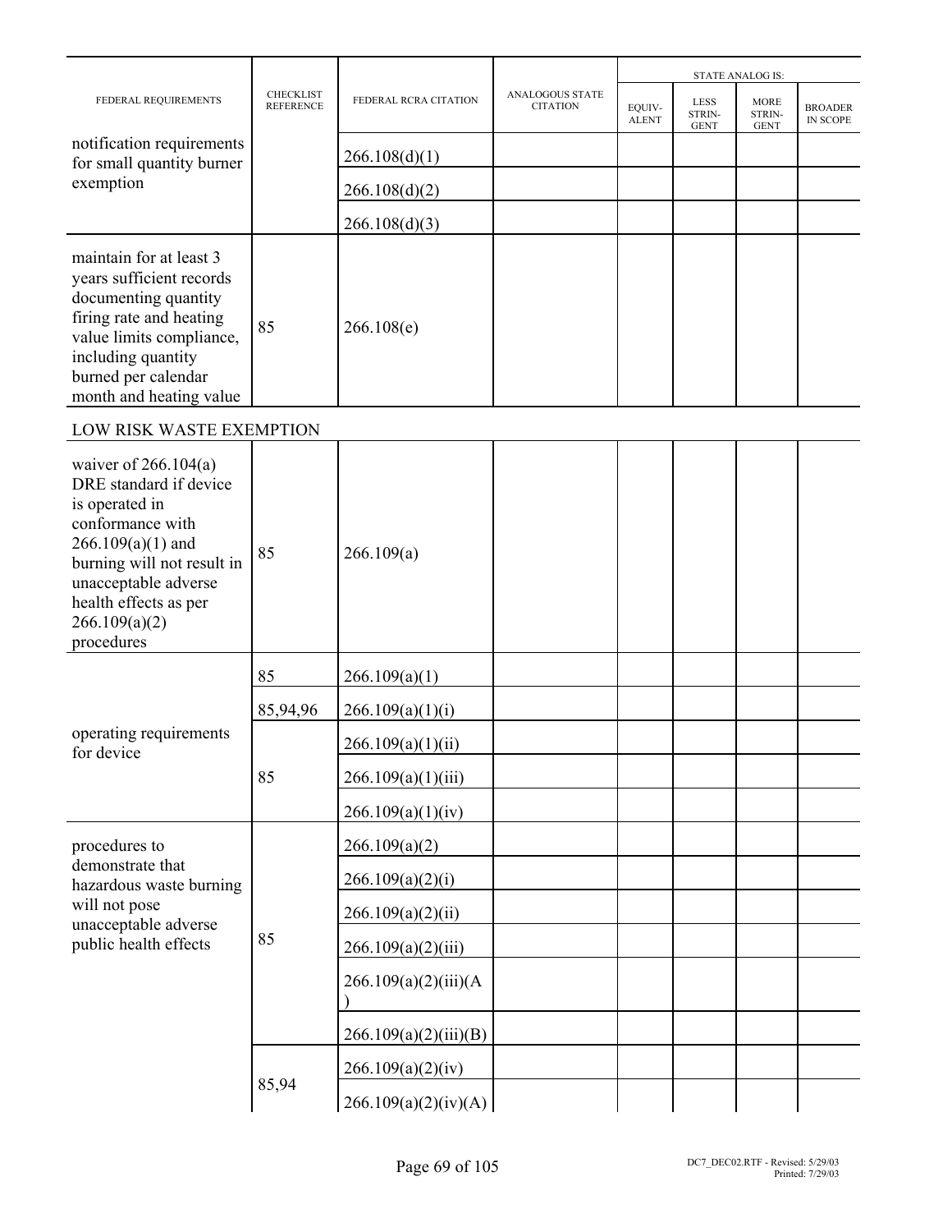| FEDERAL REQUIREMENTS | CHECKLIST REFERENCE | FEDERAL RCRA CITATION | ANALOGOUS STATE CITATION | STATE ANALOG IS: | | | |
|---|---|---|---|---|---|---|---|
| | | | | EQUIV-ALENT | LESS STRIN-GENT | MORE STRIN-GENT | BROADER IN SCOPE |
| notification requirements for small quantity burner exemption | | 266.108(d)(1) | | | | | |
| | | 266.108(d)(2) | | | | | |
| | | 266.108(d)(3) | | | | | |
| maintain for at least 3 years sufficient records documenting quantity firing rate and heating value limits compliance, including quantity burned per calendar month and heating value | 85 | 266.108(e) | | | | | |
| LOW RISK WASTE EXEMPTION | | | | | | | |
| waiver of 266.104(a) DRE standard if device is operated in conformance with 266.109(a)(1) and burning will not result in unacceptable adverse health effects as per 266.109(a)(2) procedures | 85 | 266.109(a) | | | | | |
| operating requirements for device | 85 | 266.109(a)(1) | | | | | |
| | 85,94,96 | 266.109(a)(1)(i) | | | | | |
| | 85 | 266.109(a)(1)(ii) | | | | | |
| | | 266.109(a)(1)(iii) | | | | | |
| | | 266.109(a)(1)(iv) | | | | | |
| procedures to demonstrate that hazardous waste burning will not pose unacceptable adverse public health effects | 85 | 266.109(a)(2) | | | | | |
| | | 266.109(a)(2)(i) | | | | | |
| | | 266.109(a)(2)(ii) | | | | | |
| | | 266.109(a)(2)(iii) | | | | | |
| | | 266.109(a)(2)(iii)(A) | | | | | |
| | | 266.109(a)(2)(iii)(B) | | | | | |
| | 85,94 | 266.109(a)(2)(iv) | | | | | |
| | | 266.109(a)(2)(iv)(A) | | | | | |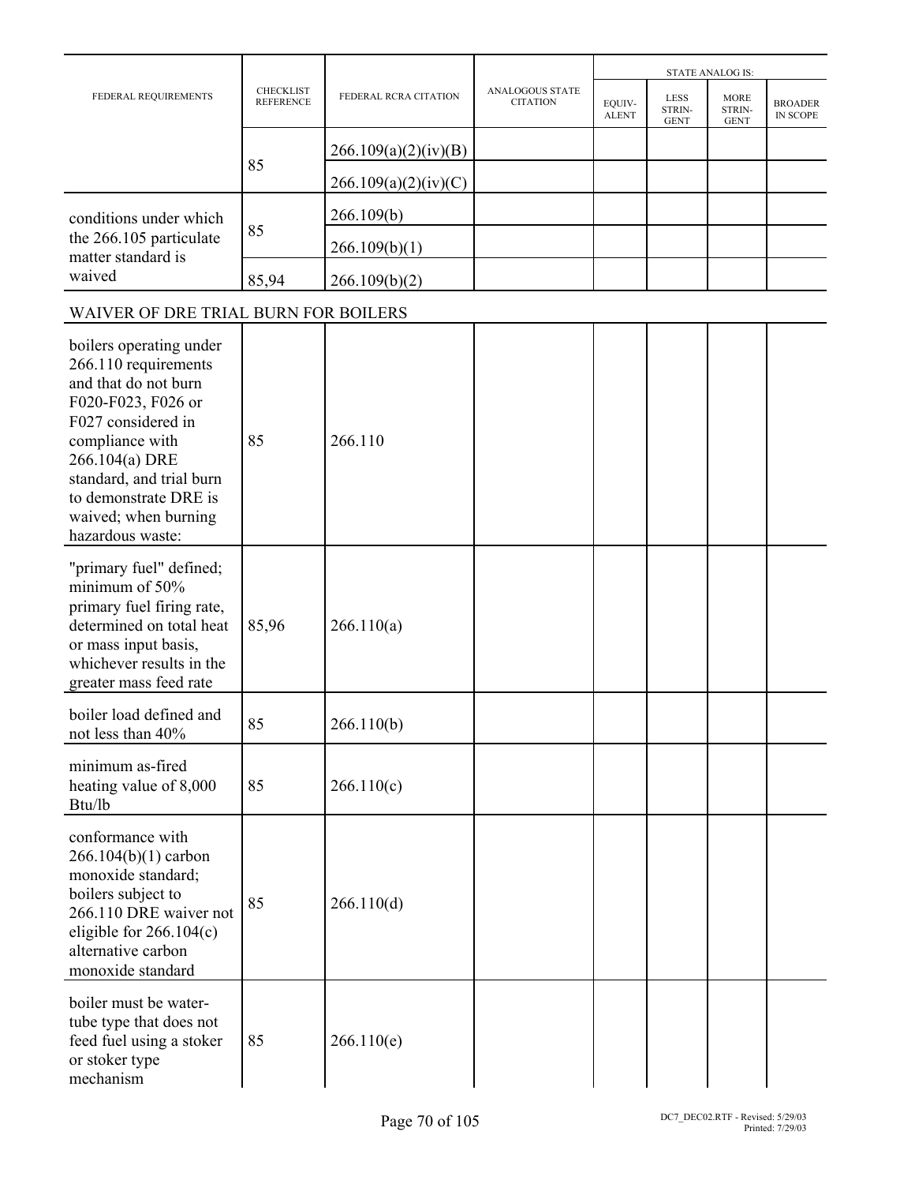| FEDERAL REQUIREMENTS | CHECKLIST REFERENCE | FEDERAL RCRA CITATION | ANALOGOUS STATE CITATION | STATE ANALOG IS: | | | |
|---|---|---|---|---|---|---|---|
| | | | | EQUIV-ALENT | LESS STRIN-GENT | MORE STRIN-GENT | BROADER IN SCOPE |
| | 85 | 266.109(a)(2)(iv)(B) | | | | | |
| | | 266.109(a)(2)(iv)(C) | | | | | |
| conditions under which the 266.105 particulate matter standard is waived | 85 | 266.109(b) | | | | | |
| | | 266.109(b)(1) | | | | | |
| | 85,94 | 266.109(b)(2) | | | | | |
| WAIVER OF DRE TRIAL BURN FOR BOILERS | | | | | | | |
| boilers operating under 266.110 requirements and that do not burn F020-F023, F026 or F027 considered in compliance with 266.104(a) DRE standard, and trial burn to demonstrate DRE is waived; when burning hazardous waste: | 85 | 266.110 | | | | | |
| "primary fuel" defined; minimum of 50% primary fuel firing rate, determined on total heat or mass input basis, whichever results in the greater mass feed rate | 85,96 | 266.110(a) | | | | | |
| boiler load defined and not less than 40% | 85 | 266.110(b) | | | | | |
| minimum as-fired heating value of 8,000 Btu/lb | 85 | 266.110(c) | | | | | |
| conformance with 266.104(b)(1) carbon monoxide standard; boilers subject to 266.110 DRE waiver not eligible for 266.104(c) alternative carbon monoxide standard | 85 | 266.110(d) | | | | | |
| boiler must be water-tube type that does not feed fuel using a stoker or stoker type mechanism | 85 | 266.110(e) | | | | | |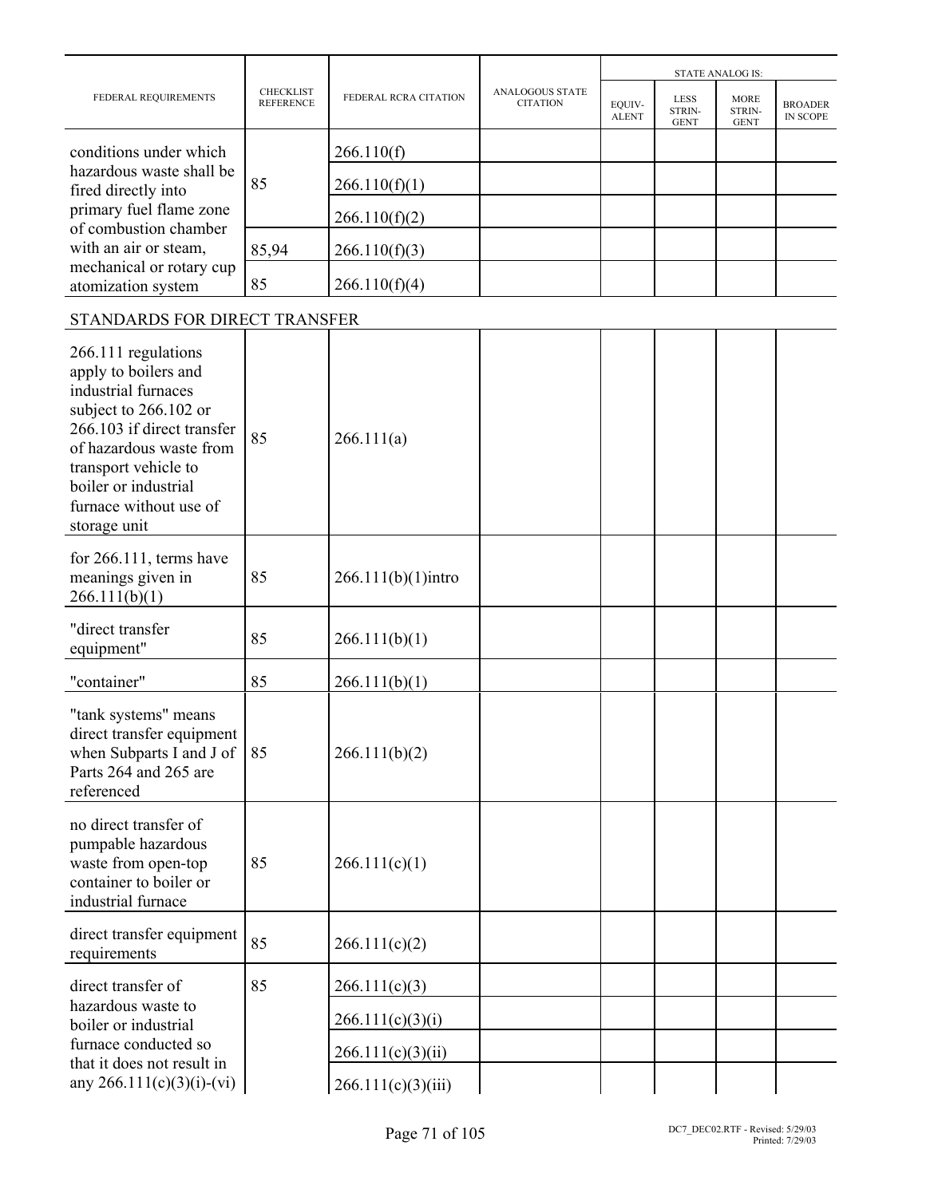| FEDERAL REQUIREMENTS | CHECKLIST REFERENCE | FEDERAL RCRA CITATION | ANALOGOUS STATE CITATION | STATE ANALOG IS: | | | |
|---|---|---|---|---|---|---|---|
| | | | | EQUIV-ALENT | LESS STRIN-GENT | MORE STRIN-GENT | BROADER IN SCOPE |
| conditions under which hazardous waste shall be fired directly into primary fuel flame zone of combustion chamber with an air or steam, mechanical or rotary cup atomization system | 85 | 266.110(f) | | | | | |
| | | 266.110(f)(1) | | | | | |
| | | 266.110(f)(2) | | | | | |
| | 85,94 | 266.110(f)(3) | | | | | |
| | 85 | 266.110(f)(4) | | | | | |
| STANDARDS FOR DIRECT TRANSFER | | | | | | | |
| 266.111 regulations apply to boilers and industrial furnaces subject to 266.102 or 266.103 if direct transfer of hazardous waste from transport vehicle to boiler or industrial furnace without use of storage unit | 85 | 266.111(a) | | | | | |
| for 266.111, terms have meanings given in 266.111(b)(1) | 85 | 266.111(b)(1)intro | | | | | |
| "direct transfer equipment" | 85 | 266.111(b)(1) | | | | | |
| "container" | 85 | 266.111(b)(1) | | | | | |
| "tank systems" means direct transfer equipment when Subparts I and J of Parts 264 and 265 are referenced | 85 | 266.111(b)(2) | | | | | |
| no direct transfer of pumpable hazardous waste from open-top container to boiler or industrial furnace | 85 | 266.111(c)(1) | | | | | |
| direct transfer equipment requirements | 85 | 266.111(c)(2) | | | | | |
| direct transfer of hazardous waste to boiler or industrial furnace conducted so that it does not result in any 266.111(c)(3)(i)-(vi) | 85 | 266.111(c)(3) | | | | | |
| | | 266.111(c)(3)(i) | | | | | |
| | | 266.111(c)(3)(ii) | | | | | |
| | | 266.111(c)(3)(iii) | | | | | |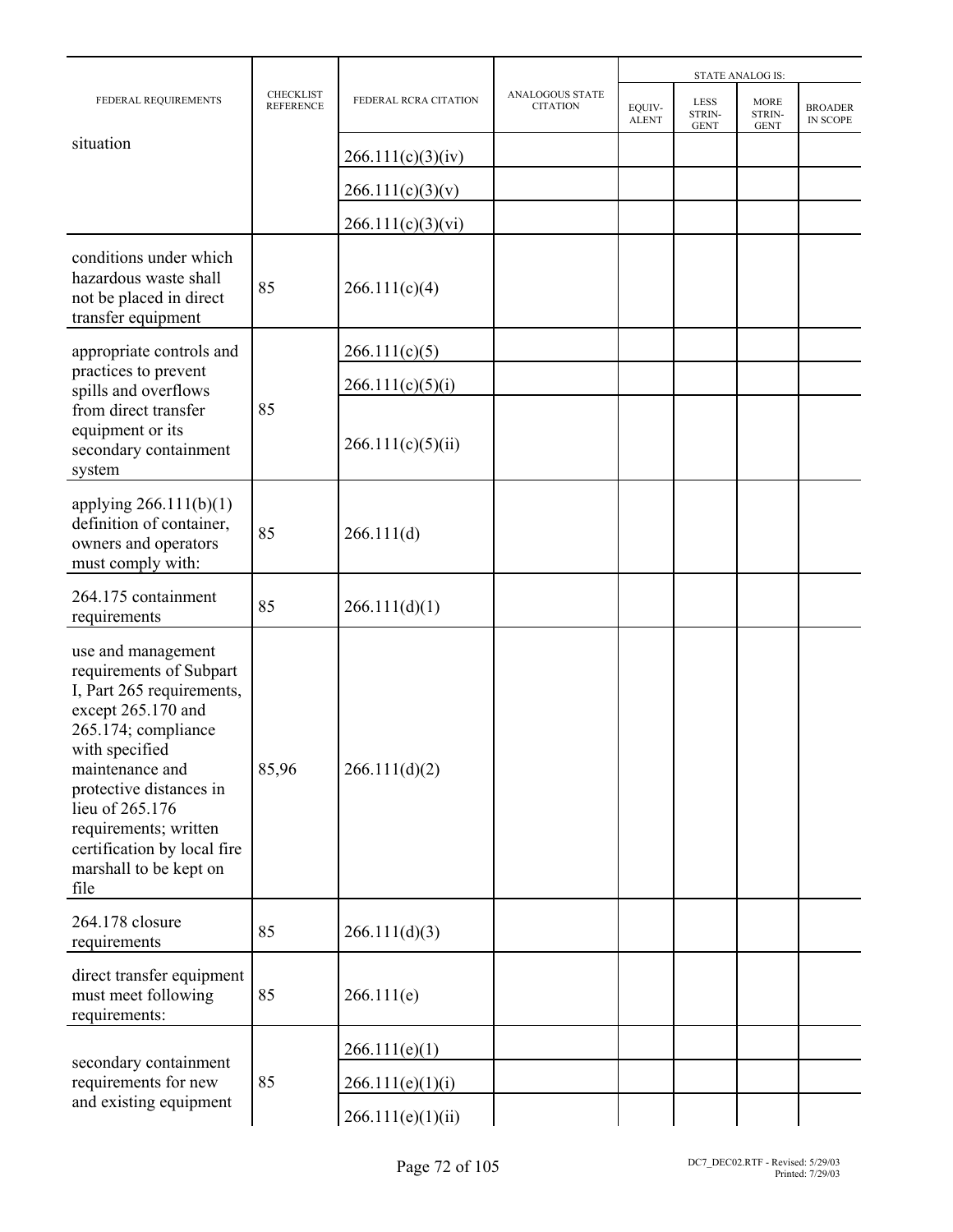| FEDERAL REQUIREMENTS | CHECKLIST REFERENCE | FEDERAL RCRA CITATION | ANALOGOUS STATE CITATION | STATE ANALOG IS: | | | |
|---|---|---|---|---|---|---|---|
| | | | | EQUIV-ALENT | LESS STRIN-GENT | MORE STRIN-GENT | BROADER IN SCOPE |
| situation | | 266.111(c)(3)(iv) | | | | | |
| | | 266.111(c)(3)(v) | | | | | |
| | | 266.111(c)(3)(vi) | | | | | |
| conditions under which hazardous waste shall not be placed in direct transfer equipment | 85 | 266.111(c)(4) | | | | | |
| appropriate controls and practices to prevent spills and overflows from direct transfer equipment or its secondary containment system | 85 | 266.111(c)(5) | | | | | |
| | | 266.111(c)(5)(i) | | | | | |
| | | 266.111(c)(5)(ii) | | | | | |
| applying 266.111(b)(1) definition of container, owners and operators must comply with: | 85 | 266.111(d) | | | | | |
| 264.175 containment requirements | 85 | 266.111(d)(1) | | | | | |
| use and management requirements of Subpart I, Part 265 requirements, except 265.170 and 265.174; compliance with specified maintenance and protective distances in lieu of 265.176 requirements; written certification by local fire marshall to be kept on file | 85,96 | 266.111(d)(2) | | | | | |
| 264.178 closure requirements | 85 | 266.111(d)(3) | | | | | |
| direct transfer equipment must meet following requirements: | 85 | 266.111(e) | | | | | |
| secondary containment requirements for new and existing equipment | 85 | 266.111(e)(1) | | | | | |
| | | 266.111(e)(1)(i) | | | | | |
| | | 266.111(e)(1)(ii) | | | | | |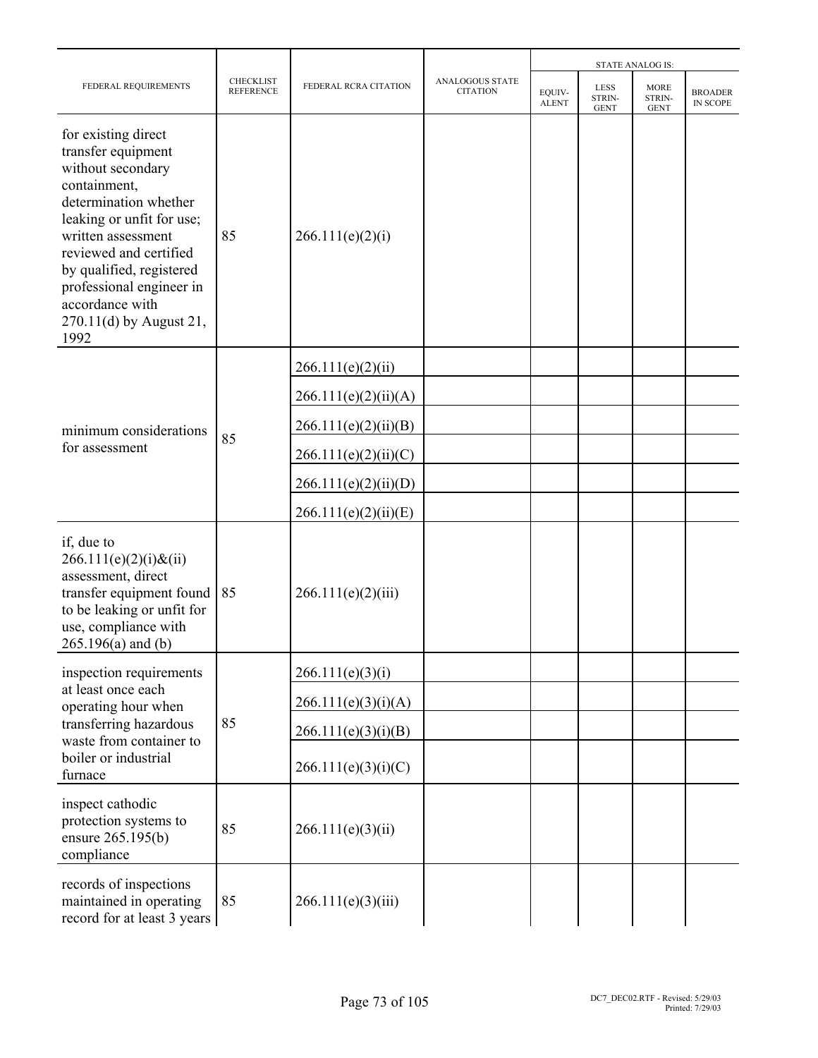| FEDERAL REQUIREMENTS | CHECKLIST REFERENCE | FEDERAL RCRA CITATION | ANALOGOUS STATE CITATION | STATE ANALOG IS: | | | |
|---|---|---|---|---|---|---|---|
| | | | | EQUIV-ALENT | LESS STRIN-GENT | MORE STRIN-GENT | BROADER IN SCOPE |
| for existing direct transfer equipment without secondary containment, determination whether leaking or unfit for use; written assessment reviewed and certified by qualified, registered professional engineer in accordance with 270.11(d) by August 21, 1992 | 85 | 266.111(e)(2)(i) | | | | | |
| minimum considerations for assessment | 85 | 266.111(e)(2)(ii) | | | | | |
| | | 266.111(e)(2)(ii)(A) | | | | | |
| | | 266.111(e)(2)(ii)(B) | | | | | |
| | | 266.111(e)(2)(ii)(C) | | | | | |
| | | 266.111(e)(2)(ii)(D) | | | | | |
| | | 266.111(e)(2)(ii)(E) | | | | | |
| if, due to 266.111(e)(2)(i)&(ii) assessment, direct transfer equipment found to be leaking or unfit for use, compliance with 265.196(a) and (b) | 85 | 266.111(e)(2)(iii) | | | | | |
| inspection requirements at least once each operating hour when transferring hazardous waste from container to boiler or industrial furnace | 85 | 266.111(e)(3)(i) | | | | | |
| | | 266.111(e)(3)(i)(A) | | | | | |
| | | 266.111(e)(3)(i)(B) | | | | | |
| | | 266.111(e)(3)(i)(C) | | | | | |
| inspect cathodic protection systems to ensure 265.195(b) compliance | 85 | 266.111(e)(3)(ii) | | | | | |
| records of inspections maintained in operating record for at least 3 years | 85 | 266.111(e)(3)(iii) | | | | | |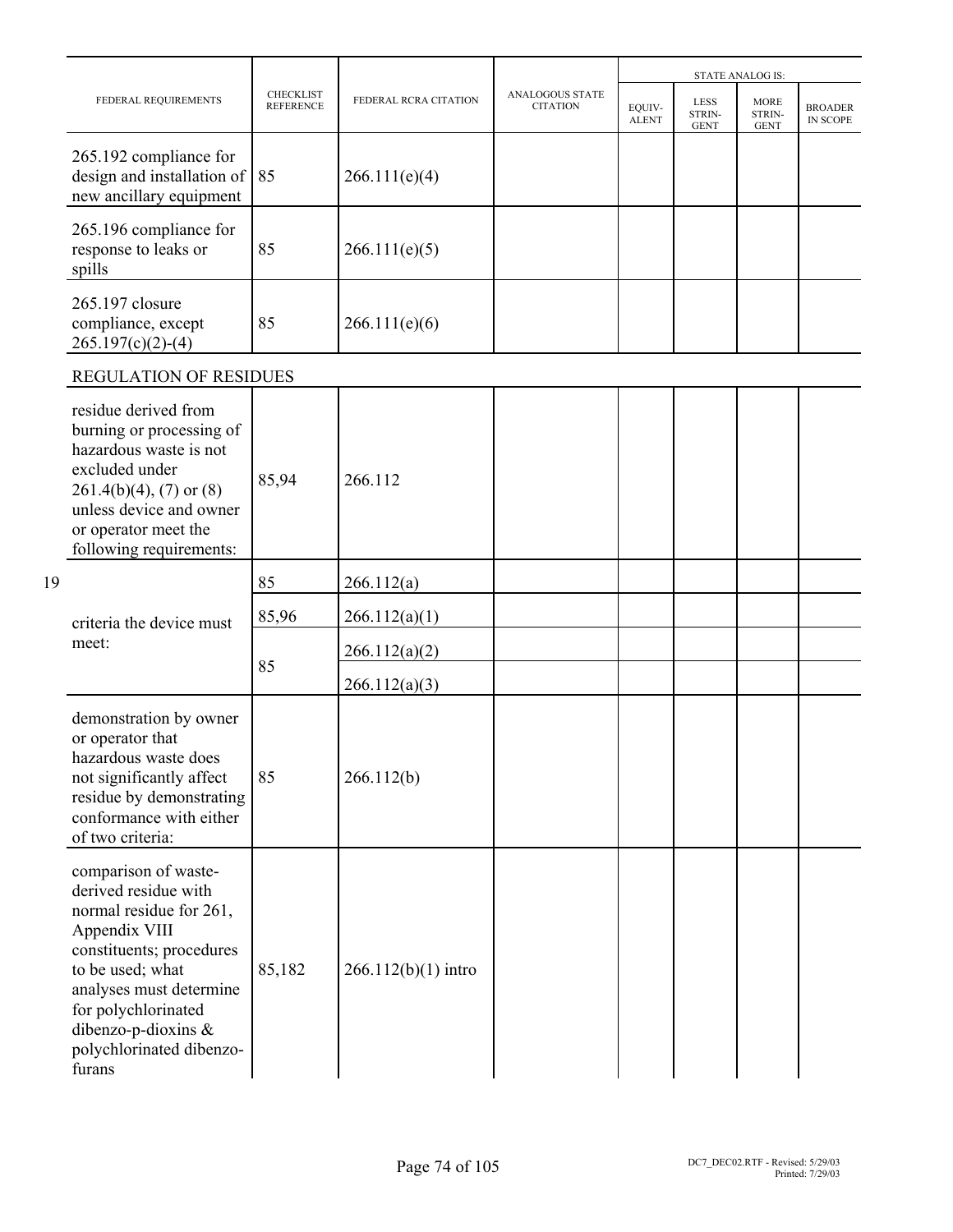| FEDERAL REQUIREMENTS | CHECKLIST REFERENCE | FEDERAL RCRA CITATION | ANALOGOUS STATE CITATION | STATE ANALOG IS: | | | |
|---|---|---|---|---|---|---|---|
| | | | | EQUIV-ALENT | LESS STRIN-GENT | MORE STRIN-GENT | BROADER IN SCOPE |
| 265.192 compliance for design and installation of new ancillary equipment | 85 | 266.111(e)(4) | | | | | |
| 265.196 compliance for response to leaks or spills | 85 | 266.111(e)(5) | | | | | |
| 265.197 closure compliance, except 265.197(c)(2)-(4) | 85 | 266.111(e)(6) | | | | | |
| REGULATION OF RESIDUES | | | | | | | |
| residue derived from burning or processing of hazardous waste is not excluded under 261.4(b)(4), (7) or (8) unless device and owner or operator meet the following requirements: | 85,94 | 266.112 | | | | | |
| criteria the device must meet: | 85 | 266.112(a) | | | | | |
| | 85,96 | 266.112(a)(1) | | | | | |
| | 85 | 266.112(a)(2) | | | | | |
| | | 266.112(a)(3) | | | | | |
| demonstration by owner or operator that hazardous waste does not significantly affect residue by demonstrating conformance with either of two criteria: | 85 | 266.112(b) | | | | | |
| comparison of waste-derived residue with normal residue for 261, Appendix VIII constituents; procedures to be used; what analyses must determine for polychlorinated dibenzo-p-dioxins & polychlorinated dibenzo-furans | 85,182 | 266.112(b)(1) intro | | | | | |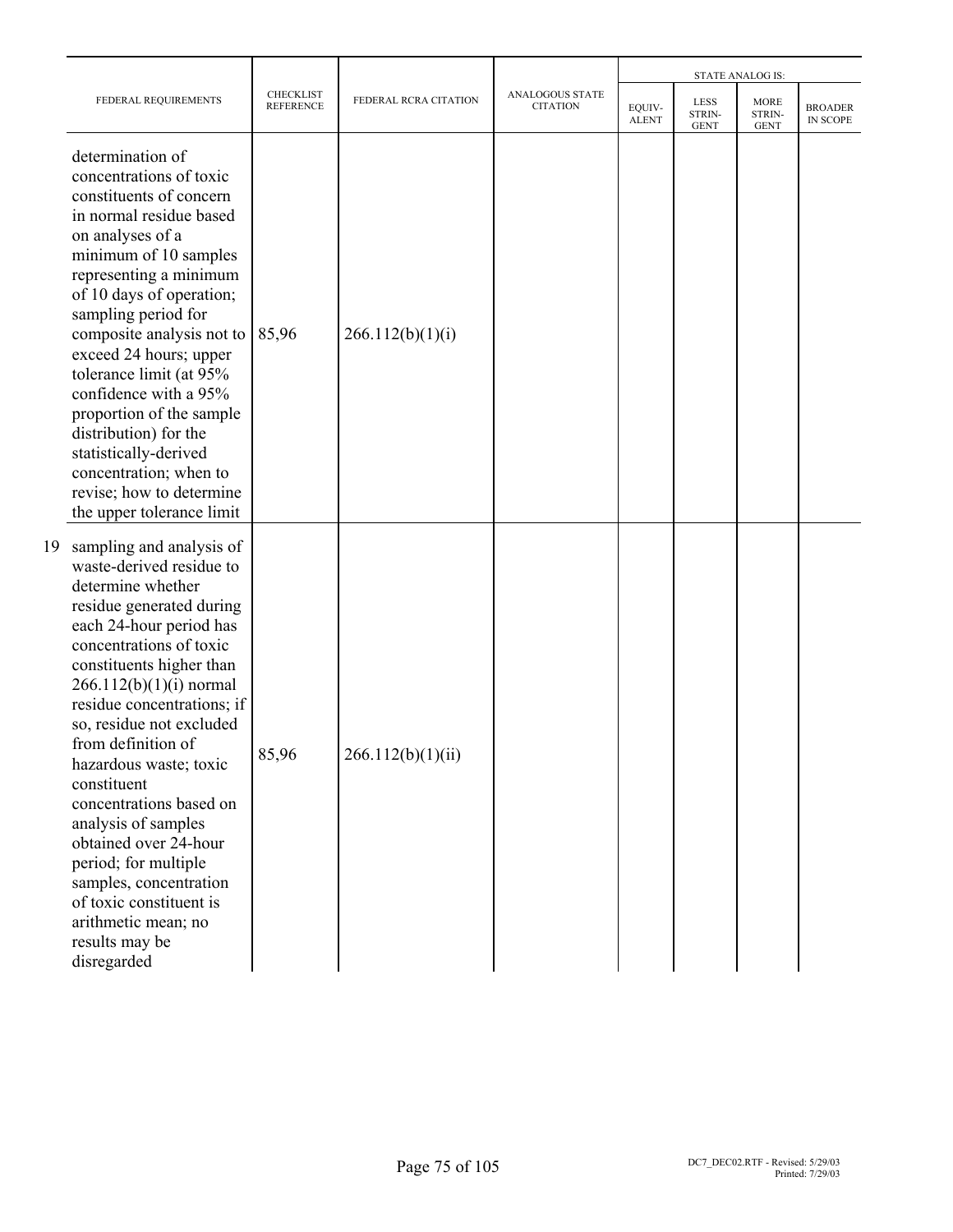| FEDERAL REQUIREMENTS | CHECKLIST REFERENCE | FEDERAL RCRA CITATION | ANALOGOUS STATE CITATION | STATE ANALOG IS: | | | |
|---|---|---|---|---|---|---|---|
| | | | | EQUIV-ALENT | LESS STRIN-GENT | MORE STRIN-GENT | BROADER IN SCOPE |
| determination of concentrations of toxic constituents of concern in normal residue based on analyses of a minimum of 10 samples representing a minimum of 10 days of operation; sampling period for composite analysis not to exceed 24 hours; upper tolerance limit (at 95% confidence with a 95% proportion of the sample distribution) for the statistically-derived concentration; when to revise; how to determine the upper tolerance limit | 85,96 | 266.112(b)(1)(i) | | | | | |
| 19 sampling and analysis of waste-derived residue to determine whether residue generated during each 24-hour period has concentrations of toxic constituents higher than 266.112(b)(1)(i) normal residue concentrations; if so, residue not excluded from definition of hazardous waste; toxic constituent concentrations based on analysis of samples obtained over 24-hour period; for multiple samples, concentration of toxic constituent is arithmetic mean; no results may be disregarded | 85,96 | 266.112(b)(1)(ii) | | | | | |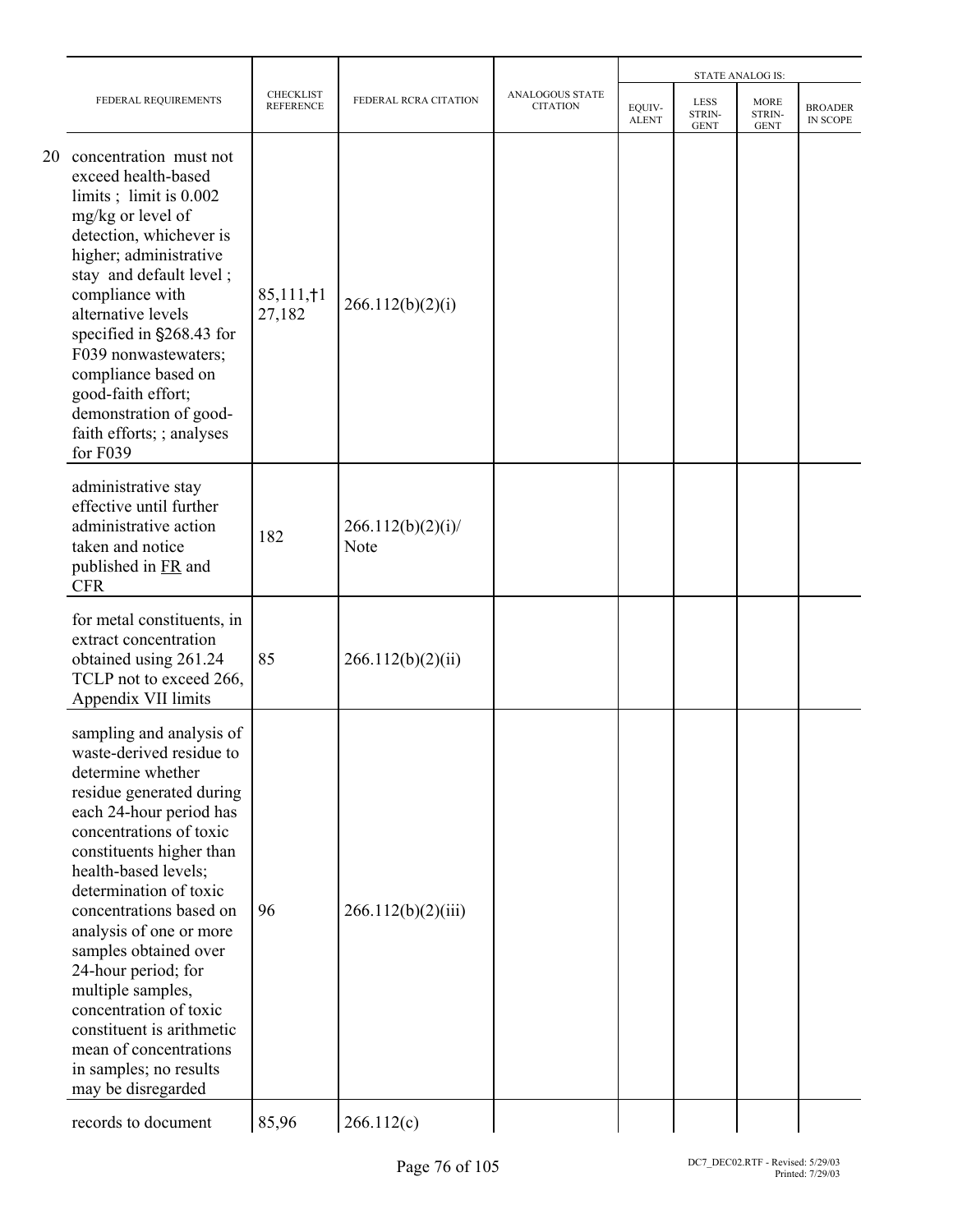| FEDERAL REQUIREMENTS | CHECKLIST REFERENCE | FEDERAL RCRA CITATION | ANALOGOUS STATE CITATION | STATE ANALOG IS: | | | |
|---|---|---|---|---|---|---|---|
| | | | | EQUIV-ALENT | LESS STRIN-GENT | MORE STRIN-GENT | BROADER IN SCOPE |
| 20 concentration must not exceed health-based limits ; limit is 0.002 mg/kg or level of detection, whichever is higher; administrative stay and default level ; compliance with alternative levels specified in §268.43 for F039 nonwastewaters; compliance based on good-faith effort; demonstration of good-faith efforts; ; analyses for F039 | 85,111,†127,182 | 266.112(b)(2)(i) | | | | | |
| administrative stay effective until further administrative action taken and notice published in FR and CFR | 182 | 266.112(b)(2)(i)/ Note | | | | | |
| for metal constituents, in extract concentration obtained using 261.24 TCLP not to exceed 266, Appendix VII limits | 85 | 266.112(b)(2)(ii) | | | | | |
| sampling and analysis of waste-derived residue to determine whether residue generated during each 24-hour period has concentrations of toxic constituents higher than health-based levels; determination of toxic concentrations based on analysis of one or more samples obtained over 24-hour period; for multiple samples, concentration of toxic constituent is arithmetic mean of concentrations in samples; no results may be disregarded | 96 | 266.112(b)(2)(iii) | | | | | |
| records to document | 85,96 | 266.112(c) | | | | | |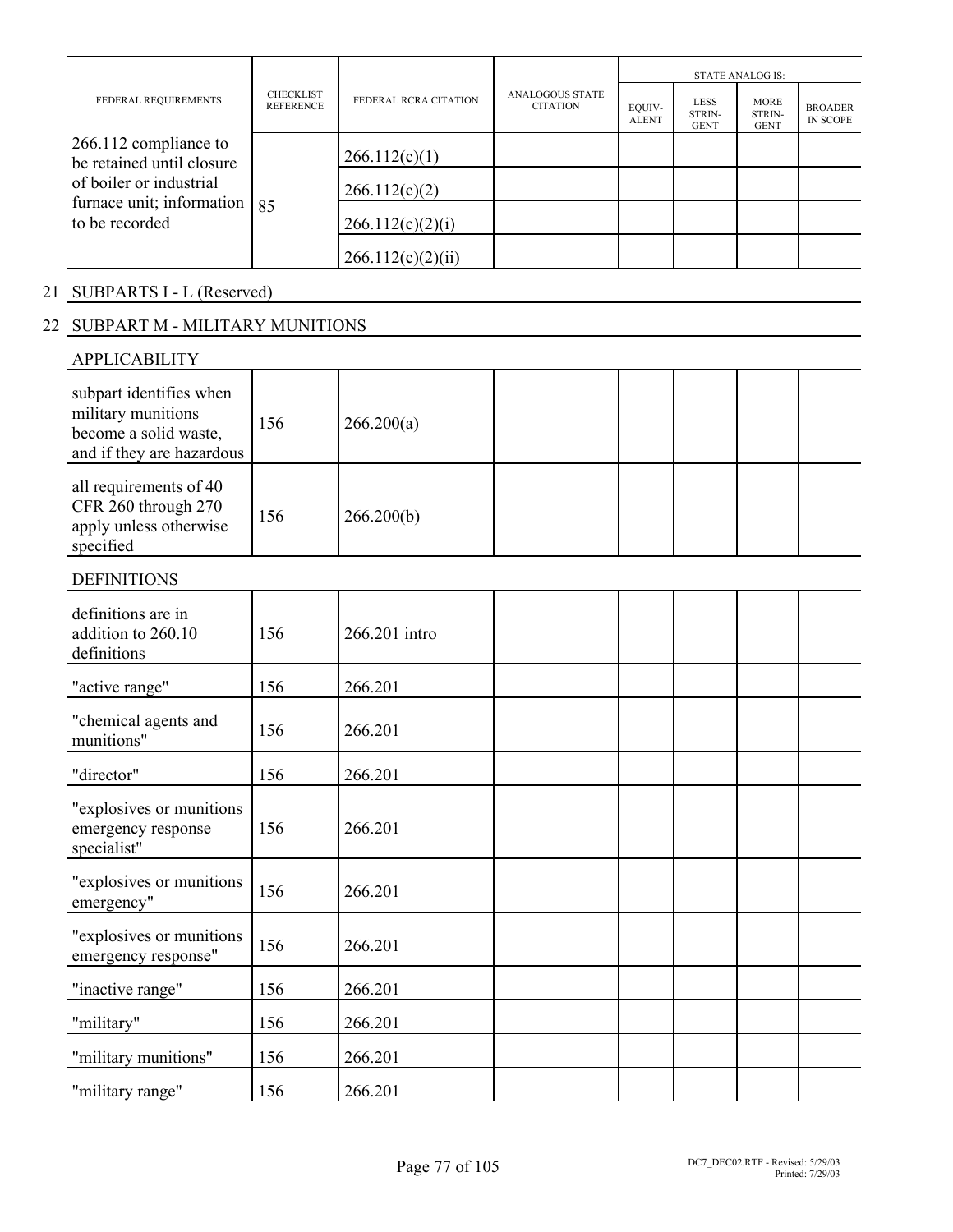| FEDERAL REQUIREMENTS | CHECKLIST REFERENCE | FEDERAL RCRA CITATION | ANALOGOUS STATE CITATION | STATE ANALOG IS: | | | |
|---|---|---|---|---|---|---|---|
| | | | | EQUIV-ALENT | LESS STRIN-GENT | MORE STRIN-GENT | BROADER IN SCOPE |
| 266.112 compliance to be retained until closure of boiler or industrial furnace unit; information to be recorded | 85 | 266.112(c)(1) | | | | | |
| | | 266.112(c)(2) | | | | | |
| | | 266.112(c)(2)(i) | | | | | |
| | | 266.112(c)(2)(ii) | | | | | |

21 SUBPARTS I - L (Reserved)

22 SUBPART M - MILITARY MUNITIONS

APPLICABILITY

| FEDERAL REQUIREMENTS | CHECKLIST REFERENCE | FEDERAL RCRA CITATION | ANALOGOUS STATE CITATION | EQUIV-ALENT | LESS STRIN-GENT | MORE STRIN-GENT | BROADER IN SCOPE |
|---|---|---|---|---|---|---|---|
| subpart identifies when military munitions become a solid waste, and if they are hazardous | 156 | 266.200(a) | | | | | |
| all requirements of 40 CFR 260 through 270 apply unless otherwise specified | 156 | 266.200(b) | | | | | |

DEFINITIONS

| FEDERAL REQUIREMENTS | CHECKLIST REFERENCE | FEDERAL RCRA CITATION | ANALOGOUS STATE CITATION | EQUIV-ALENT | LESS STRIN-GENT | MORE STRIN-GENT | BROADER IN SCOPE |
|---|---|---|---|---|---|---|---|
| definitions are in addition to 260.10 definitions | 156 | 266.201 intro | | | | | |
| "active range" | 156 | 266.201 | | | | | |
| "chemical agents and munitions" | 156 | 266.201 | | | | | |
| "director" | 156 | 266.201 | | | | | |
| "explosives or munitions emergency response specialist" | 156 | 266.201 | | | | | |
| "explosives or munitions emergency" | 156 | 266.201 | | | | | |
| "explosives or munitions emergency response" | 156 | 266.201 | | | | | |
| "inactive range" | 156 | 266.201 | | | | | |
| "military" | 156 | 266.201 | | | | | |
| "military munitions" | 156 | 266.201 | | | | | |
| "military range" | 156 | 266.201 | | | | | |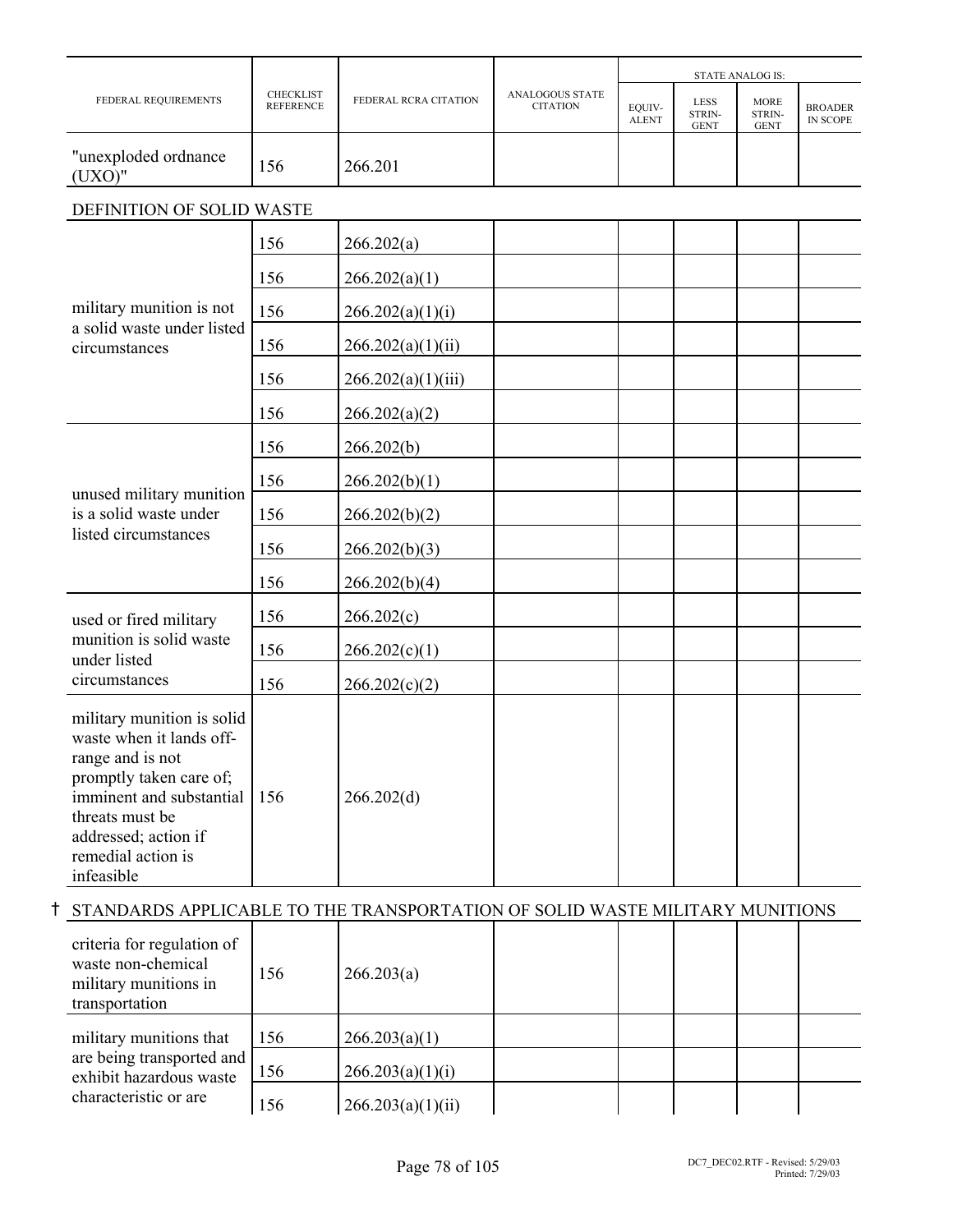| FEDERAL REQUIREMENTS | CHECKLIST REFERENCE | FEDERAL RCRA CITATION | ANALOGOUS STATE CITATION | STATE ANALOG IS: EQUIV-ALENT | LESS STRIN-GENT | MORE STRIN-GENT | BROADER IN SCOPE |
|---|---|---|---|---|---|---|---|
| "unexploded ordnance (UXO)" | 156 | 266.201 | | | | | |
| **DEFINITION OF SOLID WASTE** | | | | | | | |
| military munition is not a solid waste under listed circumstances | 156 | 266.202(a) | | | | | |
| | 156 | 266.202(a)(1) | | | | | |
| | 156 | 266.202(a)(1)(i) | | | | | |
| | 156 | 266.202(a)(1)(ii) | | | | | |
| | 156 | 266.202(a)(1)(iii) | | | | | |
| | 156 | 266.202(a)(2) | | | | | |
| unused military munition is a solid waste under listed circumstances | 156 | 266.202(b) | | | | | |
| | 156 | 266.202(b)(1) | | | | | |
| | 156 | 266.202(b)(2) | | | | | |
| | 156 | 266.202(b)(3) | | | | | |
| | 156 | 266.202(b)(4) | | | | | |
| used or fired military munition is solid waste under listed circumstances | 156 | 266.202(c) | | | | | |
| | 156 | 266.202(c)(1) | | | | | |
| | 156 | 266.202(c)(2) | | | | | |
| military munition is solid waste when it lands off-range and is not promptly taken care of; imminent and substantial threats must be addressed; action if remedial action is infeasible | 156 | 266.202(d) | | | | | |
| **† STANDARDS APPLICABLE TO THE TRANSPORTATION OF SOLID WASTE MILITARY MUNITIONS** | | | | | | | |
| criteria for regulation of waste non-chemical military munitions in transportation | 156 | 266.203(a) | | | | | |
| military munitions that are being transported and exhibit hazardous waste characteristic or are | 156 | 266.203(a)(1) | | | | | |
| | 156 | 266.203(a)(1)(i) | | | | | |
| | 156 | 266.203(a)(1)(ii) | | | | | |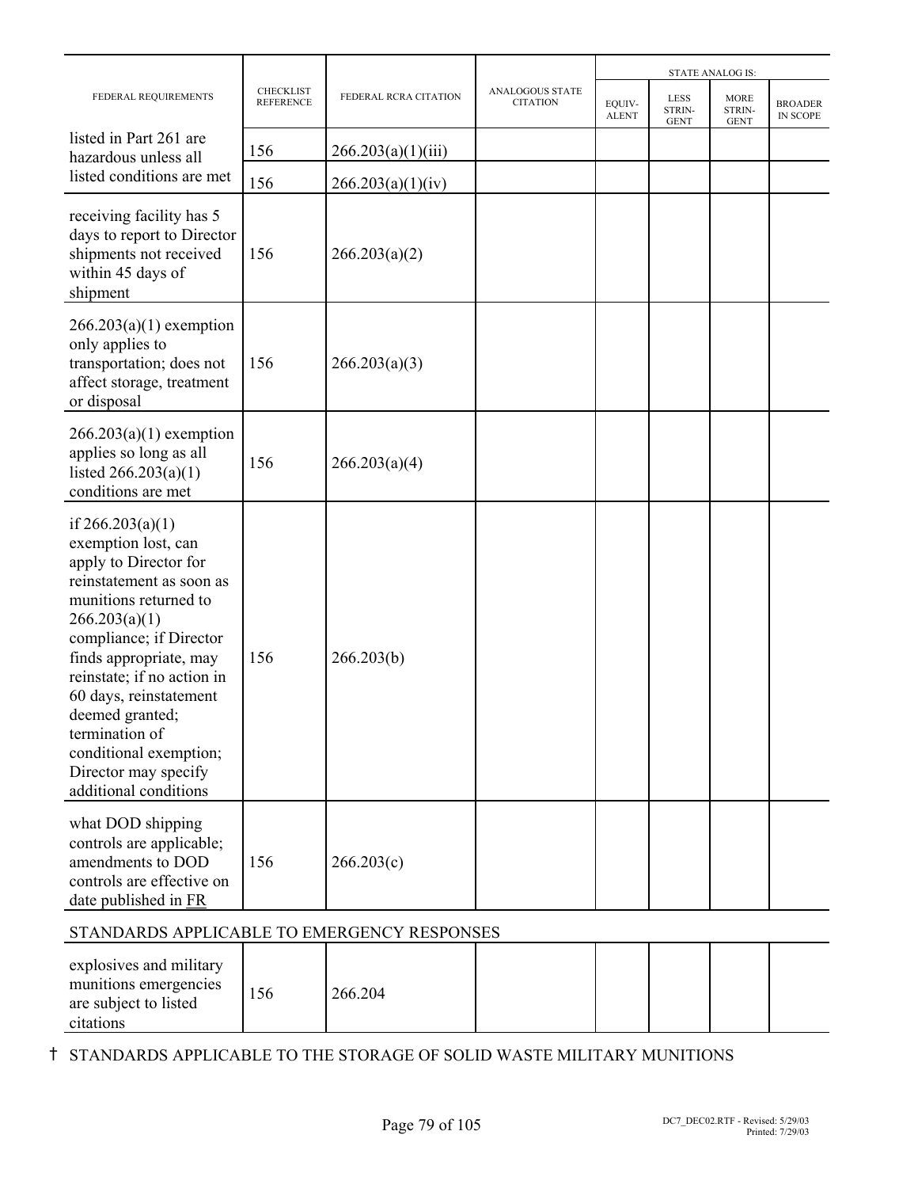| FEDERAL REQUIREMENTS | CHECKLIST REFERENCE | FEDERAL RCRA CITATION | ANALOGOUS STATE CITATION | STATE ANALOG IS: | | | |
|---|---|---|---|---|---|---|---|
| | | | | EQUIV-ALENT | LESS STRIN-GENT | MORE STRIN-GENT | BROADER IN SCOPE |
| listed in Part 261 are hazardous unless all listed conditions are met | 156 | 266.203(a)(1)(iii) | | | | | |
| | 156 | 266.203(a)(1)(iv) | | | | | |
| receiving facility has 5 days to report to Director shipments not received within 45 days of shipment | 156 | 266.203(a)(2) | | | | | |
| 266.203(a)(1) exemption only applies to transportation; does not affect storage, treatment or disposal | 156 | 266.203(a)(3) | | | | | |
| 266.203(a)(1) exemption applies so long as all listed 266.203(a)(1) conditions are met | 156 | 266.203(a)(4) | | | | | |
| if 266.203(a)(1) exemption lost, can apply to Director for reinstatement as soon as munitions returned to 266.203(a)(1) compliance; if Director finds appropriate, may reinstate; if no action in 60 days, reinstatement deemed granted; termination of conditional exemption; Director may specify additional conditions | 156 | 266.203(b) | | | | | |
| what DOD shipping controls are applicable; amendments to DOD controls are effective on date published in FR | 156 | 266.203(c) | | | | | |
| STANDARDS APPLICABLE TO EMERGENCY RESPONSES | | | | | | | |
| explosives and military munitions emergencies are subject to listed citations | 156 | 266.204 | | | | | |

† STANDARDS APPLICABLE TO THE STORAGE OF SOLID WASTE MILITARY MUNITIONS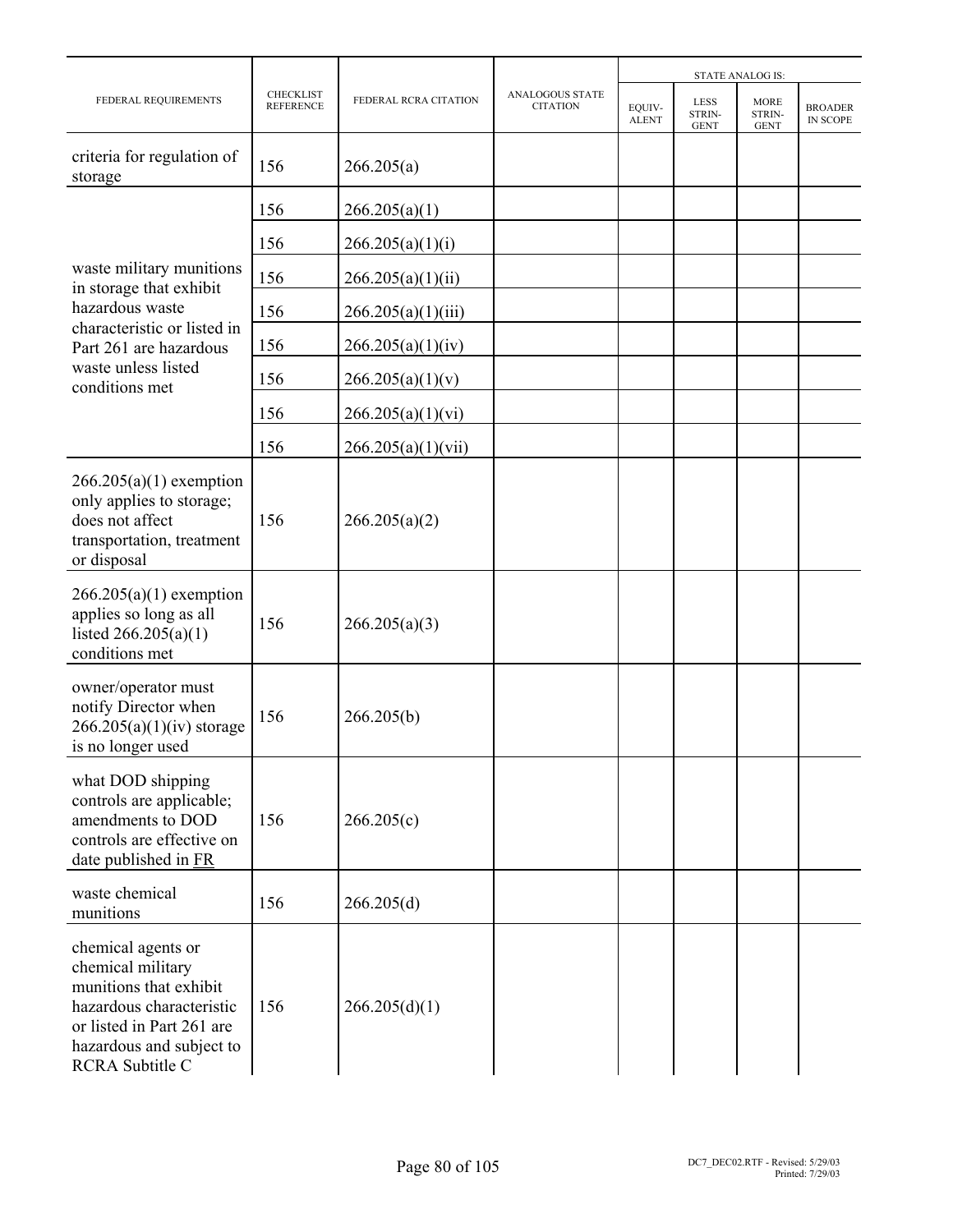| FEDERAL REQUIREMENTS | CHECKLIST REFERENCE | FEDERAL RCRA CITATION | ANALOGOUS STATE CITATION | STATE ANALOG IS: | | | |
|---|---|---|---|---|---|---|---|
| | | | | EQUIV-ALENT | LESS STRIN-GENT | MORE STRIN-GENT | BROADER IN SCOPE |
| criteria for regulation of storage | 156 | 266.205(a) | | | | | |
| waste military munitions in storage that exhibit hazardous waste characteristic or listed in Part 261 are hazardous waste unless listed conditions met | 156 | 266.205(a)(1) | | | | | |
| | 156 | 266.205(a)(1)(i) | | | | | |
| | 156 | 266.205(a)(1)(ii) | | | | | |
| | 156 | 266.205(a)(1)(iii) | | | | | |
| | 156 | 266.205(a)(1)(iv) | | | | | |
| | 156 | 266.205(a)(1)(v) | | | | | |
| | 156 | 266.205(a)(1)(vi) | | | | | |
| | 156 | 266.205(a)(1)(vii) | | | | | |
| 266.205(a)(1) exemption only applies to storage; does not affect transportation, treatment or disposal | 156 | 266.205(a)(2) | | | | | |
| 266.205(a)(1) exemption applies so long as all listed 266.205(a)(1) conditions met | 156 | 266.205(a)(3) | | | | | |
| owner/operator must notify Director when 266.205(a)(1)(iv) storage is no longer used | 156 | 266.205(b) | | | | | |
| what DOD shipping controls are applicable; amendments to DOD controls are effective on date published in FR | 156 | 266.205(c) | | | | | |
| waste chemical munitions | 156 | 266.205(d) | | | | | |
| chemical agents or chemical military munitions that exhibit hazardous characteristic or listed in Part 261 are hazardous and subject to RCRA Subtitle C | 156 | 266.205(d)(1) | | | | | |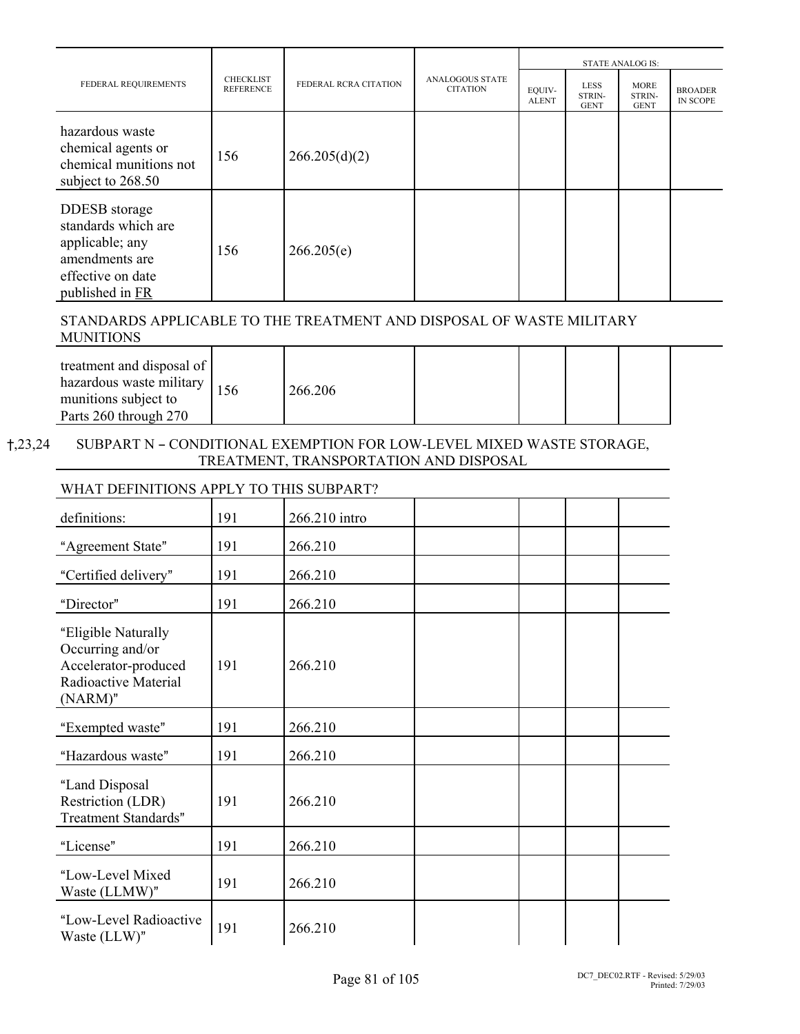| FEDERAL REQUIREMENTS | CHECKLIST REFERENCE | FEDERAL RCRA CITATION | ANALOGOUS STATE CITATION | STATE ANALOG IS: EQUIV- ALENT | LESS STRIN- GENT | MORE STRIN- GENT | BROADER IN SCOPE |
|---|---|---|---|---|---|---|---|
| hazardous waste chemical agents or chemical munitions not subject to 268.50 | 156 | 266.205(d)(2) | | | | | |
| DDESB storage standards which are applicable; any amendments are effective on date published in FR | 156 | 266.205(e) | | | | | |

STANDARDS APPLICABLE TO THE TREATMENT AND DISPOSAL OF WASTE MILITARY MUNITIONS

| | | | | | | | |
|---|---|---|---|---|---|---|---|
| treatment and disposal of hazardous waste military munitions subject to Parts 260 through 270 | 156 | 266.206 | | | | | |

†,23,24 SUBPART N – CONDITIONAL EXEMPTION FOR LOW-LEVEL MIXED WASTE STORAGE, TREATMENT, TRANSPORTATION AND DISPOSAL

WHAT DEFINITIONS APPLY TO THIS SUBPART?

| | | | | | | |
|---|---|---|---|---|---|---|
| definitions: | 191 | 266.210 intro | | | | |
| "Agreement State" | 191 | 266.210 | | | | |
| "Certified delivery" | 191 | 266.210 | | | | |
| "Director" | 191 | 266.210 | | | | |
| "Eligible Naturally Occurring and/or Accelerator-produced Radioactive Material (NARM)" | 191 | 266.210 | | | | |
| "Exempted waste" | 191 | 266.210 | | | | |
| "Hazardous waste" | 191 | 266.210 | | | | |
| "Land Disposal Restriction (LDR) Treatment Standards" | 191 | 266.210 | | | | |
| "License" | 191 | 266.210 | | | | |
| "Low-Level Mixed Waste (LLMW)" | 191 | 266.210 | | | | |
| "Low-Level Radioactive Waste (LLW)" | 191 | 266.210 | | | | |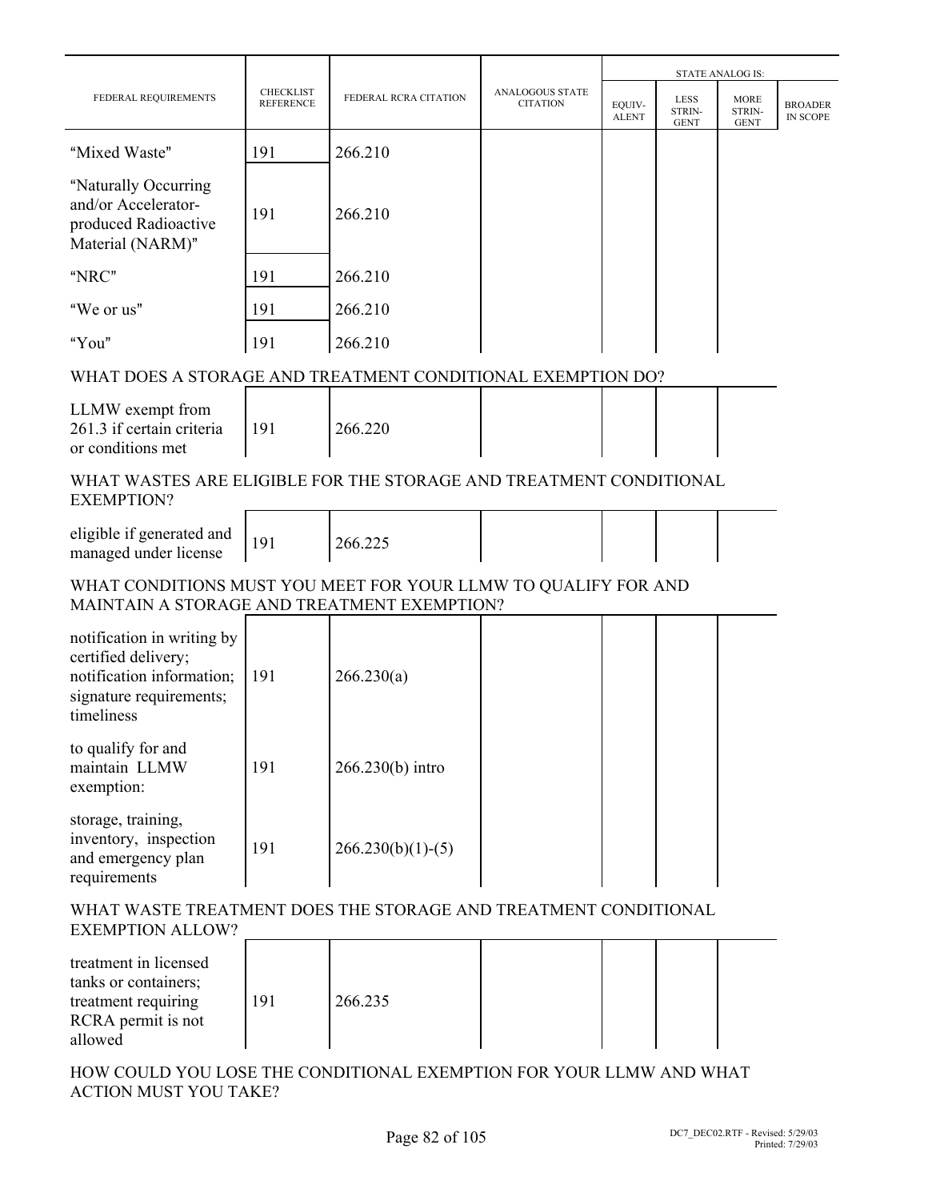| FEDERAL REQUIREMENTS | CHECKLIST REFERENCE | FEDERAL RCRA CITATION | ANALOGOUS STATE CITATION | STATE ANALOG IS: EQUIV-ALENT | LESS STRIN-GENT | MORE STRIN-GENT | BROADER IN SCOPE |
|---|---|---|---|---|---|---|---|
| "Mixed Waste" | 191 | 266.210 | | | | | |
| "Naturally Occurring and/or Accelerator-produced Radioactive Material (NARM)" | 191 | 266.210 | | | | | |
| "NRC" | 191 | 266.210 | | | | | |
| "We or us" | 191 | 266.210 | | | | | |
| "You" | 191 | 266.210 | | | | | |

WHAT DOES A STORAGE AND TREATMENT CONDITIONAL EXEMPTION DO?

| FEDERAL REQUIREMENTS | CHECKLIST REFERENCE | FEDERAL RCRA CITATION | ANALOGOUS STATE CITATION | EQUIV-ALENT | LESS STRIN-GENT | MORE STRIN-GENT | BROADER IN SCOPE |
|---|---|---|---|---|---|---|---|
| LLMW exempt from 261.3 if certain criteria or conditions met | 191 | 266.220 | | | | | |

WHAT WASTES ARE ELIGIBLE FOR THE STORAGE AND TREATMENT CONDITIONAL EXEMPTION?

| FEDERAL REQUIREMENTS | CHECKLIST REFERENCE | FEDERAL RCRA CITATION | ANALOGOUS STATE CITATION | EQUIV-ALENT | LESS STRIN-GENT | MORE STRIN-GENT | BROADER IN SCOPE |
|---|---|---|---|---|---|---|---|
| eligible if generated and managed under license | 191 | 266.225 | | | | | |

WHAT CONDITIONS MUST YOU MEET FOR YOUR LLMW TO QUALIFY FOR AND MAINTAIN A STORAGE AND TREATMENT EXEMPTION?

| FEDERAL REQUIREMENTS | CHECKLIST REFERENCE | FEDERAL RCRA CITATION | ANALOGOUS STATE CITATION | EQUIV-ALENT | LESS STRIN-GENT | MORE STRIN-GENT | BROADER IN SCOPE |
|---|---|---|---|---|---|---|---|
| notification in writing by certified delivery; notification information; signature requirements; timeliness | 191 | 266.230(a) | | | | | |
| to qualify for and maintain LLMW exemption: | 191 | 266.230(b) intro | | | | | |
| storage, training, inventory, inspection and emergency plan requirements | 191 | 266.230(b)(1)-(5) | | | | | |

WHAT WASTE TREATMENT DOES THE STORAGE AND TREATMENT CONDITIONAL EXEMPTION ALLOW?

| FEDERAL REQUIREMENTS | CHECKLIST REFERENCE | FEDERAL RCRA CITATION | ANALOGOUS STATE CITATION | EQUIV-ALENT | LESS STRIN-GENT | MORE STRIN-GENT | BROADER IN SCOPE |
|---|---|---|---|---|---|---|---|
| treatment in licensed tanks or containers; treatment requiring RCRA permit is not allowed | 191 | 266.235 | | | | | |

HOW COULD YOU LOSE THE CONDITIONAL EXEMPTION FOR YOUR LLMW AND WHAT ACTION MUST YOU TAKE?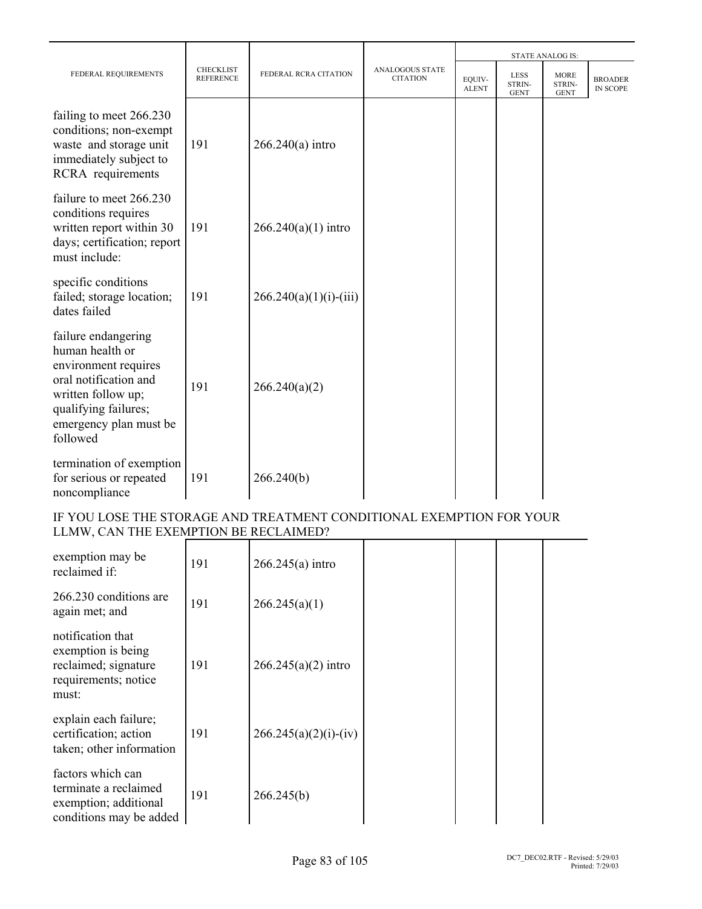| FEDERAL REQUIREMENTS | CHECKLIST REFERENCE | FEDERAL RCRA CITATION | ANALOGOUS STATE CITATION | STATE ANALOG IS: | | | |
|---|---|---|---|---|---|---|---|
| | | | | EQUIV-ALENT | LESS STRIN-GENT | MORE STRIN-GENT | BROADER IN SCOPE |
| failing to meet 266.230 conditions; non-exempt waste and storage unit immediately subject to RCRA requirements | 191 | 266.240(a) intro | | | | | |
| failure to meet 266.230 conditions requires written report within 30 days; certification; report must include: | 191 | 266.240(a)(1) intro | | | | | |
| specific conditions failed; storage location; dates failed | 191 | 266.240(a)(1)(i)-(iii) | | | | | |
| failure endangering human health or environment requires oral notification and written follow up; qualifying failures; emergency plan must be followed | 191 | 266.240(a)(2) | | | | | |
| termination of exemption for serious or repeated noncompliance | 191 | 266.240(b) | | | | | |

IF YOU LOSE THE STORAGE AND TREATMENT CONDITIONAL EXEMPTION FOR YOUR LLMW, CAN THE EXEMPTION BE RECLAIMED?

| FEDERAL REQUIREMENTS | CHECKLIST REFERENCE | FEDERAL RCRA CITATION | ANALOGOUS STATE CITATION | EQUIV-ALENT | LESS STRIN-GENT | MORE STRIN-GENT | BROADER IN SCOPE |
|---|---|---|---|---|---|---|---|
| exemption may be reclaimed if: | 191 | 266.245(a) intro | | | | | |
| 266.230 conditions are again met; and | 191 | 266.245(a)(1) | | | | | |
| notification that exemption is being reclaimed; signature requirements; notice must: | 191 | 266.245(a)(2) intro | | | | | |
| explain each failure; certification; action taken; other information | 191 | 266.245(a)(2)(i)-(iv) | | | | | |
| factors which can terminate a reclaimed exemption; additional conditions may be added | 191 | 266.245(b) | | | | | |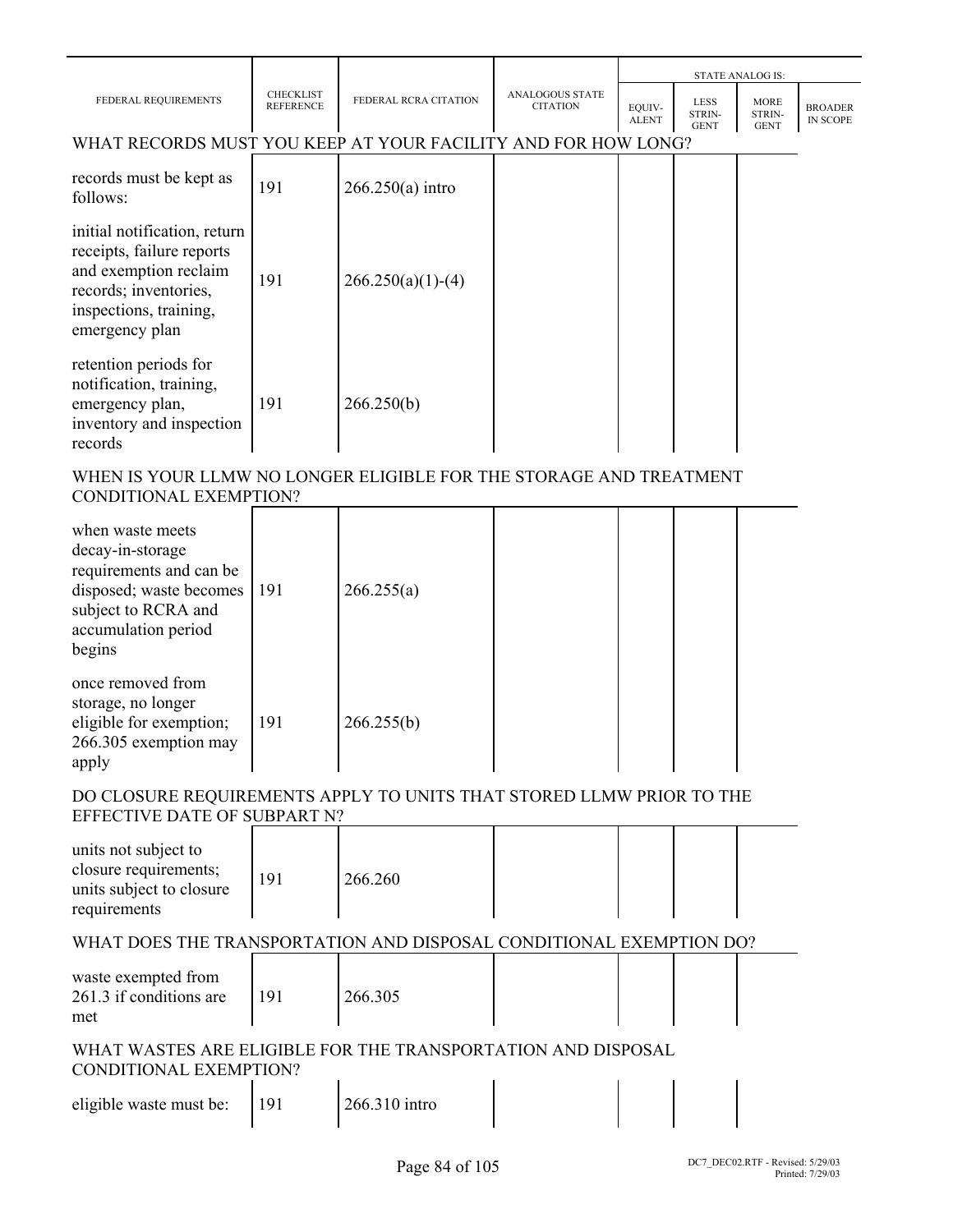| FEDERAL REQUIREMENTS | CHECKLIST REFERENCE | FEDERAL RCRA CITATION | ANALOGOUS STATE CITATION | STATE ANALOG IS: | | | |
|---|---|---|---|---|---|---|---|
| | | | | EQUIV-ALENT | LESS STRIN-GENT | MORE STRIN-GENT | BROADER IN SCOPE |
| **WHAT RECORDS MUST YOU KEEP AT YOUR FACILITY AND FOR HOW LONG?** | | | | | | | |
| records must be kept as follows: | 191 | 266.250(a) intro | | | | | |
| initial notification, return receipts, failure reports and exemption reclaim records; inventories, inspections, training, emergency plan | 191 | 266.250(a)(1)-(4) | | | | | |
| retention periods for notification, training, emergency plan, inventory and inspection records | 191 | 266.250(b) | | | | | |
| **WHEN IS YOUR LLMW NO LONGER ELIGIBLE FOR THE STORAGE AND TREATMENT CONDITIONAL EXEMPTION?** | | | | | | | |
| when waste meets decay-in-storage requirements and can be disposed; waste becomes subject to RCRA and accumulation period begins | 191 | 266.255(a) | | | | | |
| once removed from storage, no longer eligible for exemption; 266.305 exemption may apply | 191 | 266.255(b) | | | | | |
| **DO CLOSURE REQUIREMENTS APPLY TO UNITS THAT STORED LLMW PRIOR TO THE EFFECTIVE DATE OF SUBPART N?** | | | | | | | |
| units not subject to closure requirements; units subject to closure requirements | 191 | 266.260 | | | | | |
| **WHAT DOES THE TRANSPORTATION AND DISPOSAL CONDITIONAL EXEMPTION DO?** | | | | | | | |
| waste exempted from 261.3 if conditions are met | 191 | 266.305 | | | | | |
| **WHAT WASTES ARE ELIGIBLE FOR THE TRANSPORTATION AND DISPOSAL CONDITIONAL EXEMPTION?** | | | | | | | |
| eligible waste must be: | 191 | 266.310 intro | | | | | |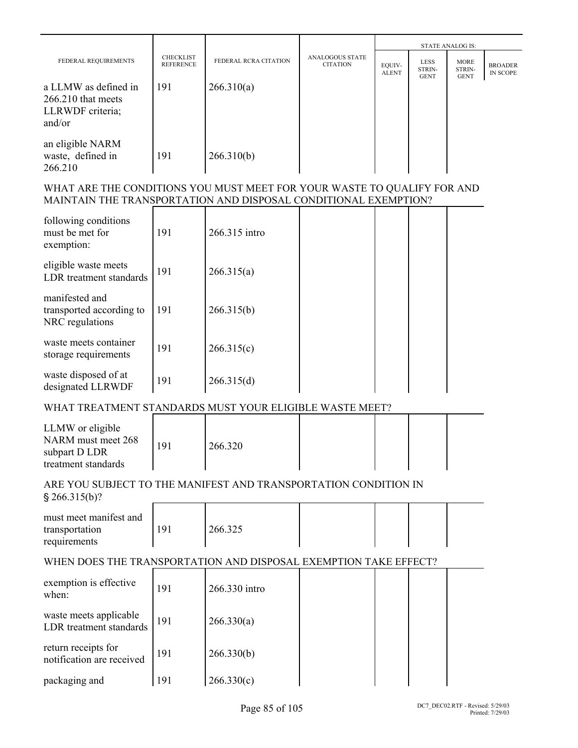| FEDERAL REQUIREMENTS | CHECKLIST REFERENCE | FEDERAL RCRA CITATION | ANALOGOUS STATE CITATION | STATE ANALOG IS: EQUIV-ALENT | LESS STRIN-GENT | MORE STRIN-GENT | BROADER IN SCOPE |
|---|---|---|---|---|---|---|---|
| a LLMW as defined in 266.210 that meets LLRWDF criteria; and/or | 191 | 266.310(a) | | | | | |
| an eligible NARM waste, defined in 266.210 | 191 | 266.310(b) | | | | | |

WHAT ARE THE CONDITIONS YOU MUST MEET FOR YOUR WASTE TO QUALIFY FOR AND MAINTAIN THE TRANSPORTATION AND DISPOSAL CONDITIONAL EXEMPTION?

| | | | | | | |
|---|---|---|---|---|---|---|
| following conditions must be met for exemption: | 191 | 266.315 intro | | | | |
| eligible waste meets LDR treatment standards | 191 | 266.315(a) | | | | |
| manifested and transported according to NRC regulations | 191 | 266.315(b) | | | | |
| waste meets container storage requirements | 191 | 266.315(c) | | | | |
| waste disposed of at designated LLRWDF | 191 | 266.315(d) | | | | |

WHAT TREATMENT STANDARDS MUST YOUR ELIGIBLE WASTE MEET?

| | | | | | | |
|---|---|---|---|---|---|---|
| LLMW or eligible NARM must meet 268 subpart D LDR treatment standards | 191 | 266.320 | | | | |

ARE YOU SUBJECT TO THE MANIFEST AND TRANSPORTATION CONDITION IN § 266.315(b)?

| | | | | | | |
|---|---|---|---|---|---|---|
| must meet manifest and transportation requirements | 191 | 266.325 | | | | |

WHEN DOES THE TRANSPORTATION AND DISPOSAL EXEMPTION TAKE EFFECT?

| | | | | | | |
|---|---|---|---|---|---|---|
| exemption is effective when: | 191 | 266.330 intro | | | | |
| waste meets applicable LDR treatment standards | 191 | 266.330(a) | | | | |
| return receipts for notification are received | 191 | 266.330(b) | | | | |
| packaging and | 191 | 266.330(c) | | | | |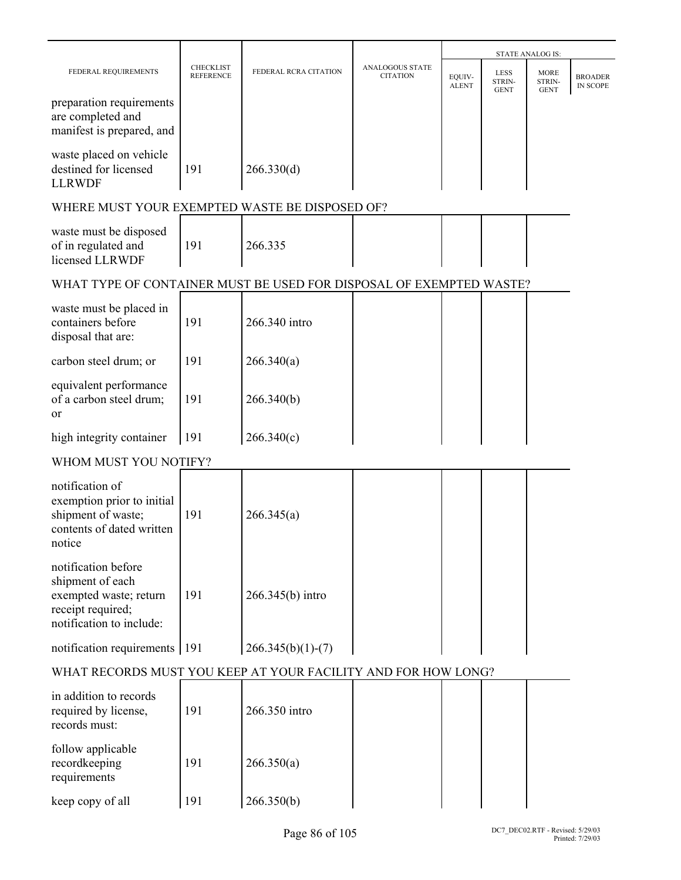| FEDERAL REQUIREMENTS | CHECKLIST REFERENCE | FEDERAL RCRA CITATION | ANALOGOUS STATE CITATION | STATE ANALOG IS: | | | |
|---|---|---|---|---|---|---|---|
| | | | | EQUIV-ALENT | LESS STRIN-GENT | MORE STRIN-GENT | BROADER IN SCOPE |
| preparation requirements are completed and manifest is prepared, and | | | | | | | |
| waste placed on vehicle destined for licensed LLRWDF | 191 | 266.330(d) | | | | | |
| **WHERE MUST YOUR EXEMPTED WASTE BE DISPOSED OF?** | | | | | | | |
| waste must be disposed of in regulated and licensed LLRWDF | 191 | 266.335 | | | | | |
| **WHAT TYPE OF CONTAINER MUST BE USED FOR DISPOSAL OF EXEMPTED WASTE?** | | | | | | | |
| waste must be placed in containers before disposal that are: | 191 | 266.340 intro | | | | | |
| carbon steel drum; or | 191 | 266.340(a) | | | | | |
| equivalent performance of a carbon steel drum; or | 191 | 266.340(b) | | | | | |
| high integrity container | 191 | 266.340(c) | | | | | |
| **WHOM MUST YOU NOTIFY?** | | | | | | | |
| notification of exemption prior to initial shipment of waste; contents of dated written notice | 191 | 266.345(a) | | | | | |
| notification before shipment of each exempted waste; return receipt required; notification to include: | 191 | 266.345(b) intro | | | | | |
| notification requirements | 191 | 266.345(b)(1)-(7) | | | | | |
| **WHAT RECORDS MUST YOU KEEP AT YOUR FACILITY AND FOR HOW LONG?** | | | | | | | |
| in addition to records required by license, records must: | 191 | 266.350 intro | | | | | |
| follow applicable recordkeeping requirements | 191 | 266.350(a) | | | | | |
| keep copy of all | 191 | 266.350(b) | | | | | |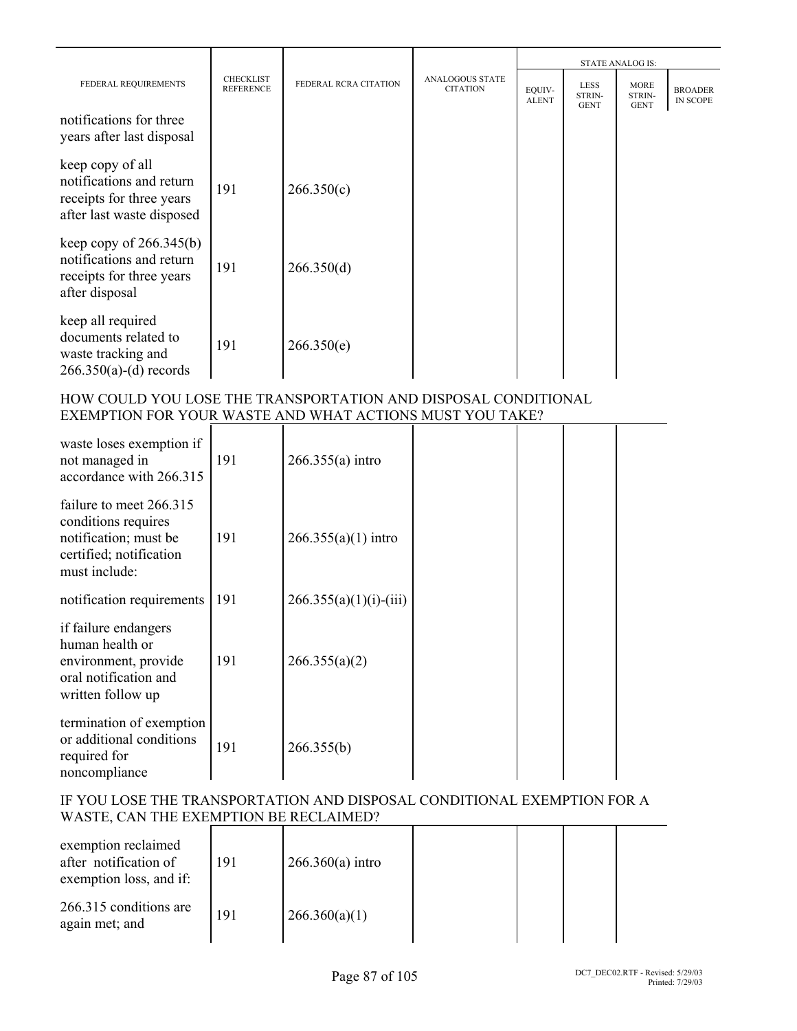| FEDERAL REQUIREMENTS | CHECKLIST REFERENCE | FEDERAL RCRA CITATION | ANALOGOUS STATE CITATION | STATE ANALOG IS: | | | |
|---|---|---|---|---|---|---|---|
| | | | | EQUIV-ALENT | LESS STRIN-GENT | MORE STRIN-GENT | BROADER IN SCOPE |
| notifications for three years after last disposal | | | | | | | |
| keep copy of all notifications and return receipts for three years after last waste disposed | 191 | 266.350(c) | | | | | |
| keep copy of 266.345(b) notifications and return receipts for three years after disposal | 191 | 266.350(d) | | | | | |
| keep all required documents related to waste tracking and 266.350(a)-(d) records | 191 | 266.350(e) | | | | | |

HOW COULD YOU LOSE THE TRANSPORTATION AND DISPOSAL CONDITIONAL EXEMPTION FOR YOUR WASTE AND WHAT ACTIONS MUST YOU TAKE?

| FEDERAL REQUIREMENTS | CHECKLIST REFERENCE | FEDERAL RCRA CITATION | ANALOGOUS STATE CITATION | EQUIV-ALENT | LESS STRIN-GENT | MORE STRIN-GENT | BROADER IN SCOPE |
|---|---|---|---|---|---|---|---|
| waste loses exemption if not managed in accordance with 266.315 | 191 | 266.355(a) intro | | | | | |
| failure to meet 266.315 conditions requires notification; must be certified; notification must include: | 191 | 266.355(a)(1) intro | | | | | |
| notification requirements | 191 | 266.355(a)(1)(i)-(iii) | | | | | |
| if failure endangers human health or environment, provide oral notification and written follow up | 191 | 266.355(a)(2) | | | | | |
| termination of exemption or additional conditions required for noncompliance | 191 | 266.355(b) | | | | | |

IF YOU LOSE THE TRANSPORTATION AND DISPOSAL CONDITIONAL EXEMPTION FOR A WASTE, CAN THE EXEMPTION BE RECLAIMED?

| FEDERAL REQUIREMENTS | CHECKLIST REFERENCE | FEDERAL RCRA CITATION | ANALOGOUS STATE CITATION | EQUIV-ALENT | LESS STRIN-GENT | MORE STRIN-GENT | BROADER IN SCOPE |
|---|---|---|---|---|---|---|---|
| exemption reclaimed after notification of exemption loss, and if: | 191 | 266.360(a) intro | | | | | |
| 266.315 conditions are again met; and | 191 | 266.360(a)(1) | | | | | |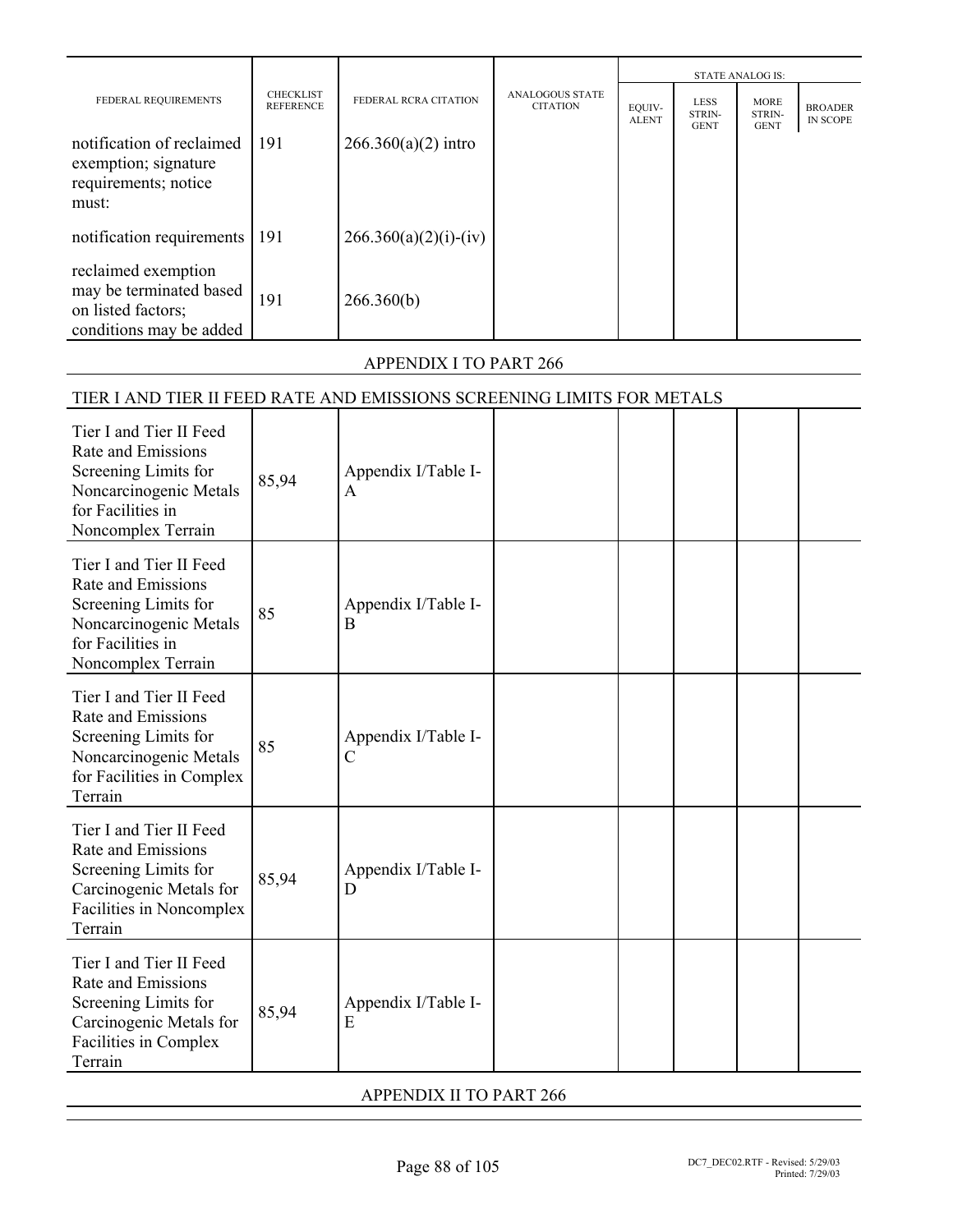| FEDERAL REQUIREMENTS | CHECKLIST REFERENCE | FEDERAL RCRA CITATION | ANALOGOUS STATE CITATION | STATE ANALOG IS: EQUIV-ALENT | LESS STRIN-GENT | MORE STRIN-GENT | BROADER IN SCOPE |
|---|---|---|---|---|---|---|---|
| notification of reclaimed exemption; signature requirements; notice must: | 191 | 266.360(a)(2) intro | | | | | |
| notification requirements | 191 | 266.360(a)(2)(i)-(iv) | | | | | |
| reclaimed exemption may be terminated based on listed factors; conditions may be added | 191 | 266.360(b) | | | | | |

## APPENDIX I TO PART 266

### TIER I AND TIER II FEED RATE AND EMISSIONS SCREENING LIMITS FOR METALS

| FEDERAL REQUIREMENTS | CHECKLIST REFERENCE | FEDERAL RCRA CITATION | ANALOGOUS STATE CITATION | EQUIVALENT | LESS STRINGENT | MORE STRINGENT | BROADER IN SCOPE |
|---|---|---|---|---|---|---|---|
| Tier I and Tier II Feed Rate and Emissions Screening Limits for Noncarcinogenic Metals for Facilities in Noncomplex Terrain | 85,94 | Appendix I/Table I-A | | | | | |
| Tier I and Tier II Feed Rate and Emissions Screening Limits for Noncarcinogenic Metals for Facilities in Noncomplex Terrain | 85 | Appendix I/Table I-B | | | | | |
| Tier I and Tier II Feed Rate and Emissions Screening Limits for Noncarcinogenic Metals for Facilities in Complex Terrain | 85 | Appendix I/Table I-C | | | | | |
| Tier I and Tier II Feed Rate and Emissions Screening Limits for Carcinogenic Metals for Facilities in Noncomplex Terrain | 85,94 | Appendix I/Table I-D | | | | | |
| Tier I and Tier II Feed Rate and Emissions Screening Limits for Carcinogenic Metals for Facilities in Complex Terrain | 85,94 | Appendix I/Table I-E | | | | | |

## APPENDIX II TO PART 266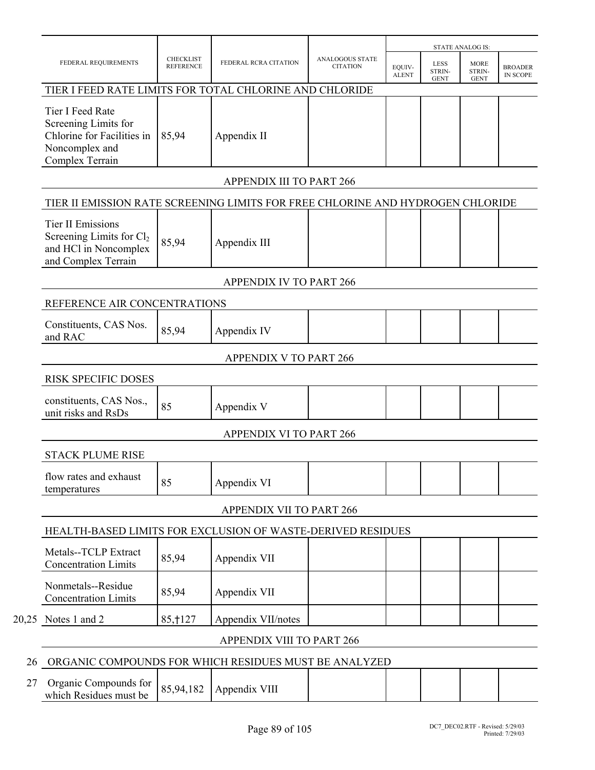| FEDERAL REQUIREMENTS | CHECKLIST REFERENCE | FEDERAL RCRA CITATION | ANALOGOUS STATE CITATION | STATE ANALOG IS: | | | |
|---|---|---|---|---|---|---|---|
| | | | | EQUIV-ALENT | LESS STRIN-GENT | MORE STRIN-GENT | BROADER IN SCOPE |
| TIER I FEED RATE LIMITS FOR TOTAL CHLORINE AND CHLORIDE | | | | | | | |
| Tier I Feed Rate Screening Limits for Chlorine for Facilities in Noncomplex and Complex Terrain | 85,94 | Appendix II | | | | | |
| APPENDIX III TO PART 266 | | | | | | | |
| TIER II EMISSION RATE SCREENING LIMITS FOR FREE CHLORINE AND HYDROGEN CHLORIDE | | | | | | | |
| Tier II Emissions Screening Limits for $Cl_2$ and HCl in Noncomplex and Complex Terrain | 85,94 | Appendix III | | | | | |
| APPENDIX IV TO PART 266 | | | | | | | |
| REFERENCE AIR CONCENTRATIONS | | | | | | | |
| Constituents, CAS Nos. and RAC | 85,94 | Appendix IV | | | | | |
| APPENDIX V TO PART 266 | | | | | | | |
| RISK SPECIFIC DOSES | | | | | | | |
| constituents, CAS Nos., unit risks and RsDs | 85 | Appendix V | | | | | |
| APPENDIX VI TO PART 266 | | | | | | | |
| STACK PLUME RISE | | | | | | | |
| flow rates and exhaust temperatures | 85 | Appendix VI | | | | | |
| APPENDIX VII TO PART 266 | | | | | | | |
| HEALTH-BASED LIMITS FOR EXCLUSION OF WASTE-DERIVED RESIDUES | | | | | | | |
| Metals--TCLP Extract Concentration Limits | 85,94 | Appendix VII | | | | | |
| Nonmetals--Residue Concentration Limits | 85,94 | Appendix VII | | | | | |
| 20,25 Notes 1 and 2 | 85,†127 | Appendix VII/notes | | | | | |
| APPENDIX VIII TO PART 266 | | | | | | | |
| 26 ORGANIC COMPOUNDS FOR WHICH RESIDUES MUST BE ANALYZED | | | | | | | |
| 27 Organic Compounds for which Residues must be | 85,94,182 | Appendix VIII | | | | | |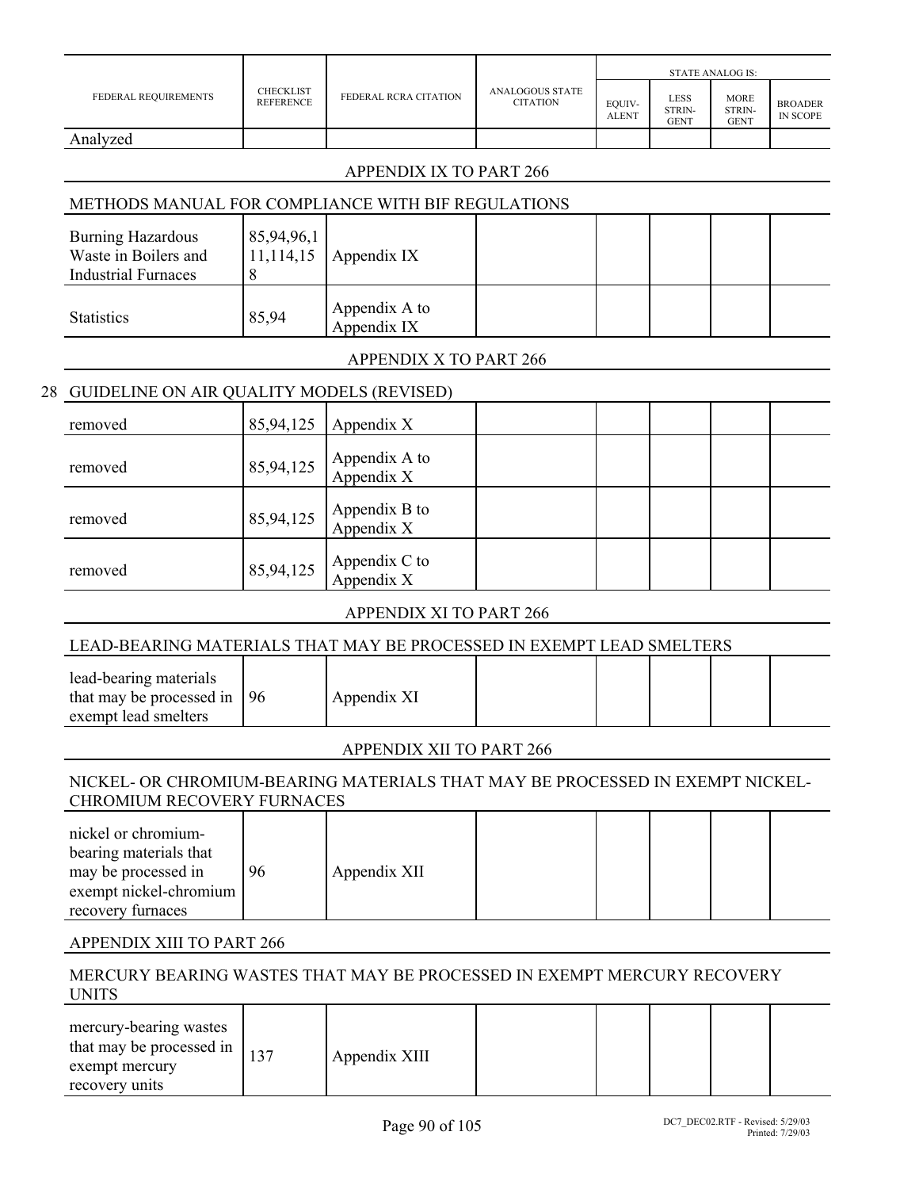| FEDERAL REQUIREMENTS | CHECKLIST REFERENCE | FEDERAL RCRA CITATION | ANALOGOUS STATE CITATION | STATE ANALOG IS: | | | |
|---|---|---|---|---|---|---|---|
| | | | | EQUIV-ALENT | LESS STRIN-GENT | MORE STRIN-GENT | BROADER IN SCOPE |
| Analyzed | | | | | | | |

APPENDIX IX TO PART 266

METHODS MANUAL FOR COMPLIANCE WITH BIF REGULATIONS

| | | | | | | | |
|---|---|---|---|---|---|---|---|
| Burning Hazardous Waste in Boilers and Industrial Furnaces | 85,94,96,111,114,158 | Appendix IX | | | | | |
| Statistics | 85,94 | Appendix A to Appendix IX | | | | | |

APPENDIX X TO PART 266

28 GUIDELINE ON AIR QUALITY MODELS (REVISED)

| | | | | | | | |
|---|---|---|---|---|---|---|---|
| removed | 85,94,125 | Appendix X | | | | | |
| removed | 85,94,125 | Appendix A to Appendix X | | | | | |
| removed | 85,94,125 | Appendix B to Appendix X | | | | | |
| removed | 85,94,125 | Appendix C to Appendix X | | | | | |

APPENDIX XI TO PART 266

LEAD-BEARING MATERIALS THAT MAY BE PROCESSED IN EXEMPT LEAD SMELTERS

| | | | | | | | |
|---|---|---|---|---|---|---|---|
| lead-bearing materials that may be processed in exempt lead smelters | 96 | Appendix XI | | | | | |

APPENDIX XII TO PART 266

NICKEL- OR CHROMIUM-BEARING MATERIALS THAT MAY BE PROCESSED IN EXEMPT NICKEL-CHROMIUM RECOVERY FURNACES

| | | | | | | | |
|---|---|---|---|---|---|---|---|
| nickel or chromium-bearing materials that may be processed in exempt nickel-chromium recovery furnaces | 96 | Appendix XII | | | | | |

APPENDIX XIII TO PART 266

MERCURY BEARING WASTES THAT MAY BE PROCESSED IN EXEMPT MERCURY RECOVERY UNITS

| | | | | | | | |
|---|---|---|---|---|---|---|---|
| mercury-bearing wastes that may be processed in exempt mercury recovery units | 137 | Appendix XIII | | | | | |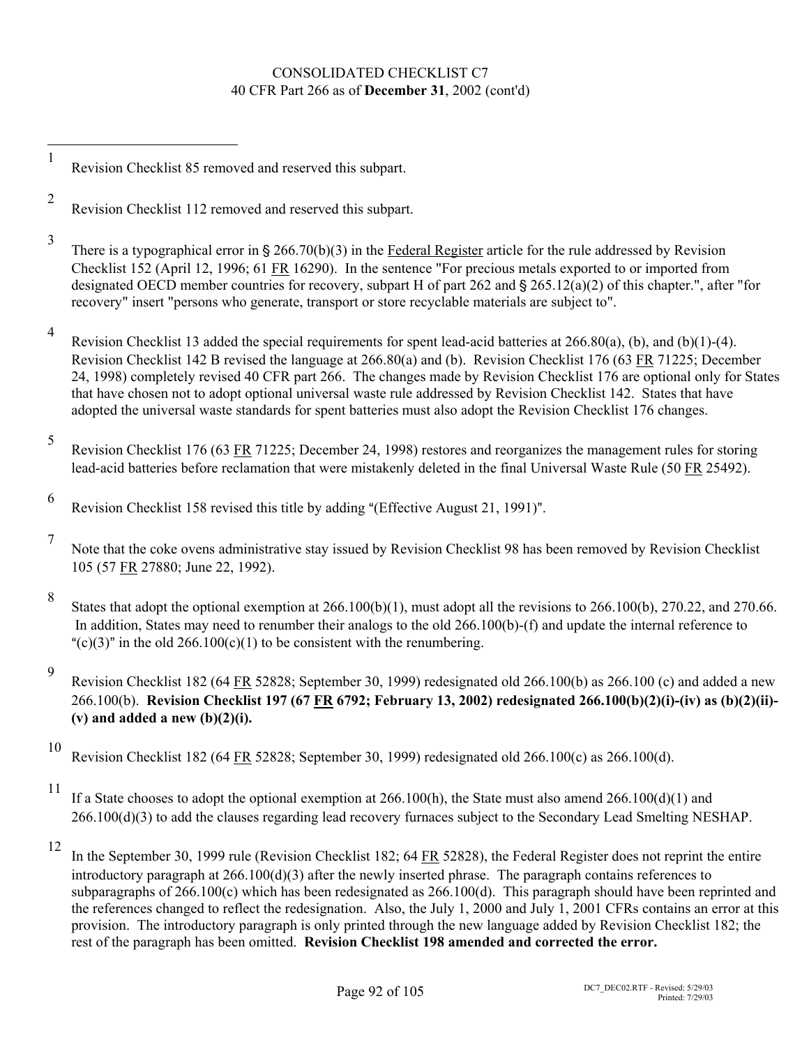CONSOLIDATED CHECKLIST C7
40 CFR Part 266 as of **December 31**, 2002 (cont'd)

---

1 Revision Checklist 85 removed and reserved this subpart.

2 Revision Checklist 112 removed and reserved this subpart.

3 There is a typographical error in § 266.70(b)(3) in the Federal Register article for the rule addressed by Revision Checklist 152 (April 12, 1996; 61 FR 16290). In the sentence "For precious metals exported to or imported from designated OECD member countries for recovery, subpart H of part 262 and § 265.12(a)(2) of this chapter.", after "for recovery" insert "persons who generate, transport or store recyclable materials are subject to".

4 Revision Checklist 13 added the special requirements for spent lead-acid batteries at 266.80(a), (b), and (b)(1)-(4). Revision Checklist 142 B revised the language at 266.80(a) and (b). Revision Checklist 176 (63 FR 71225; December 24, 1998) completely revised 40 CFR part 266. The changes made by Revision Checklist 176 are optional only for States that have chosen not to adopt optional universal waste rule addressed by Revision Checklist 142. States that have adopted the universal waste standards for spent batteries must also adopt the Revision Checklist 176 changes.

5 Revision Checklist 176 (63 FR 71225; December 24, 1998) restores and reorganizes the management rules for storing lead-acid batteries before reclamation that were mistakenly deleted in the final Universal Waste Rule (50 FR 25492).

6 Revision Checklist 158 revised this title by adding "(Effective August 21, 1991)".

7 Note that the coke ovens administrative stay issued by Revision Checklist 98 has been removed by Revision Checklist 105 (57 FR 27880; June 22, 1992).

8 States that adopt the optional exemption at 266.100(b)(1), must adopt all the revisions to 266.100(b), 270.22, and 270.66. In addition, States may need to renumber their analogs to the old 266.100(b)-(f) and update the internal reference to "(c)(3)" in the old 266.100(c)(1) to be consistent with the renumbering.

9 Revision Checklist 182 (64 FR 52828; September 30, 1999) redesignated old 266.100(b) as 266.100 (c) and added a new 266.100(b). **Revision Checklist 197 (67 FR 6792; February 13, 2002) redesignated 266.100(b)(2)(i)-(iv) as (b)(2)(ii)-(v) and added a new (b)(2)(i).**

10 Revision Checklist 182 (64 FR 52828; September 30, 1999) redesignated old 266.100(c) as 266.100(d).

11 If a State chooses to adopt the optional exemption at 266.100(h), the State must also amend 266.100(d)(1) and 266.100(d)(3) to add the clauses regarding lead recovery furnaces subject to the Secondary Lead Smelting NESHAP.

12 In the September 30, 1999 rule (Revision Checklist 182; 64 FR 52828), the Federal Register does not reprint the entire introductory paragraph at 266.100(d)(3) after the newly inserted phrase. The paragraph contains references to subparagraphs of 266.100(c) which has been redesignated as 266.100(d). This paragraph should have been reprinted and the references changed to reflect the redesignation. Also, the July 1, 2000 and July 1, 2001 CFRs contains an error at this provision. The introductory paragraph is only printed through the new language added by Revision Checklist 182; the rest of the paragraph has been omitted. **Revision Checklist 198 amended and corrected the error.**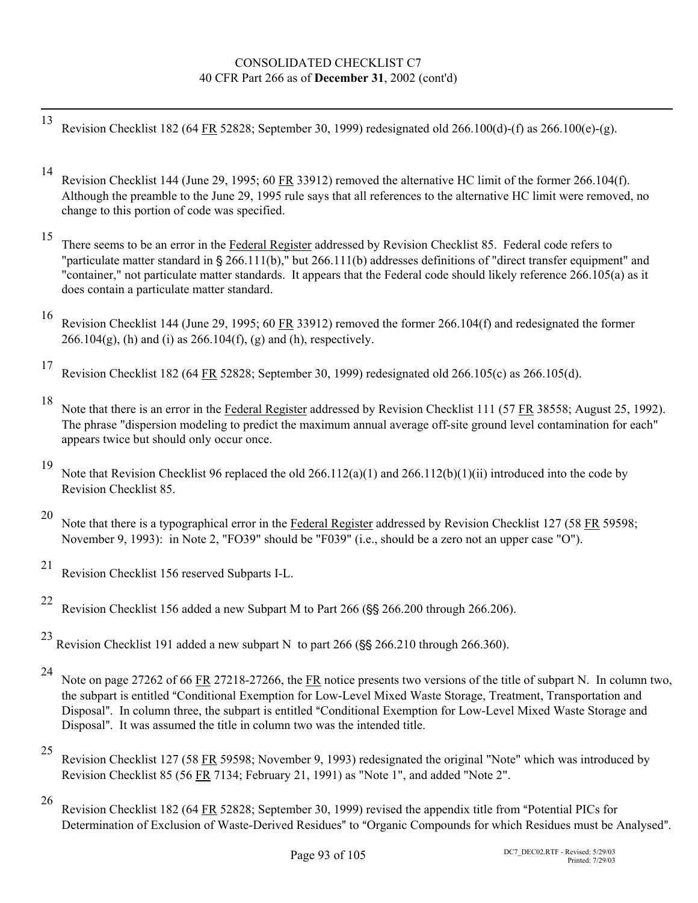CONSOLIDATED CHECKLIST C7
40 CFR Part 266 as of **December 31**, 2002 (cont'd)

---

[13] Revision Checklist 182 (64 FR 52828; September 30, 1999) redesignated old 266.100(d)-(f) as 266.100(e)-(g).

[14] Revision Checklist 144 (June 29, 1995; 60 FR 33912) removed the alternative HC limit of the former 266.104(f). Although the preamble to the June 29, 1995 rule says that all references to the alternative HC limit were removed, no change to this portion of code was specified.

[15] There seems to be an error in the Federal Register addressed by Revision Checklist 85. Federal code refers to "particulate matter standard in § 266.111(b)," but 266.111(b) addresses definitions of "direct transfer equipment" and "container," not particulate matter standards. It appears that the Federal code should likely reference 266.105(a) as it does contain a particulate matter standard.

[16] Revision Checklist 144 (June 29, 1995; 60 FR 33912) removed the former 266.104(f) and redesignated the former 266.104(g), (h) and (i) as 266.104(f), (g) and (h), respectively.

[17] Revision Checklist 182 (64 FR 52828; September 30, 1999) redesignated old 266.105(c) as 266.105(d).

[18] Note that there is an error in the Federal Register addressed by Revision Checklist 111 (57 FR 38558; August 25, 1992). The phrase "dispersion modeling to predict the maximum annual average off-site ground level contamination for each" appears twice but should only occur once.

[19] Note that Revision Checklist 96 replaced the old 266.112(a)(1) and 266.112(b)(1)(ii) introduced into the code by Revision Checklist 85.

[20] Note that there is a typographical error in the Federal Register addressed by Revision Checklist 127 (58 FR 59598; November 9, 1993): in Note 2, "FO39" should be "F039" (i.e., should be a zero not an upper case "O").

[21] Revision Checklist 156 reserved Subparts I-L.

[22] Revision Checklist 156 added a new Subpart M to Part 266 (§§ 266.200 through 266.206).

[23] Revision Checklist 191 added a new subpart N to part 266 (§§ 266.210 through 266.360).

[24] Note on page 27262 of 66 FR 27218-27266, the FR notice presents two versions of the title of subpart N. In column two, the subpart is entitled "Conditional Exemption for Low-Level Mixed Waste Storage, Treatment, Transportation and Disposal". In column three, the subpart is entitled "Conditional Exemption for Low-Level Mixed Waste Storage and Disposal". It was assumed the title in column two was the intended title.

[25] Revision Checklist 127 (58 FR 59598; November 9, 1993) redesignated the original "Note" which was introduced by Revision Checklist 85 (56 FR 7134; February 21, 1991) as "Note 1", and added "Note 2".

[26] Revision Checklist 182 (64 FR 52828; September 30, 1999) revised the appendix title from "Potential PICs for Determination of Exclusion of Waste-Derived Residues" to "Organic Compounds for which Residues must be Analysed".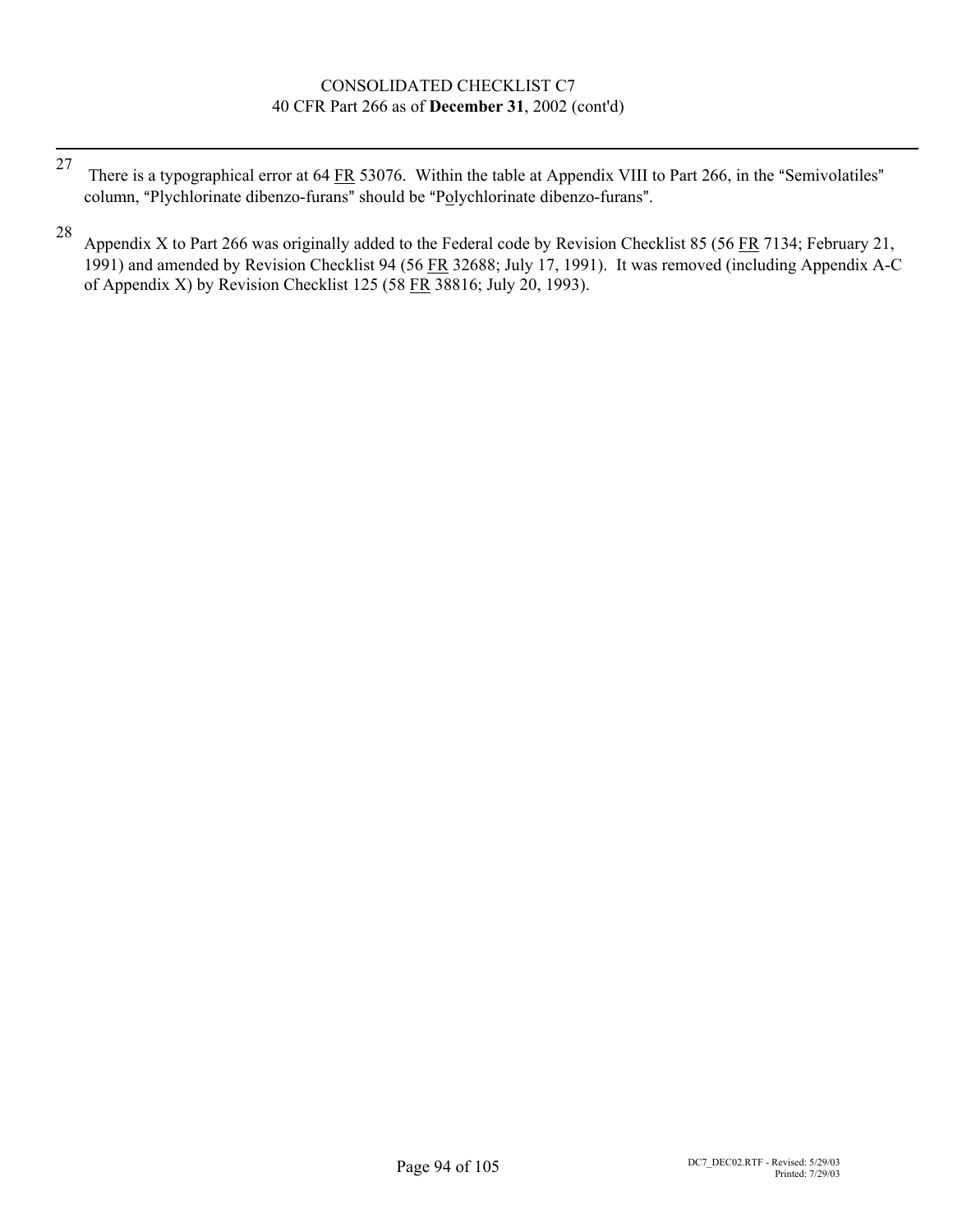[27] There is a typographical error at 64 FR 53076. Within the table at Appendix VIII to Part 266, in the "Semivolatiles" column, "Plychlorinate dibenzo-furans" should be "Polychlorinate dibenzo-furans".

[28] Appendix X to Part 266 was originally added to the Federal code by Revision Checklist 85 (56 FR 7134; February 21, 1991) and amended by Revision Checklist 94 (56 FR 32688; July 17, 1991). It was removed (including Appendix A-C of Appendix X) by Revision Checklist 125 (58 FR 38816; July 20, 1993).